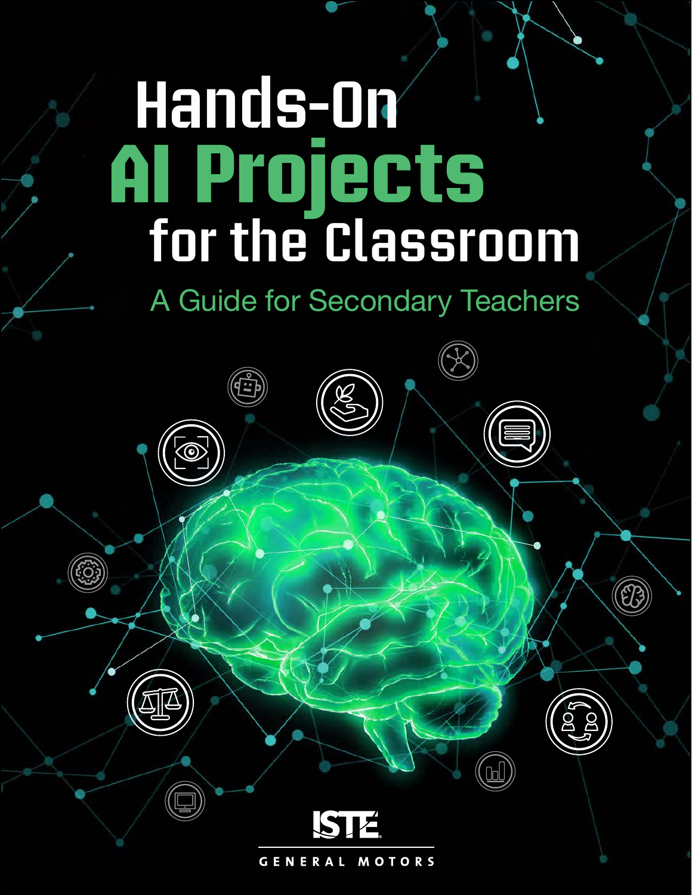# Hands-On AI Projects for the Classroom

## A Guide for Secondary Teachers

ISTE

GENERAL MOTORS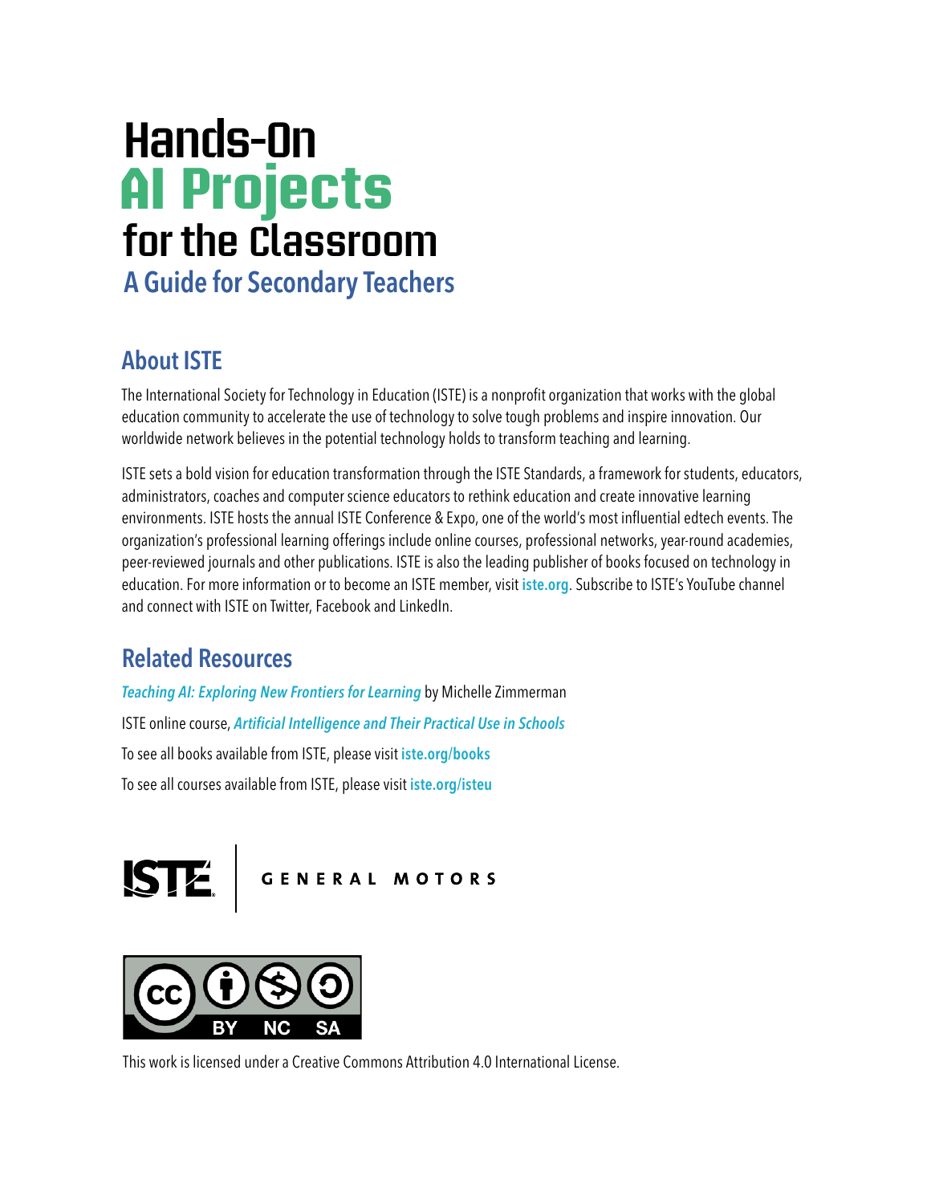# Hands-On AI Projects for the Classroom

## A Guide for Secondary Teachers

## About ISTE

The International Society for Technology in Education (ISTE) is a nonprofit organization that works with the global education community to accelerate the use of technology to solve tough problems and inspire innovation. Our worldwide network believes in the potential technology holds to transform teaching and learning.

ISTE sets a bold vision for education transformation through the ISTE Standards, a framework for students, educators, administrators, coaches and computer science educators to rethink education and create innovative learning environments. ISTE hosts the annual ISTE Conference & Expo, one of the world's most influential edtech events. The organization's professional learning offerings include online courses, professional networks, year-round academies, peer-reviewed journals and other publications. ISTE is also the leading publisher of books focused on technology in education. For more information or to become an ISTE member, visit **iste.org**. Subscribe to ISTE's YouTube channel and connect with ISTE on Twitter, Facebook and LinkedIn.

## Related Resources

***Teaching AI: Exploring New Frontiers for Learning*** by Michelle Zimmerman

ISTE online course, ***Artificial Intelligence and Their Practical Use in Schools***

To see all books available from ISTE, please visit **iste.org/books**

To see all courses available from ISTE, please visit **iste.org/isteu**

ISTE | GENERAL MOTORS

This work is licensed under a Creative Commons Attribution 4.0 International License.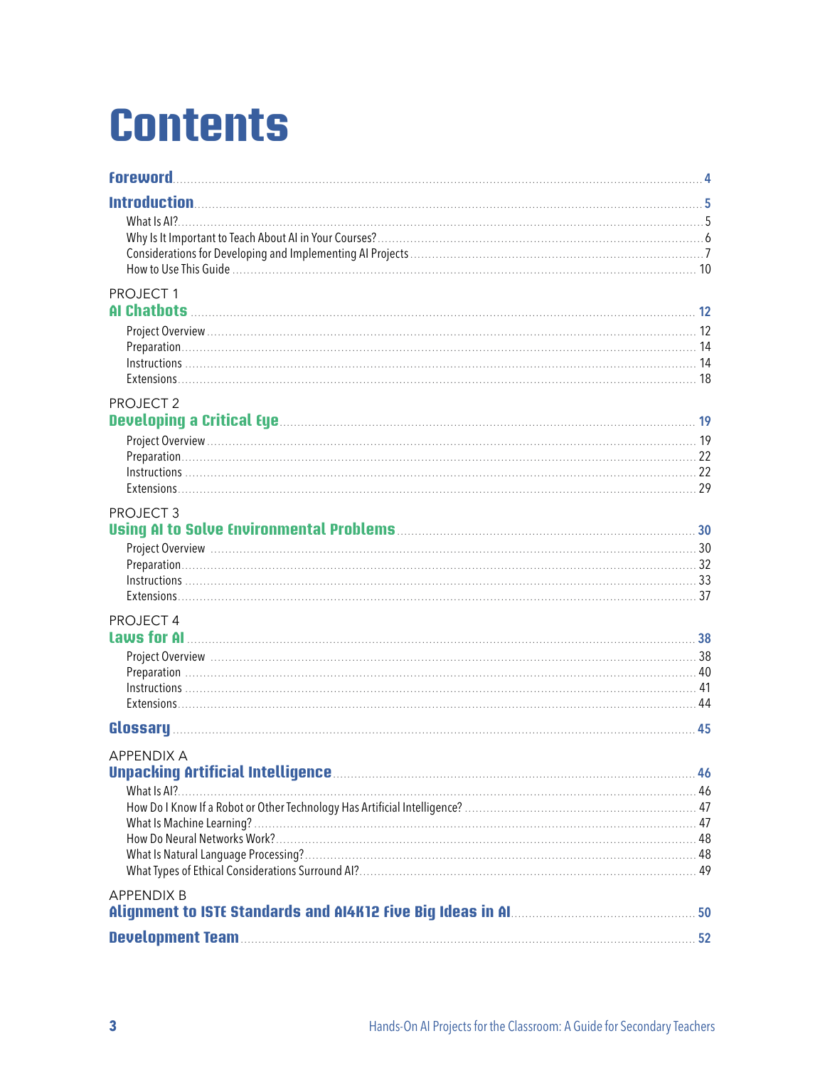# Contents

**Foreword** ... 4

**Introduction** ... 5

- What Is AI? ... 5
- Why Is It Important to Teach About AI in Your Courses? ... 6
- Considerations for Developing and Implementing AI Projects ... 7
- How to Use This Guide ... 10

PROJECT 1
**AI Chatbots** ... 12

- Project Overview ... 12
- Preparation ... 14
- Instructions ... 14
- Extensions ... 18

PROJECT 2
**Developing a Critical Eye** ... 19

- Project Overview ... 19
- Preparation ... 22
- Instructions ... 22
- Extensions ... 29

PROJECT 3
**Using AI to Solve Environmental Problems** ... 30

- Project Overview ... 30
- Preparation ... 32
- Instructions ... 33
- Extensions ... 37

PROJECT 4
**Laws for AI** ... 38

- Project Overview ... 38
- Preparation ... 40
- Instructions ... 41
- Extensions ... 44

**Glossary** ... 45

APPENDIX A
**Unpacking Artificial Intelligence** ... 46

- What Is AI? ... 46
- How Do I Know If a Robot or Other Technology Has Artificial Intelligence? ... 47
- What Is Machine Learning? ... 47
- How Do Neural Networks Work? ... 48
- What Is Natural Language Processing? ... 48
- What Types of Ethical Considerations Surround AI? ... 49

APPENDIX B
**Alignment to ISTE Standards and AI4K12 Five Big Ideas in AI** ... 50

**Development Team** ... 52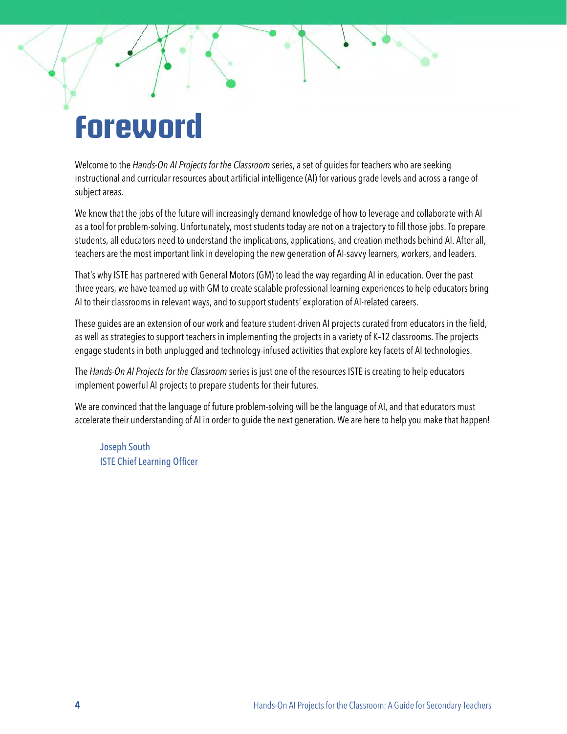# Foreword

Welcome to the *Hands-On AI Projects for the Classroom* series, a set of guides for teachers who are seeking instructional and curricular resources about artificial intelligence (AI) for various grade levels and across a range of subject areas.

We know that the jobs of the future will increasingly demand knowledge of how to leverage and collaborate with AI as a tool for problem-solving. Unfortunately, most students today are not on a trajectory to fill those jobs. To prepare students, all educators need to understand the implications, applications, and creation methods behind AI. After all, teachers are the most important link in developing the new generation of AI-savvy learners, workers, and leaders.

That's why ISTE has partnered with General Motors (GM) to lead the way regarding AI in education. Over the past three years, we have teamed up with GM to create scalable professional learning experiences to help educators bring AI to their classrooms in relevant ways, and to support students' exploration of AI-related careers.

These guides are an extension of our work and feature student-driven AI projects curated from educators in the field, as well as strategies to support teachers in implementing the projects in a variety of K–12 classrooms. The projects engage students in both unplugged and technology-infused activities that explore key facets of AI technologies.

The *Hands-On AI Projects for the Classroom* series is just one of the resources ISTE is creating to help educators implement powerful AI projects to prepare students for their futures.

We are convinced that the language of future problem-solving will be the language of AI, and that educators must accelerate their understanding of AI in order to guide the next generation. We are here to help you make that happen!

Joseph South
ISTE Chief Learning Officer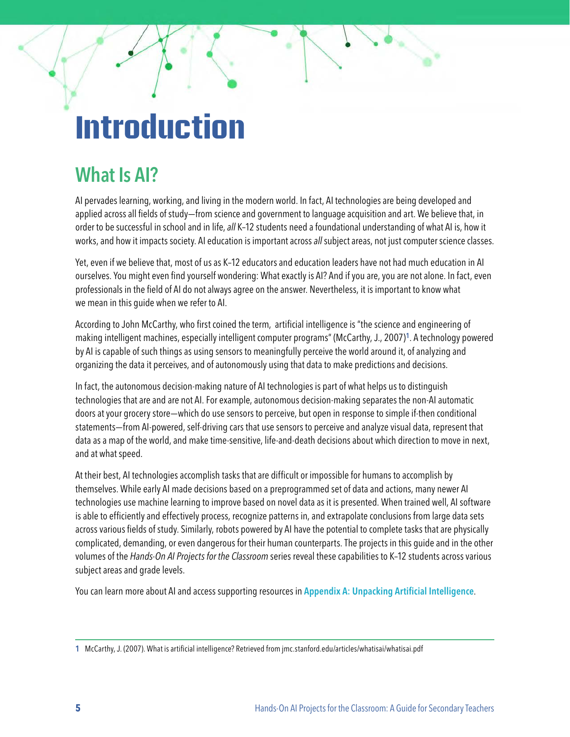# Introduction

## What Is AI?

AI pervades learning, working, and living in the modern world. In fact, AI technologies are being developed and applied across all fields of study—from science and government to language acquisition and art. We believe that, in order to be successful in school and in life, *all* K–12 students need a foundational understanding of what AI is, how it works, and how it impacts society. AI education is important across *all* subject areas, not just computer science classes.

Yet, even if we believe that, most of us as K–12 educators and education leaders have not had much education in AI ourselves. You might even find yourself wondering: What exactly is AI? And if you are, you are not alone. In fact, even professionals in the field of AI do not always agree on the answer. Nevertheless, it is important to know what we mean in this guide when we refer to AI.

According to John McCarthy, who first coined the term, artificial intelligence is "the science and engineering of making intelligent machines, especially intelligent computer programs" (McCarthy, J., 2007)[1]. A technology powered by AI is capable of such things as using sensors to meaningfully perceive the world around it, of analyzing and organizing the data it perceives, and of autonomously using that data to make predictions and decisions.

In fact, the autonomous decision-making nature of AI technologies is part of what helps us to distinguish technologies that are and are not AI. For example, autonomous decision-making separates the non-AI automatic doors at your grocery store—which do use sensors to perceive, but open in response to simple if-then conditional statements—from AI-powered, self-driving cars that use sensors to perceive and analyze visual data, represent that data as a map of the world, and make time-sensitive, life-and-death decisions about which direction to move in next, and at what speed.

At their best, AI technologies accomplish tasks that are difficult or impossible for humans to accomplish by themselves. While early AI made decisions based on a preprogrammed set of data and actions, many newer AI technologies use machine learning to improve based on novel data as it is presented. When trained well, AI software is able to efficiently and effectively process, recognize patterns in, and extrapolate conclusions from large data sets across various fields of study. Similarly, robots powered by AI have the potential to complete tasks that are physically complicated, demanding, or even dangerous for their human counterparts. The projects in this guide and in the other volumes of the *Hands-On AI Projects for the Classroom* series reveal these capabilities to K–12 students across various subject areas and grade levels.

You can learn more about AI and access supporting resources in **Appendix A: Unpacking Artificial Intelligence**.

---

[1] McCarthy, J. (2007). What is artificial intelligence? Retrieved from jmc.stanford.edu/articles/whatisai/whatisai.pdf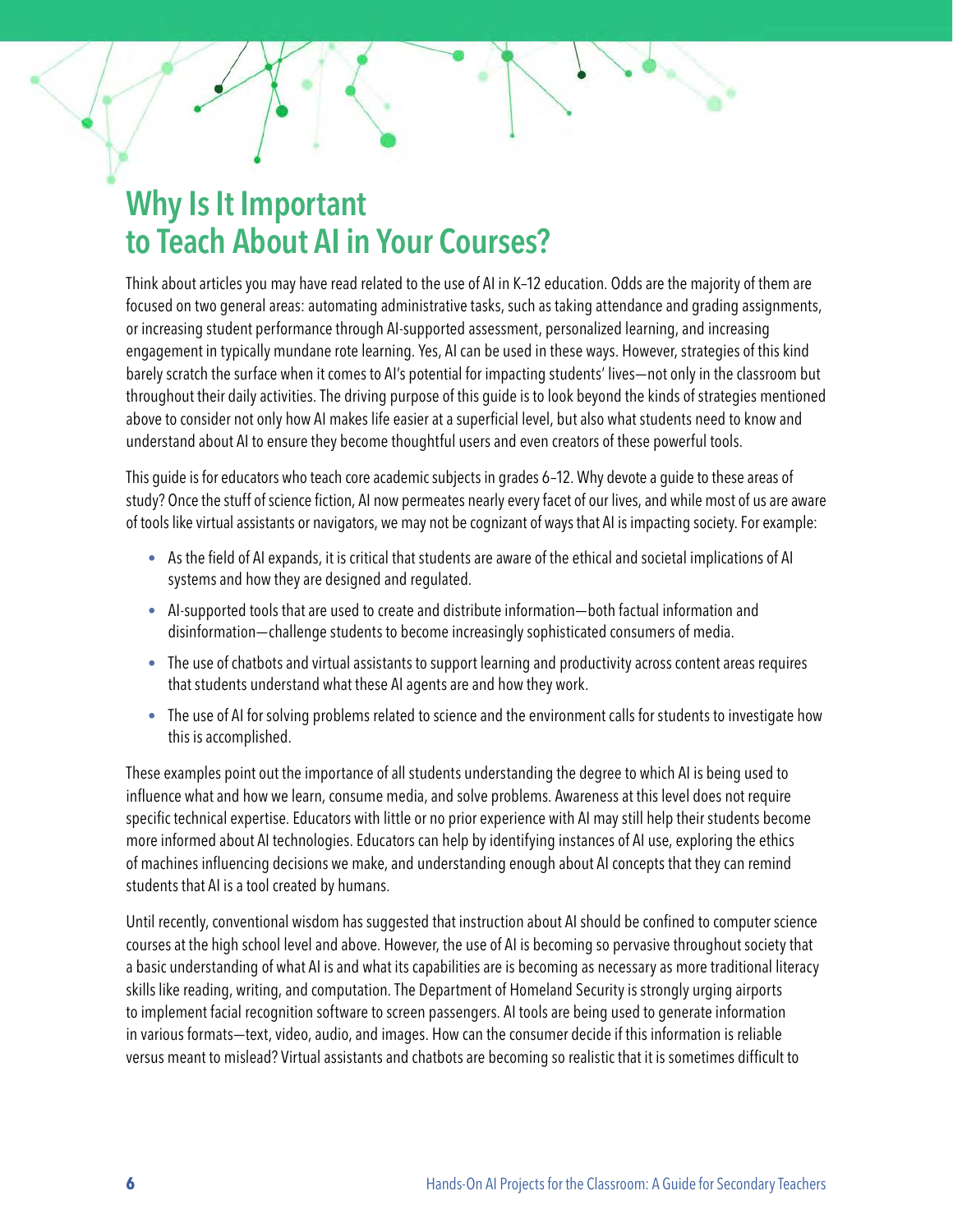# Why Is It Important to Teach About AI in Your Courses?

Think about articles you may have read related to the use of AI in K–12 education. Odds are the majority of them are focused on two general areas: automating administrative tasks, such as taking attendance and grading assignments, or increasing student performance through AI-supported assessment, personalized learning, and increasing engagement in typically mundane rote learning. Yes, AI can be used in these ways. However, strategies of this kind barely scratch the surface when it comes to AI's potential for impacting students' lives—not only in the classroom but throughout their daily activities. The driving purpose of this guide is to look beyond the kinds of strategies mentioned above to consider not only how AI makes life easier at a superficial level, but also what students need to know and understand about AI to ensure they become thoughtful users and even creators of these powerful tools.

This guide is for educators who teach core academic subjects in grades 6–12. Why devote a guide to these areas of study? Once the stuff of science fiction, AI now permeates nearly every facet of our lives, and while most of us are aware of tools like virtual assistants or navigators, we may not be cognizant of ways that AI is impacting society. For example:

- As the field of AI expands, it is critical that students are aware of the ethical and societal implications of AI systems and how they are designed and regulated.
- AI-supported tools that are used to create and distribute information—both factual information and disinformation—challenge students to become increasingly sophisticated consumers of media.
- The use of chatbots and virtual assistants to support learning and productivity across content areas requires that students understand what these AI agents are and how they work.
- The use of AI for solving problems related to science and the environment calls for students to investigate how this is accomplished.

These examples point out the importance of all students understanding the degree to which AI is being used to influence what and how we learn, consume media, and solve problems. Awareness at this level does not require specific technical expertise. Educators with little or no prior experience with AI may still help their students become more informed about AI technologies. Educators can help by identifying instances of AI use, exploring the ethics of machines influencing decisions we make, and understanding enough about AI concepts that they can remind students that AI is a tool created by humans.

Until recently, conventional wisdom has suggested that instruction about AI should be confined to computer science courses at the high school level and above. However, the use of AI is becoming so pervasive throughout society that a basic understanding of what AI is and what its capabilities are is becoming as necessary as more traditional literacy skills like reading, writing, and computation. The Department of Homeland Security is strongly urging airports to implement facial recognition software to screen passengers. AI tools are being used to generate information in various formats—text, video, audio, and images. How can the consumer decide if this information is reliable versus meant to mislead? Virtual assistants and chatbots are becoming so realistic that it is sometimes difficult to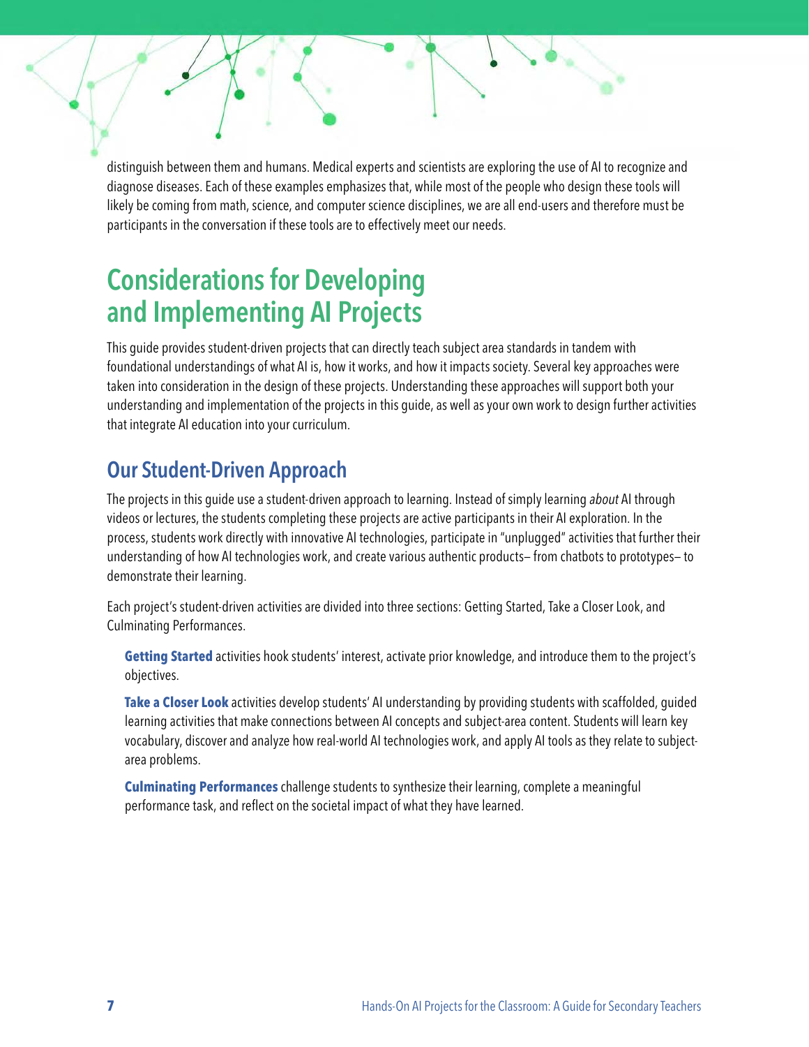distinguish between them and humans. Medical experts and scientists are exploring the use of AI to recognize and diagnose diseases. Each of these examples emphasizes that, while most of the people who design these tools will likely be coming from math, science, and computer science disciplines, we are all end-users and therefore must be participants in the conversation if these tools are to effectively meet our needs.

# Considerations for Developing and Implementing AI Projects

This guide provides student-driven projects that can directly teach subject area standards in tandem with foundational understandings of what AI is, how it works, and how it impacts society. Several key approaches were taken into consideration in the design of these projects. Understanding these approaches will support both your understanding and implementation of the projects in this guide, as well as your own work to design further activities that integrate AI education into your curriculum.

## Our Student-Driven Approach

The projects in this guide use a student-driven approach to learning. Instead of simply learning *about* AI through videos or lectures, the students completing these projects are active participants in their AI exploration. In the process, students work directly with innovative AI technologies, participate in "unplugged" activities that further their understanding of how AI technologies work, and create various authentic products— from chatbots to prototypes— to demonstrate their learning.

Each project's student-driven activities are divided into three sections: Getting Started, Take a Closer Look, and Culminating Performances.

**Getting Started** activities hook students' interest, activate prior knowledge, and introduce them to the project's objectives.

**Take a Closer Look** activities develop students' AI understanding by providing students with scaffolded, guided learning activities that make connections between AI concepts and subject-area content. Students will learn key vocabulary, discover and analyze how real-world AI technologies work, and apply AI tools as they relate to subject-area problems.

**Culminating Performances** challenge students to synthesize their learning, complete a meaningful performance task, and reflect on the societal impact of what they have learned.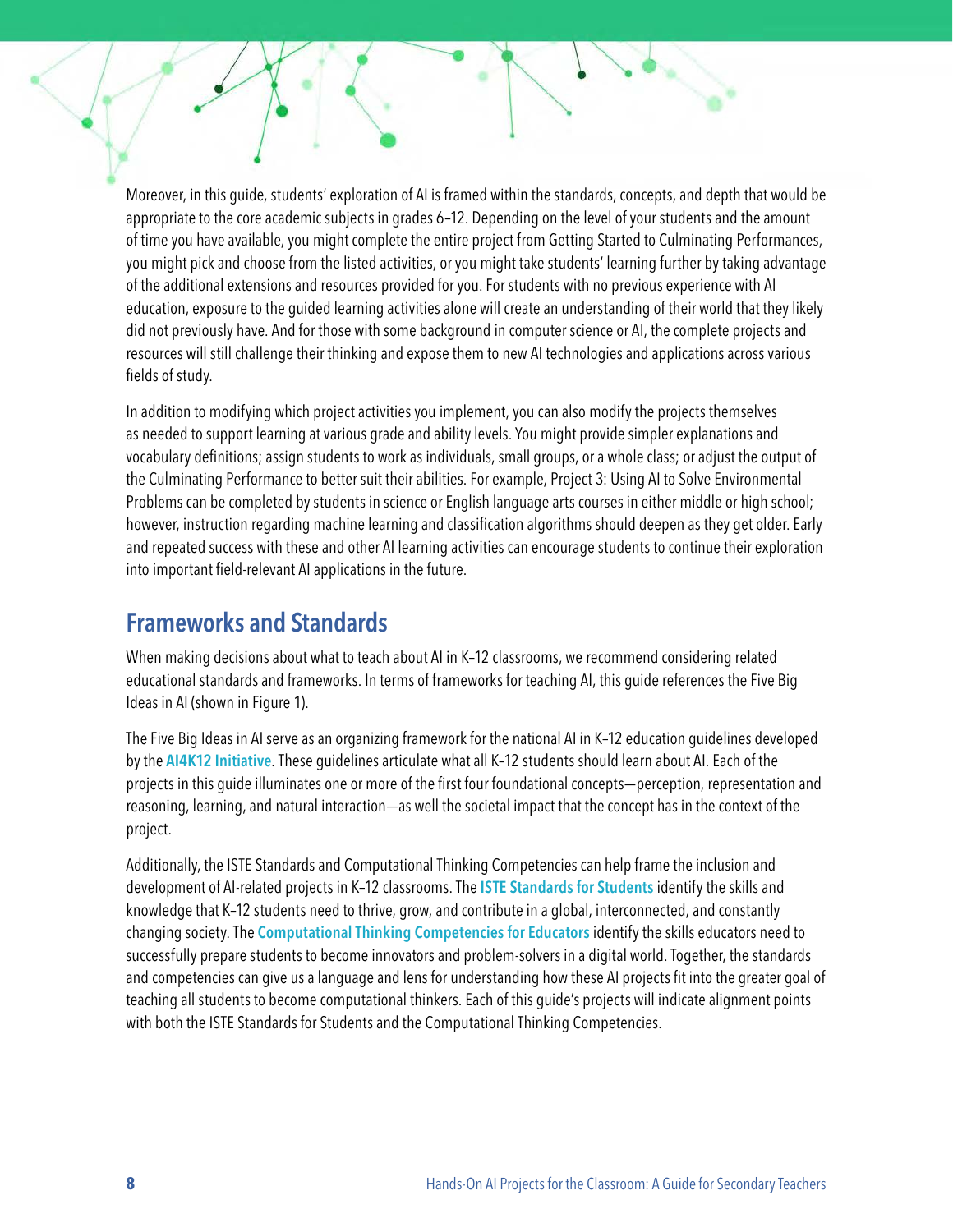Moreover, in this guide, students' exploration of AI is framed within the standards, concepts, and depth that would be appropriate to the core academic subjects in grades 6–12. Depending on the level of your students and the amount of time you have available, you might complete the entire project from Getting Started to Culminating Performances, you might pick and choose from the listed activities, or you might take students' learning further by taking advantage of the additional extensions and resources provided for you. For students with no previous experience with AI education, exposure to the guided learning activities alone will create an understanding of their world that they likely did not previously have. And for those with some background in computer science or AI, the complete projects and resources will still challenge their thinking and expose them to new AI technologies and applications across various fields of study.

In addition to modifying which project activities you implement, you can also modify the projects themselves as needed to support learning at various grade and ability levels. You might provide simpler explanations and vocabulary definitions; assign students to work as individuals, small groups, or a whole class; or adjust the output of the Culminating Performance to better suit their abilities. For example, Project 3: Using AI to Solve Environmental Problems can be completed by students in science or English language arts courses in either middle or high school; however, instruction regarding machine learning and classification algorithms should deepen as they get older. Early and repeated success with these and other AI learning activities can encourage students to continue their exploration into important field-relevant AI applications in the future.

## Frameworks and Standards

When making decisions about what to teach about AI in K–12 classrooms, we recommend considering related educational standards and frameworks. In terms of frameworks for teaching AI, this guide references the Five Big Ideas in AI (shown in Figure 1).

The Five Big Ideas in AI serve as an organizing framework for the national AI in K–12 education guidelines developed by the AI4K12 Initiative. These guidelines articulate what all K–12 students should learn about AI. Each of the projects in this guide illuminates one or more of the first four foundational concepts—perception, representation and reasoning, learning, and natural interaction—as well the societal impact that the concept has in the context of the project.

Additionally, the ISTE Standards and Computational Thinking Competencies can help frame the inclusion and development of AI-related projects in K–12 classrooms. The ISTE Standards for Students identify the skills and knowledge that K–12 students need to thrive, grow, and contribute in a global, interconnected, and constantly changing society. The Computational Thinking Competencies for Educators identify the skills educators need to successfully prepare students to become innovators and problem-solvers in a digital world. Together, the standards and competencies can give us a language and lens for understanding how these AI projects fit into the greater goal of teaching all students to become computational thinkers. Each of this guide's projects will indicate alignment points with both the ISTE Standards for Students and the Computational Thinking Competencies.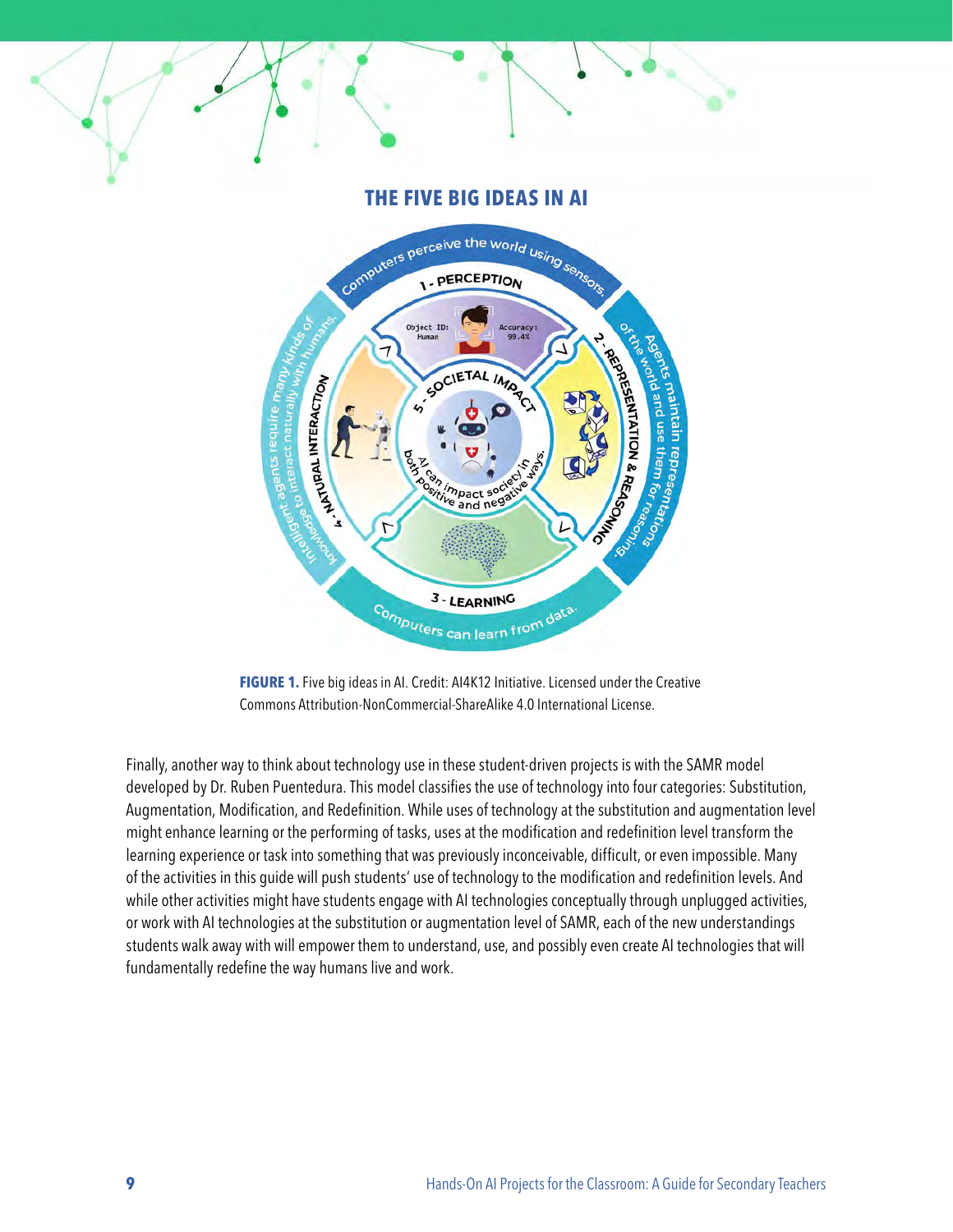## THE FIVE BIG IDEAS IN AI

**FIGURE 1.** Five big ideas in AI. Credit: AI4K12 Initiative. Licensed under the Creative Commons Attribution-NonCommercial-ShareAlike 4.0 International License.

Finally, another way to think about technology use in these student-driven projects is with the SAMR model developed by Dr. Ruben Puentedura. This model classifies the use of technology into four categories: Substitution, Augmentation, Modification, and Redefinition. While uses of technology at the substitution and augmentation level might enhance learning or the performing of tasks, uses at the modification and redefinition level transform the learning experience or task into something that was previously inconceivable, difficult, or even impossible. Many of the activities in this guide will push students' use of technology to the modification and redefinition levels. And while other activities might have students engage with AI technologies conceptually through unplugged activities, or work with AI technologies at the substitution or augmentation level of SAMR, each of the new understandings students walk away with will empower them to understand, use, and possibly even create AI technologies that will fundamentally redefine the way humans live and work.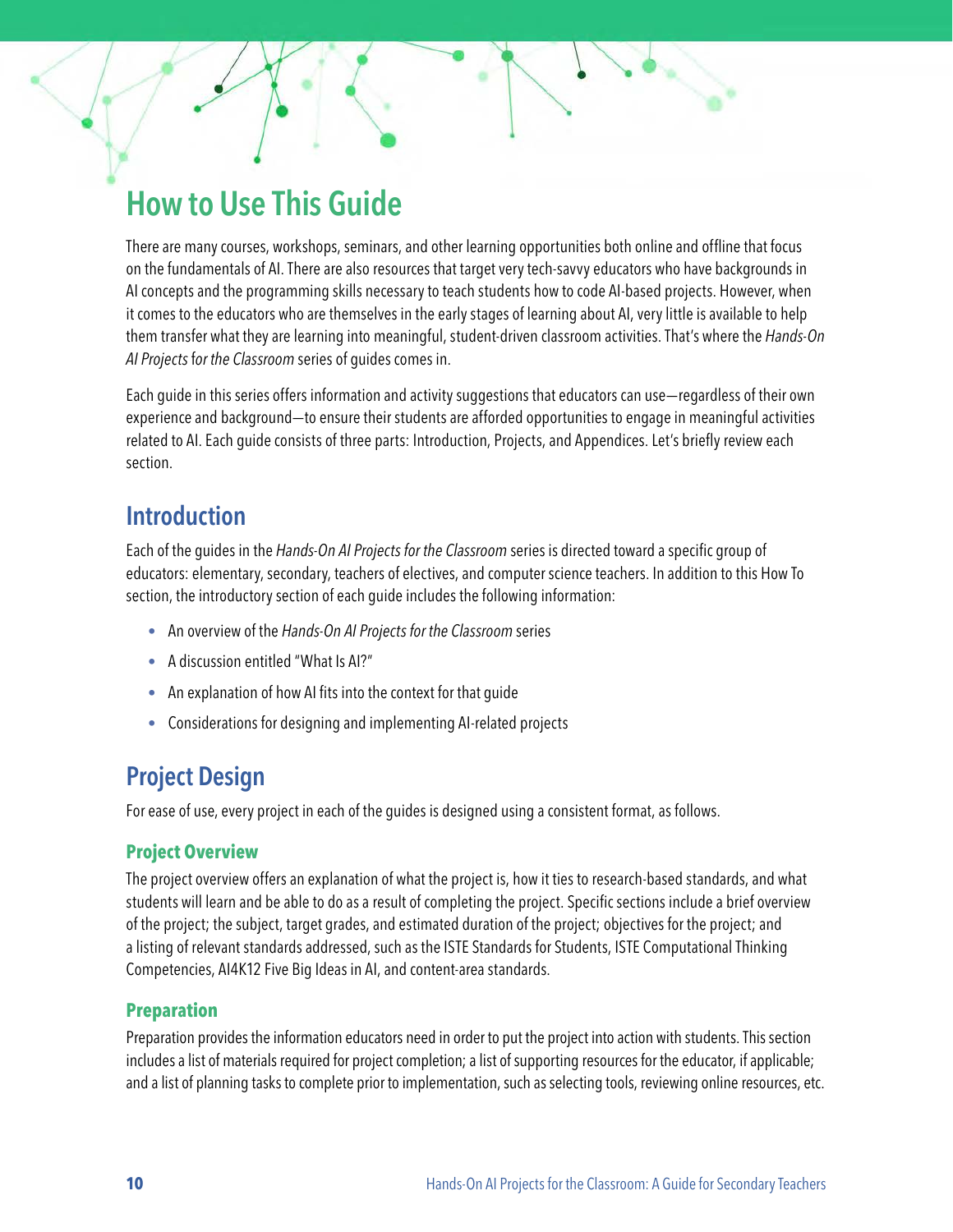# How to Use This Guide

There are many courses, workshops, seminars, and other learning opportunities both online and offline that focus on the fundamentals of AI. There are also resources that target very tech-savvy educators who have backgrounds in AI concepts and the programming skills necessary to teach students how to code AI-based projects. However, when it comes to the educators who are themselves in the early stages of learning about AI, very little is available to help them transfer what they are learning into meaningful, student-driven classroom activities. That's where the *Hands-On AI Projects for the Classroom* series of guides comes in.

Each guide in this series offers information and activity suggestions that educators can use—regardless of their own experience and background—to ensure their students are afforded opportunities to engage in meaningful activities related to AI. Each guide consists of three parts: Introduction, Projects, and Appendices. Let's briefly review each section.

## Introduction

Each of the guides in the *Hands-On AI Projects for the Classroom* series is directed toward a specific group of educators: elementary, secondary, teachers of electives, and computer science teachers. In addition to this How To section, the introductory section of each guide includes the following information:

- An overview of the *Hands-On AI Projects for the Classroom* series
- A discussion entitled "What Is AI?"
- An explanation of how AI fits into the context for that guide
- Considerations for designing and implementing AI-related projects

## Project Design

For ease of use, every project in each of the guides is designed using a consistent format, as follows.

### Project Overview

The project overview offers an explanation of what the project is, how it ties to research-based standards, and what students will learn and be able to do as a result of completing the project. Specific sections include a brief overview of the project; the subject, target grades, and estimated duration of the project; objectives for the project; and a listing of relevant standards addressed, such as the ISTE Standards for Students, ISTE Computational Thinking Competencies, AI4K12 Five Big Ideas in AI, and content-area standards.

### Preparation

Preparation provides the information educators need in order to put the project into action with students. This section includes a list of materials required for project completion; a list of supporting resources for the educator, if applicable; and a list of planning tasks to complete prior to implementation, such as selecting tools, reviewing online resources, etc.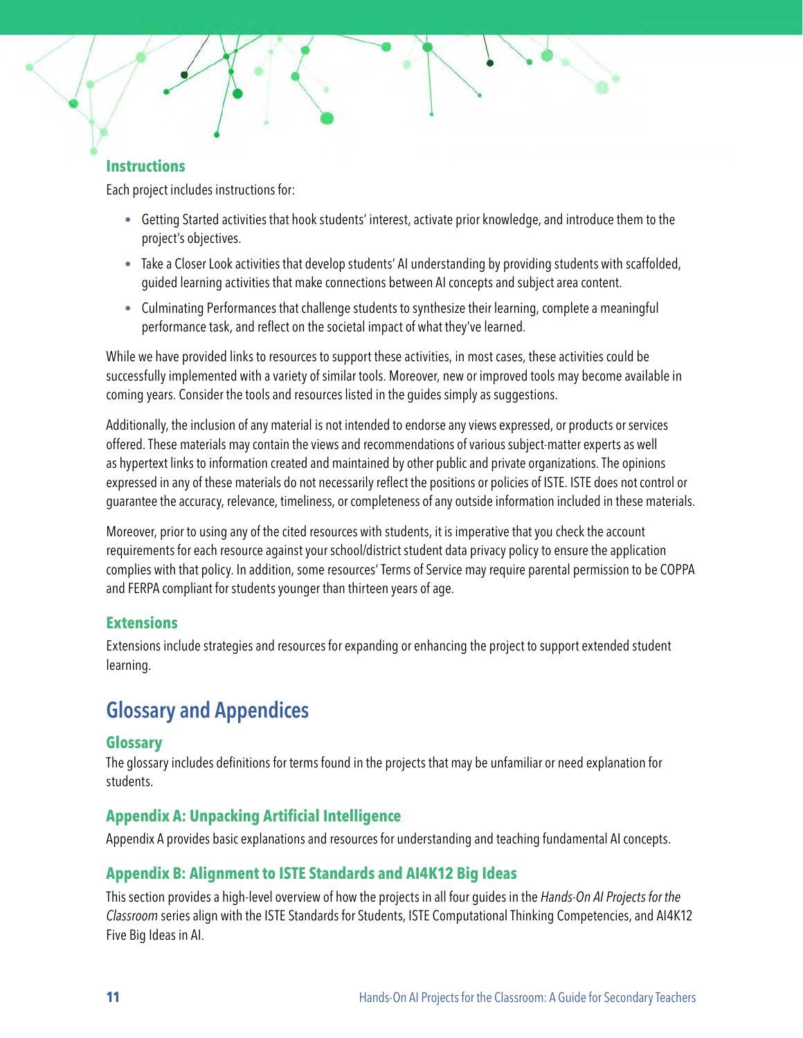### Instructions

Each project includes instructions for:

- Getting Started activities that hook students' interest, activate prior knowledge, and introduce them to the project's objectives.
- Take a Closer Look activities that develop students' AI understanding by providing students with scaffolded, guided learning activities that make connections between AI concepts and subject area content.
- Culminating Performances that challenge students to synthesize their learning, complete a meaningful performance task, and reflect on the societal impact of what they've learned.

While we have provided links to resources to support these activities, in most cases, these activities could be successfully implemented with a variety of similar tools. Moreover, new or improved tools may become available in coming years. Consider the tools and resources listed in the guides simply as suggestions.

Additionally, the inclusion of any material is not intended to endorse any views expressed, or products or services offered. These materials may contain the views and recommendations of various subject-matter experts as well as hypertext links to information created and maintained by other public and private organizations. The opinions expressed in any of these materials do not necessarily reflect the positions or policies of ISTE. ISTE does not control or guarantee the accuracy, relevance, timeliness, or completeness of any outside information included in these materials.

Moreover, prior to using any of the cited resources with students, it is imperative that you check the account requirements for each resource against your school/district student data privacy policy to ensure the application complies with that policy. In addition, some resources' Terms of Service may require parental permission to be COPPA and FERPA compliant for students younger than thirteen years of age.

### Extensions

Extensions include strategies and resources for expanding or enhancing the project to support extended student learning.

## Glossary and Appendices

### Glossary

The glossary includes definitions for terms found in the projects that may be unfamiliar or need explanation for students.

### Appendix A: Unpacking Artificial Intelligence

Appendix A provides basic explanations and resources for understanding and teaching fundamental AI concepts.

### Appendix B: Alignment to ISTE Standards and AI4K12 Big Ideas

This section provides a high-level overview of how the projects in all four guides in the *Hands-On AI Projects for the Classroom* series align with the ISTE Standards for Students, ISTE Computational Thinking Competencies, and AI4K12 Five Big Ideas in AI.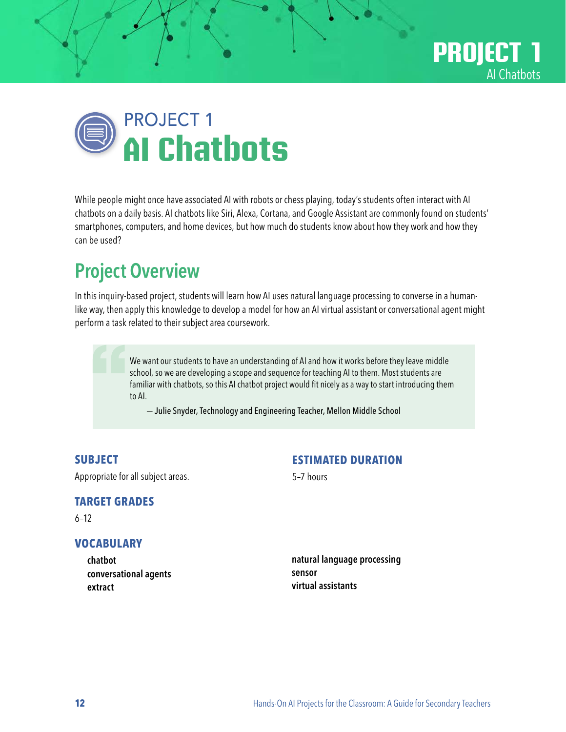# PROJECT 1
# AI Chatbots

While people might once have associated AI with robots or chess playing, today's students often interact with AI chatbots on a daily basis. AI chatbots like Siri, Alexa, Cortana, and Google Assistant are commonly found on students' smartphones, computers, and home devices, but how much do students know about how they work and how they can be used?

## Project Overview

In this inquiry-based project, students will learn how AI uses natural language processing to converse in a human-like way, then apply this knowledge to develop a model for how an AI virtual assistant or conversational agent might perform a task related to their subject area coursework.

> We want our students to have an understanding of AI and how it works before they leave middle school, so we are developing a scope and sequence for teaching AI to them. Most students are familiar with chatbots, so this AI chatbot project would fit nicely as a way to start introducing them to AI.
>
> — Julie Snyder, Technology and Engineering Teacher, Mellon Middle School

### SUBJECT

Appropriate for all subject areas.

### TARGET GRADES

6–12

### ESTIMATED DURATION

5–7 hours

### VOCABULARY

**chatbot**
**conversational agents**
**extract**
**natural language processing**
**sensor**
**virtual assistants**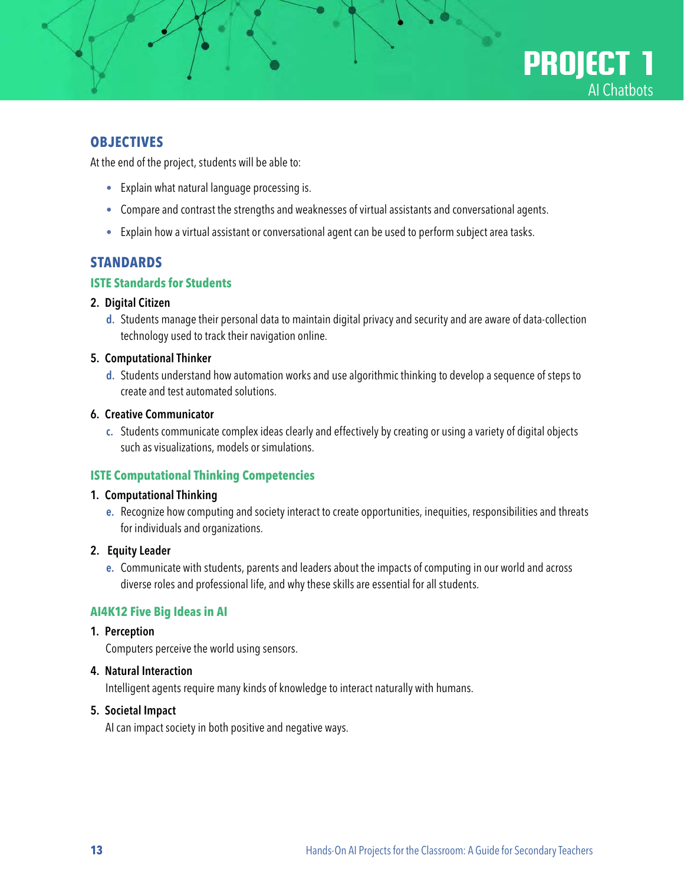# PROJECT 1
## AI Chatbots

### OBJECTIVES

At the end of the project, students will be able to:

- Explain what natural language processing is.
- Compare and contrast the strengths and weaknesses of virtual assistants and conversational agents.
- Explain how a virtual assistant or conversational agent can be used to perform subject area tasks.

### STANDARDS

#### ISTE Standards for Students

**2. Digital Citizen**

d. Students manage their personal data to maintain digital privacy and security and are aware of data-collection technology used to track their navigation online.

**5. Computational Thinker**

d. Students understand how automation works and use algorithmic thinking to develop a sequence of steps to create and test automated solutions.

**6. Creative Communicator**

c. Students communicate complex ideas clearly and effectively by creating or using a variety of digital objects such as visualizations, models or simulations.

#### ISTE Computational Thinking Competencies

**1. Computational Thinking**

e. Recognize how computing and society interact to create opportunities, inequities, responsibilities and threats for individuals and organizations.

**2. Equity Leader**

e. Communicate with students, parents and leaders about the impacts of computing in our world and across diverse roles and professional life, and why these skills are essential for all students.

#### AI4K12 Five Big Ideas in AI

**1. Perception**

Computers perceive the world using sensors.

**4. Natural Interaction**

Intelligent agents require many kinds of knowledge to interact naturally with humans.

**5. Societal Impact**

AI can impact society in both positive and negative ways.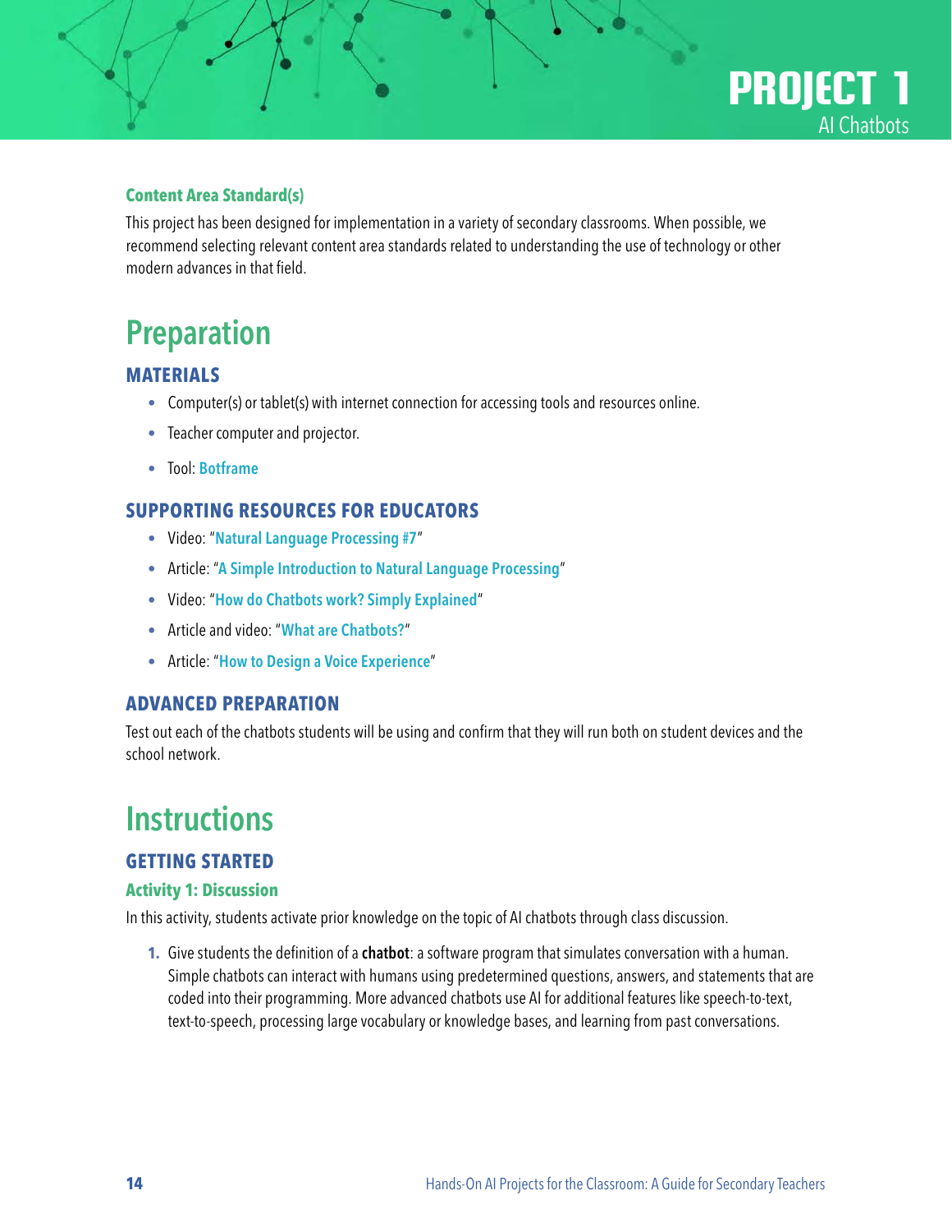# PROJECT 1
AI Chatbots

### Content Area Standard(s)

This project has been designed for implementation in a variety of secondary classrooms. When possible, we recommend selecting relevant content area standards related to understanding the use of technology or other modern advances in that field.

## Preparation

### MATERIALS

- Computer(s) or tablet(s) with internet connection for accessing tools and resources online.
- Teacher computer and projector.
- Tool: Botframe

### SUPPORTING RESOURCES FOR EDUCATORS

- Video: "Natural Language Processing #7"
- Article: "A Simple Introduction to Natural Language Processing"
- Video: "How do Chatbots work? Simply Explained"
- Article and video: "What are Chatbots?"
- Article: "How to Design a Voice Experience"

### ADVANCED PREPARATION

Test out each of the chatbots students will be using and confirm that they will run both on student devices and the school network.

## Instructions

### GETTING STARTED

#### Activity 1: Discussion

In this activity, students activate prior knowledge on the topic of AI chatbots through class discussion.

1. Give students the definition of a **chatbot**: a software program that simulates conversation with a human. Simple chatbots can interact with humans using predetermined questions, answers, and statements that are coded into their programming. More advanced chatbots use AI for additional features like speech-to-text, text-to-speech, processing large vocabulary or knowledge bases, and learning from past conversations.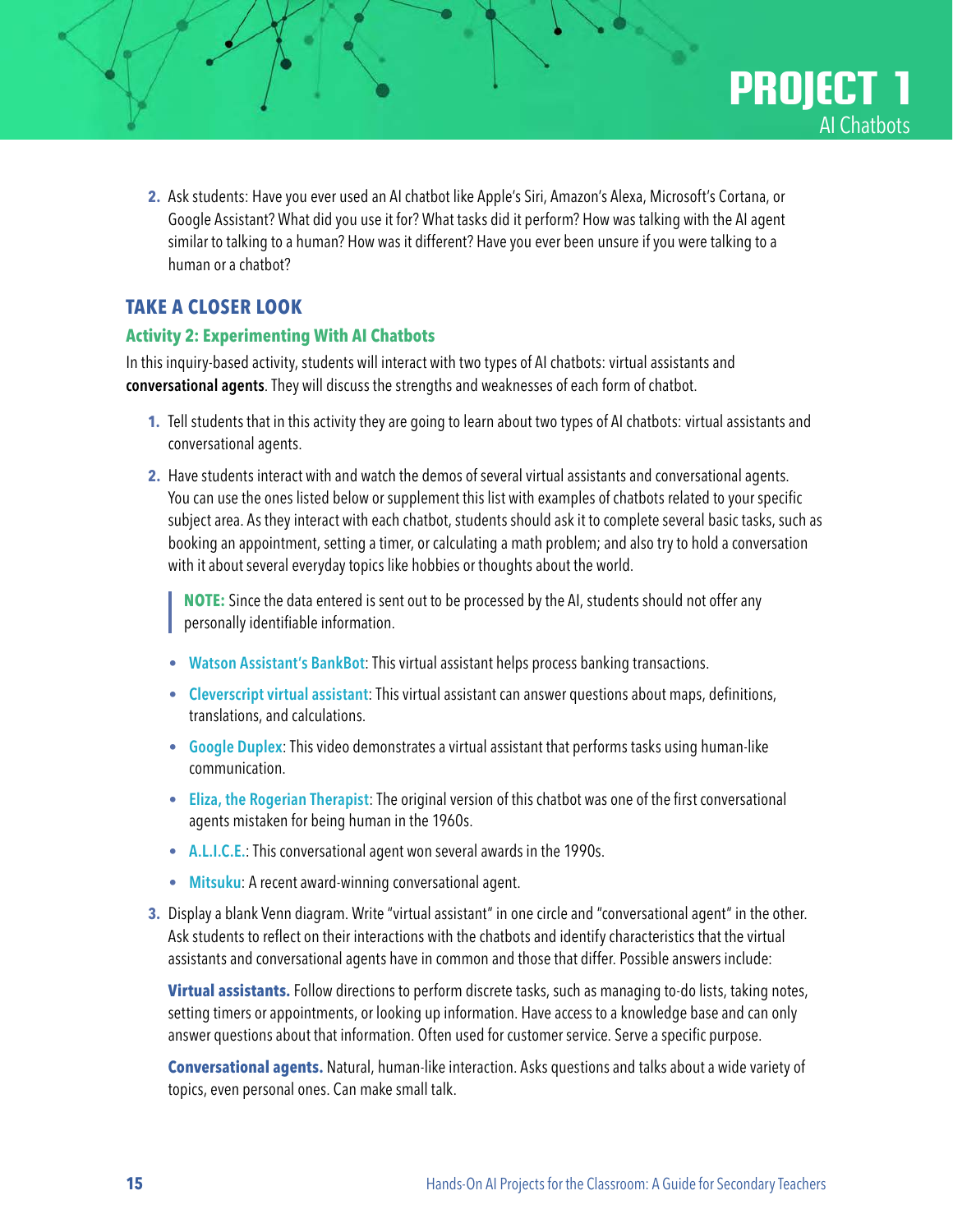2. Ask students: Have you ever used an AI chatbot like Apple's Siri, Amazon's Alexa, Microsoft's Cortana, or Google Assistant? What did you use it for? What tasks did it perform? How was talking with the AI agent similar to talking to a human? How was it different? Have you ever been unsure if you were talking to a human or a chatbot?

## TAKE A CLOSER LOOK

### Activity 2: Experimenting With AI Chatbots

In this inquiry-based activity, students will interact with two types of AI chatbots: virtual assistants and **conversational agents**. They will discuss the strengths and weaknesses of each form of chatbot.

1. Tell students that in this activity they are going to learn about two types of AI chatbots: virtual assistants and conversational agents.

2. Have students interact with and watch the demos of several virtual assistants and conversational agents. You can use the ones listed below or supplement this list with examples of chatbots related to your specific subject area. As they interact with each chatbot, students should ask it to complete several basic tasks, such as booking an appointment, setting a timer, or calculating a math problem; and also try to hold a conversation with it about several everyday topics like hobbies or thoughts about the world.

   > **NOTE:** Since the data entered is sent out to be processed by the AI, students should not offer any personally identifiable information.

   - **Watson Assistant's BankBot**: This virtual assistant helps process banking transactions.
   - **Cleverscript virtual assistant**: This virtual assistant can answer questions about maps, definitions, translations, and calculations.
   - **Google Duplex**: This video demonstrates a virtual assistant that performs tasks using human-like communication.
   - **Eliza, the Rogerian Therapist**: The original version of this chatbot was one of the first conversational agents mistaken for being human in the 1960s.
   - **A.L.I.C.E.**: This conversational agent won several awards in the 1990s.
   - **Mitsuku**: A recent award-winning conversational agent.

3. Display a blank Venn diagram. Write "virtual assistant" in one circle and "conversational agent" in the other. Ask students to reflect on their interactions with the chatbots and identify characteristics that the virtual assistants and conversational agents have in common and those that differ. Possible answers include:

   **Virtual assistants.** Follow directions to perform discrete tasks, such as managing to-do lists, taking notes, setting timers or appointments, or looking up information. Have access to a knowledge base and can only answer questions about that information. Often used for customer service. Serve a specific purpose.

   **Conversational agents.** Natural, human-like interaction. Asks questions and talks about a wide variety of topics, even personal ones. Can make small talk.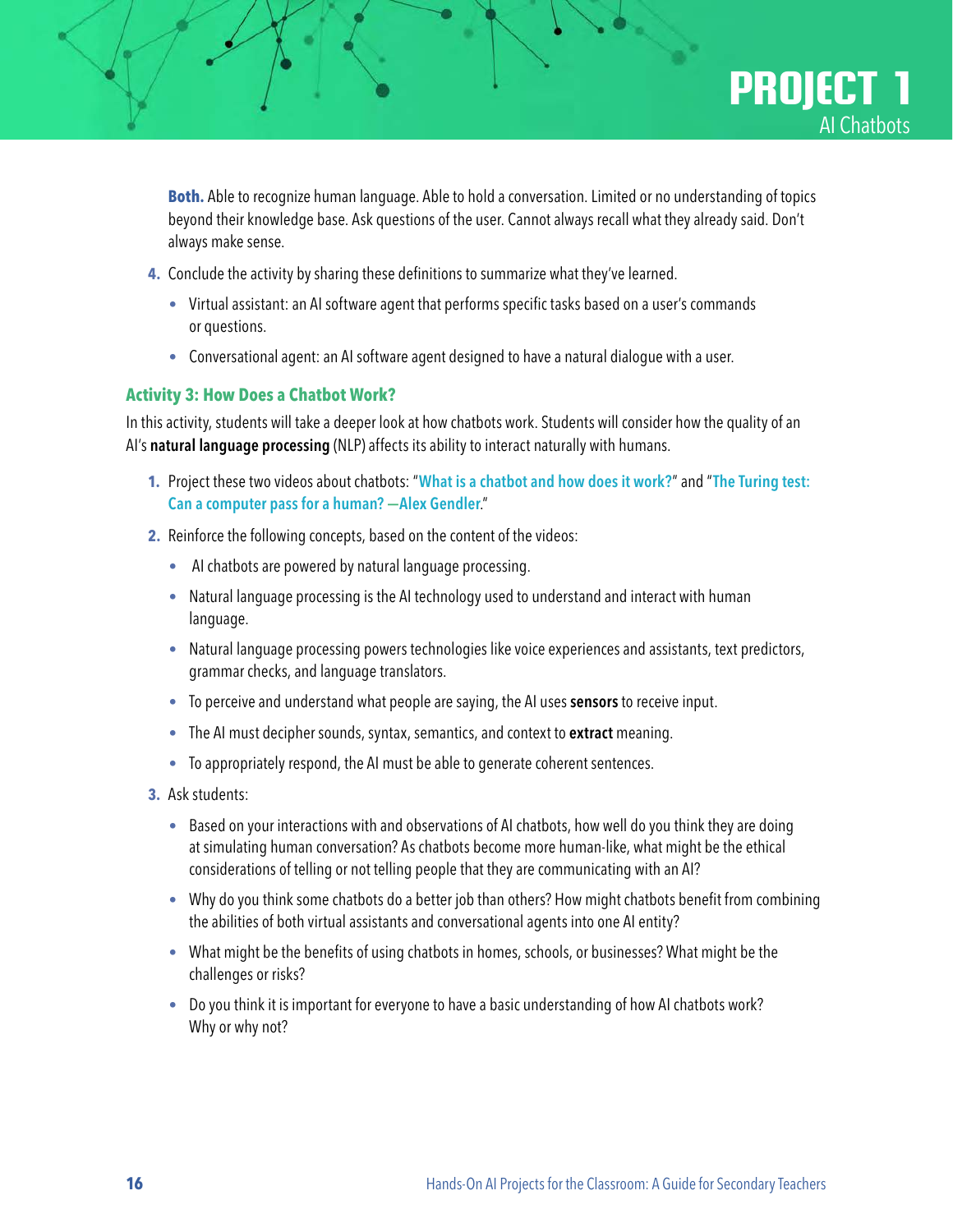**Both.** Able to recognize human language. Able to hold a conversation. Limited or no understanding of topics beyond their knowledge base. Ask questions of the user. Cannot always recall what they already said. Don't always make sense.

4. Conclude the activity by sharing these definitions to summarize what they've learned.
   - Virtual assistant: an AI software agent that performs specific tasks based on a user's commands or questions.
   - Conversational agent: an AI software agent designed to have a natural dialogue with a user.

### Activity 3: How Does a Chatbot Work?

In this activity, students will take a deeper look at how chatbots work. Students will consider how the quality of an AI's **natural language processing** (NLP) affects its ability to interact naturally with humans.

1. Project these two videos about chatbots: "**What is a chatbot and how does it work?**" and "**The Turing test: Can a computer pass for a human? —Alex Gendler**."
2. Reinforce the following concepts, based on the content of the videos:
   - AI chatbots are powered by natural language processing.
   - Natural language processing is the AI technology used to understand and interact with human language.
   - Natural language processing powers technologies like voice experiences and assistants, text predictors, grammar checks, and language translators.
   - To perceive and understand what people are saying, the AI uses **sensors** to receive input.
   - The AI must decipher sounds, syntax, semantics, and context to **extract** meaning.
   - To appropriately respond, the AI must be able to generate coherent sentences.
3. Ask students:
   - Based on your interactions with and observations of AI chatbots, how well do you think they are doing at simulating human conversation? As chatbots become more human-like, what might be the ethical considerations of telling or not telling people that they are communicating with an AI?
   - Why do you think some chatbots do a better job than others? How might chatbots benefit from combining the abilities of both virtual assistants and conversational agents into one AI entity?
   - What might be the benefits of using chatbots in homes, schools, or businesses? What might be the challenges or risks?
   - Do you think it is important for everyone to have a basic understanding of how AI chatbots work? Why or why not?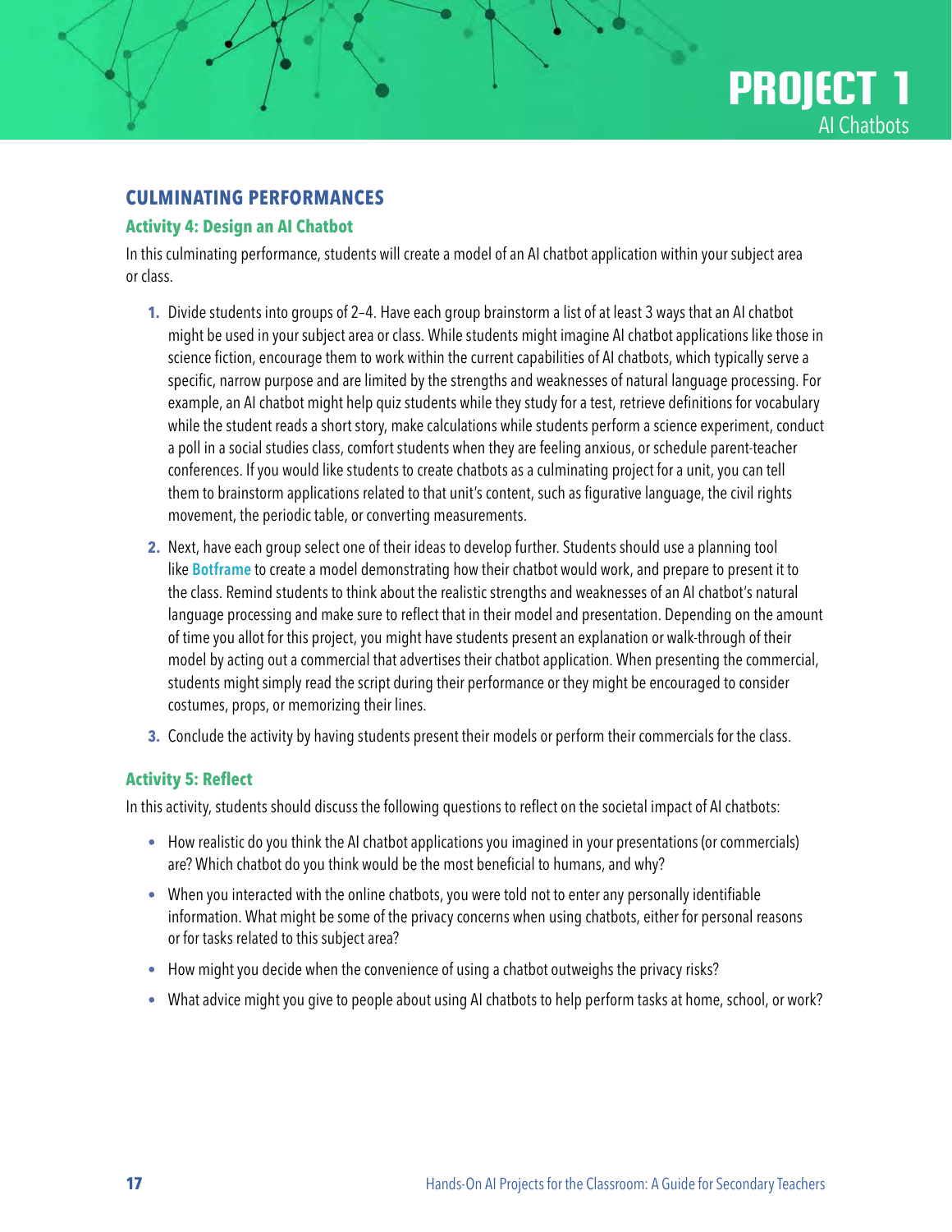## CULMINATING PERFORMANCES

### Activity 4: Design an AI Chatbot

In this culminating performance, students will create a model of an AI chatbot application within your subject area or class.

1. Divide students into groups of 2–4. Have each group brainstorm a list of at least 3 ways that an AI chatbot might be used in your subject area or class. While students might imagine AI chatbot applications like those in science fiction, encourage them to work within the current capabilities of AI chatbots, which typically serve a specific, narrow purpose and are limited by the strengths and weaknesses of natural language processing. For example, an AI chatbot might help quiz students while they study for a test, retrieve definitions for vocabulary while the student reads a short story, make calculations while students perform a science experiment, conduct a poll in a social studies class, comfort students when they are feeling anxious, or schedule parent-teacher conferences. If you would like students to create chatbots as a culminating project for a unit, you can tell them to brainstorm applications related to that unit's content, such as figurative language, the civil rights movement, the periodic table, or converting measurements.
2. Next, have each group select one of their ideas to develop further. Students should use a planning tool like **Botframe** to create a model demonstrating how their chatbot would work, and prepare to present it to the class. Remind students to think about the realistic strengths and weaknesses of an AI chatbot's natural language processing and make sure to reflect that in their model and presentation. Depending on the amount of time you allot for this project, you might have students present an explanation or walk-through of their model by acting out a commercial that advertises their chatbot application. When presenting the commercial, students might simply read the script during their performance or they might be encouraged to consider costumes, props, or memorizing their lines.
3. Conclude the activity by having students present their models or perform their commercials for the class.

### Activity 5: Reflect

In this activity, students should discuss the following questions to reflect on the societal impact of AI chatbots:

- How realistic do you think the AI chatbot applications you imagined in your presentations (or commercials) are? Which chatbot do you think would be the most beneficial to humans, and why?
- When you interacted with the online chatbots, you were told not to enter any personally identifiable information. What might be some of the privacy concerns when using chatbots, either for personal reasons or for tasks related to this subject area?
- How might you decide when the convenience of using a chatbot outweighs the privacy risks?
- What advice might you give to people about using AI chatbots to help perform tasks at home, school, or work?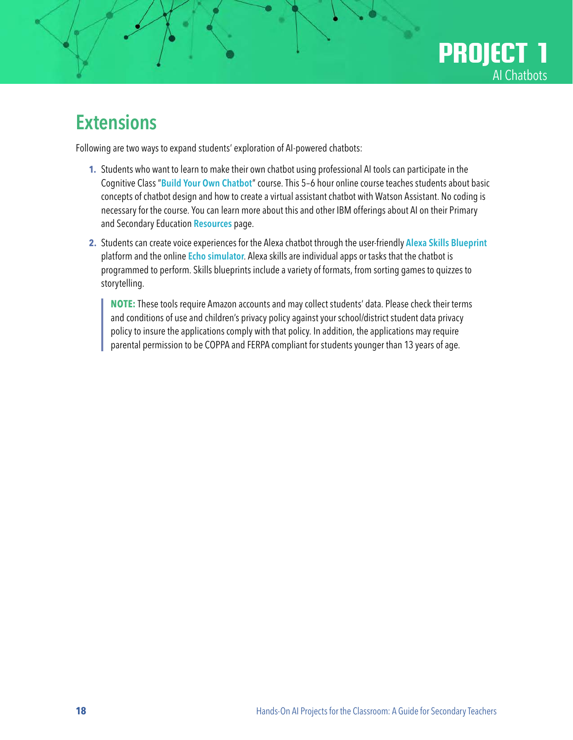## Extensions

Following are two ways to expand students' exploration of AI-powered chatbots:

1. Students who want to learn to make their own chatbot using professional AI tools can participate in the Cognitive Class "**Build Your Own Chatbot**" course. This 5–6 hour online course teaches students about basic concepts of chatbot design and how to create a virtual assistant chatbot with Watson Assistant. No coding is necessary for the course. You can learn more about this and other IBM offerings about AI on their Primary and Secondary Education **Resources** page.
2. Students can create voice experiences for the Alexa chatbot through the user-friendly **Alexa Skills Blueprint** platform and the online **Echo simulator**. Alexa skills are individual apps or tasks that the chatbot is programmed to perform. Skills blueprints include a variety of formats, from sorting games to quizzes to storytelling.

> **NOTE:** These tools require Amazon accounts and may collect students' data. Please check their terms and conditions of use and children's privacy policy against your school/district student data privacy policy to insure the applications comply with that policy. In addition, the applications may require parental permission to be COPPA and FERPA compliant for students younger than 13 years of age.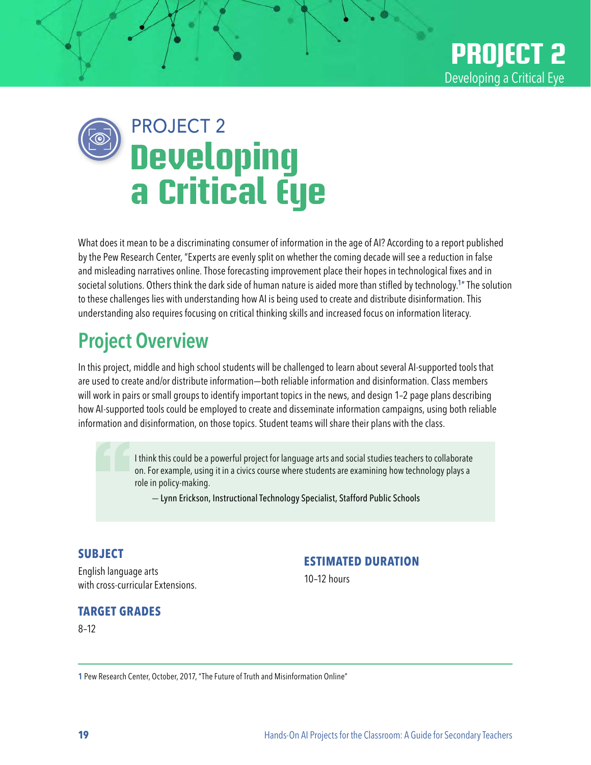# PROJECT 2
# Developing a Critical Eye

What does it mean to be a discriminating consumer of information in the age of AI? According to a report published by the Pew Research Center, "Experts are evenly split on whether the coming decade will see a reduction in false and misleading narratives online. Those forecasting improvement place their hopes in technological fixes and in societal solutions. Others think the dark side of human nature is aided more than stifled by technology.[1]" The solution to these challenges lies with understanding how AI is being used to create and distribute disinformation. This understanding also requires focusing on critical thinking skills and increased focus on information literacy.

## Project Overview

In this project, middle and high school students will be challenged to learn about several AI-supported tools that are used to create and/or distribute information—both reliable information and disinformation. Class members will work in pairs or small groups to identify important topics in the news, and design 1–2 page plans describing how AI-supported tools could be employed to create and disseminate information campaigns, using both reliable information and disinformation, on those topics. Student teams will share their plans with the class.

> I think this could be a powerful project for language arts and social studies teachers to collaborate on. For example, using it in a civics course where students are examining how technology plays a role in policy-making.
>
> — Lynn Erickson, Instructional Technology Specialist, Stafford Public Schools

### SUBJECT

English language arts
with cross-curricular Extensions.

### TARGET GRADES

8–12

### ESTIMATED DURATION

10–12 hours

---

1 Pew Research Center, October, 2017, "The Future of Truth and Misinformation Online"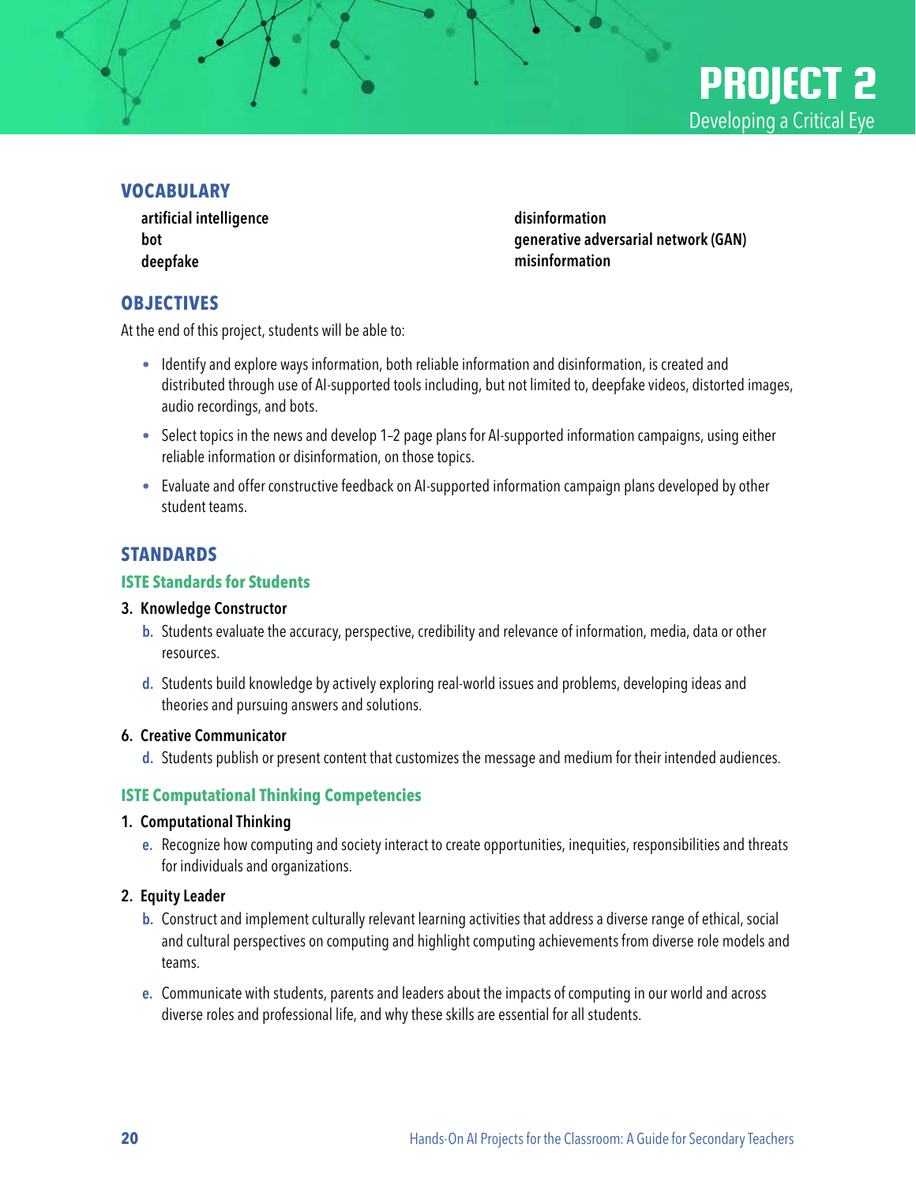# PROJECT 2
## Developing a Critical Eye

### VOCABULARY

- **artificial intelligence**
- **bot**
- **deepfake**
- **disinformation**
- **generative adversarial network (GAN)**
- **misinformation**

### OBJECTIVES

At the end of this project, students will be able to:

- Identify and explore ways information, both reliable information and disinformation, is created and distributed through use of AI-supported tools including, but not limited to, deepfake videos, distorted images, audio recordings, and bots.
- Select topics in the news and develop 1–2 page plans for AI-supported information campaigns, using either reliable information or disinformation, on those topics.
- Evaluate and offer constructive feedback on AI-supported information campaign plans developed by other student teams.

### STANDARDS

#### ISTE Standards for Students

**3. Knowledge Constructor**

b. Students evaluate the accuracy, perspective, credibility and relevance of information, media, data or other resources.

d. Students build knowledge by actively exploring real-world issues and problems, developing ideas and theories and pursuing answers and solutions.

**6. Creative Communicator**

d. Students publish or present content that customizes the message and medium for their intended audiences.

#### ISTE Computational Thinking Competencies

**1. Computational Thinking**

e. Recognize how computing and society interact to create opportunities, inequities, responsibilities and threats for individuals and organizations.

**2. Equity Leader**

b. Construct and implement culturally relevant learning activities that address a diverse range of ethical, social and cultural perspectives on computing and highlight computing achievements from diverse role models and teams.

e. Communicate with students, parents and leaders about the impacts of computing in our world and across diverse roles and professional life, and why these skills are essential for all students.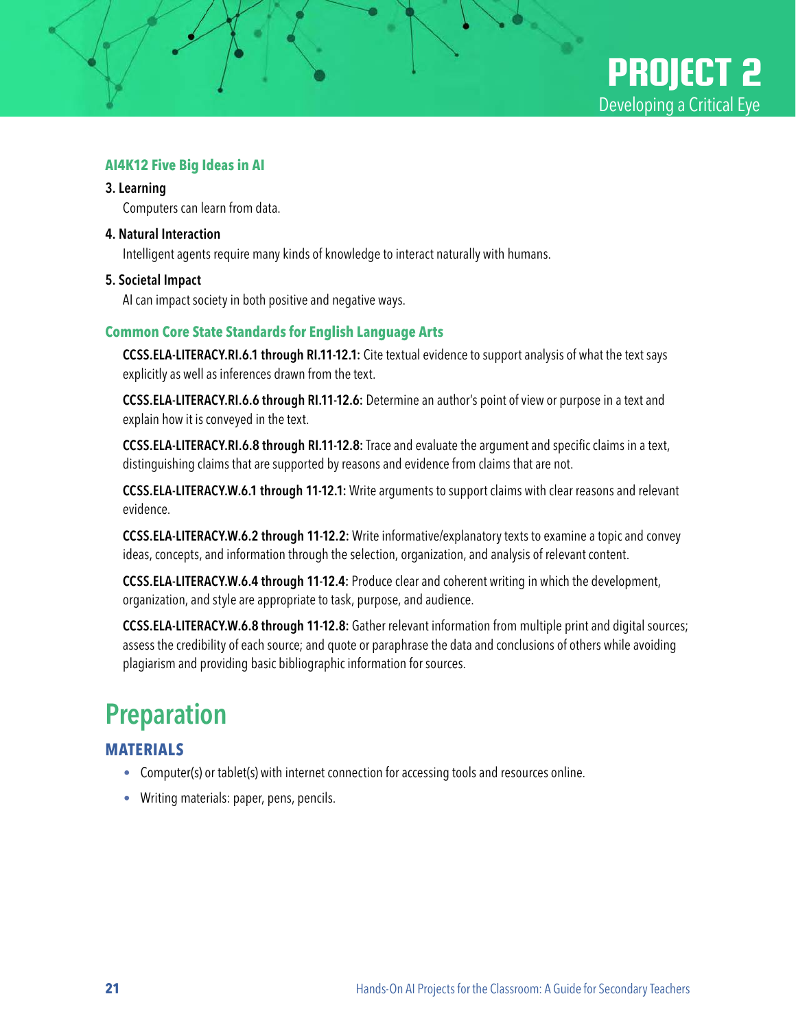# PROJECT 2
Developing a Critical Eye

### AI4K12 Five Big Ideas in AI

**3. Learning**

Computers can learn from data.

**4. Natural Interaction**

Intelligent agents require many kinds of knowledge to interact naturally with humans.

**5. Societal Impact**

AI can impact society in both positive and negative ways.

### Common Core State Standards for English Language Arts

**CCSS.ELA-LITERACY.RI.6.1 through RI.11-12.1:** Cite textual evidence to support analysis of what the text says explicitly as well as inferences drawn from the text.

**CCSS.ELA-LITERACY.RI.6.6 through RI.11-12.6:** Determine an author's point of view or purpose in a text and explain how it is conveyed in the text.

**CCSS.ELA-LITERACY.RI.6.8 through RI.11-12.8:** Trace and evaluate the argument and specific claims in a text, distinguishing claims that are supported by reasons and evidence from claims that are not.

**CCSS.ELA-LITERACY.W.6.1 through 11-12.1:** Write arguments to support claims with clear reasons and relevant evidence.

**CCSS.ELA-LITERACY.W.6.2 through 11-12.2:** Write informative/explanatory texts to examine a topic and convey ideas, concepts, and information through the selection, organization, and analysis of relevant content.

**CCSS.ELA-LITERACY.W.6.4 through 11-12.4:** Produce clear and coherent writing in which the development, organization, and style are appropriate to task, purpose, and audience.

**CCSS.ELA-LITERACY.W.6.8 through 11-12.8:** Gather relevant information from multiple print and digital sources; assess the credibility of each source; and quote or paraphrase the data and conclusions of others while avoiding plagiarism and providing basic bibliographic information for sources.

## Preparation

### MATERIALS

- Computer(s) or tablet(s) with internet connection for accessing tools and resources online.
- Writing materials: paper, pens, pencils.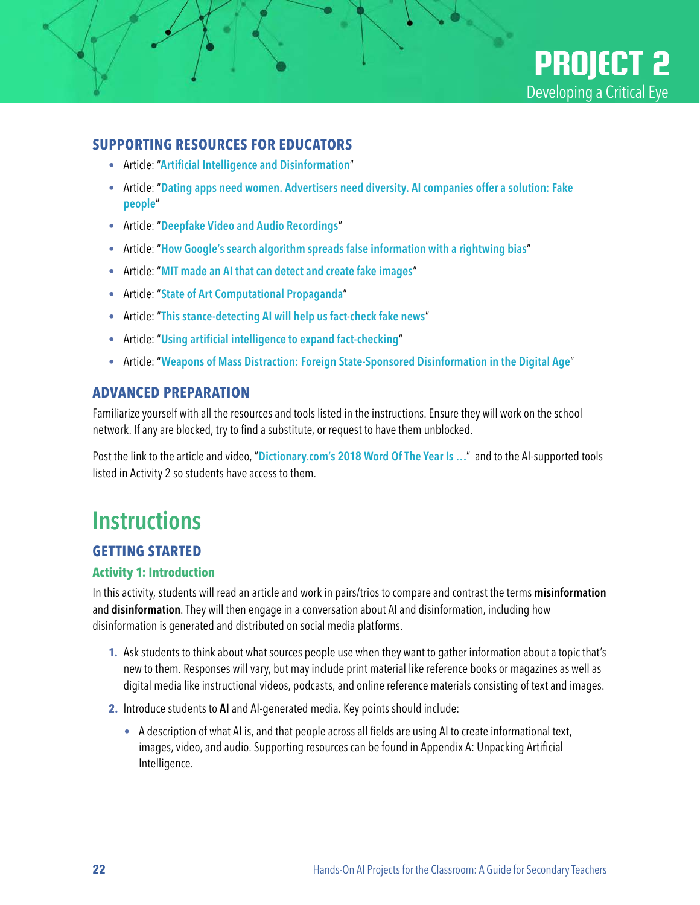## SUPPORTING RESOURCES FOR EDUCATORS

- Article: "Artificial Intelligence and Disinformation"
- Article: "Dating apps need women. Advertisers need diversity. AI companies offer a solution: Fake people"
- Article: "Deepfake Video and Audio Recordings"
- Article: "How Google's search algorithm spreads false information with a rightwing bias"
- Article: "MIT made an AI that can detect and create fake images"
- Article: "State of Art Computational Propaganda"
- Article: "This stance-detecting AI will help us fact-check fake news"
- Article: "Using artificial intelligence to expand fact-checking"
- Article: "Weapons of Mass Distraction: Foreign State-Sponsored Disinformation in the Digital Age"

## ADVANCED PREPARATION

Familiarize yourself with all the resources and tools listed in the instructions. Ensure they will work on the school network. If any are blocked, try to find a substitute, or request to have them unblocked.

Post the link to the article and video, "Dictionary.com's 2018 Word Of The Year Is …" and to the AI-supported tools listed in Activity 2 so students have access to them.

# Instructions

## GETTING STARTED

### Activity 1: Introduction

In this activity, students will read an article and work in pairs/trios to compare and contrast the terms **misinformation** and **disinformation**. They will then engage in a conversation about AI and disinformation, including how disinformation is generated and distributed on social media platforms.

1. Ask students to think about what sources people use when they want to gather information about a topic that's new to them. Responses will vary, but may include print material like reference books or magazines as well as digital media like instructional videos, podcasts, and online reference materials consisting of text and images.
2. Introduce students to **AI** and AI-generated media. Key points should include:
   - A description of what AI is, and that people across all fields are using AI to create informational text, images, video, and audio. Supporting resources can be found in Appendix A: Unpacking Artificial Intelligence.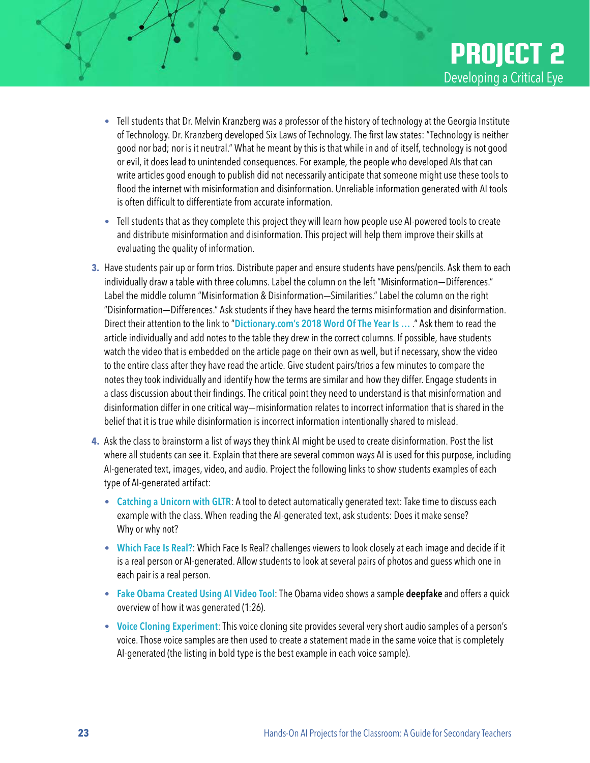- Tell students that Dr. Melvin Kranzberg was a professor of the history of technology at the Georgia Institute of Technology. Dr. Kranzberg developed Six Laws of Technology. The first law states: "Technology is neither good nor bad; nor is it neutral." What he meant by this is that while in and of itself, technology is not good or evil, it does lead to unintended consequences. For example, the people who developed AIs that can write articles good enough to publish did not necessarily anticipate that someone might use these tools to flood the internet with misinformation and disinformation. Unreliable information generated with AI tools is often difficult to differentiate from accurate information.
- Tell students that as they complete this project they will learn how people use AI-powered tools to create and distribute misinformation and disinformation. This project will help them improve their skills at evaluating the quality of information.

3. Have students pair up or form trios. Distribute paper and ensure students have pens/pencils. Ask them to each individually draw a table with three columns. Label the column on the left "Misinformation—Differences." Label the middle column "Misinformation & Disinformation—Similarities." Label the column on the right "Disinformation—Differences." Ask students if they have heard the terms misinformation and disinformation. Direct their attention to the link to "Dictionary.com's 2018 Word Of The Year Is … ." Ask them to read the article individually and add notes to the table they drew in the correct columns. If possible, have students watch the video that is embedded on the article page on their own as well, but if necessary, show the video to the entire class after they have read the article. Give student pairs/trios a few minutes to compare the notes they took individually and identify how the terms are similar and how they differ. Engage students in a class discussion about their findings. The critical point they need to understand is that misinformation and disinformation differ in one critical way—misinformation relates to incorrect information that is shared in the belief that it is true while disinformation is incorrect information intentionally shared to mislead.

4. Ask the class to brainstorm a list of ways they think AI might be used to create disinformation. Post the list where all students can see it. Explain that there are several common ways AI is used for this purpose, including AI-generated text, images, video, and audio. Project the following links to show students examples of each type of AI-generated artifact:
   - Catching a Unicorn with GLTR: A tool to detect automatically generated text: Take time to discuss each example with the class. When reading the AI-generated text, ask students: Does it make sense? Why or why not?
   - Which Face Is Real?: Which Face Is Real? challenges viewers to look closely at each image and decide if it is a real person or AI-generated. Allow students to look at several pairs of photos and guess which one in each pair is a real person.
   - Fake Obama Created Using AI Video Tool: The Obama video shows a sample **deepfake** and offers a quick overview of how it was generated (1:26).
   - Voice Cloning Experiment: This voice cloning site provides several very short audio samples of a person's voice. Those voice samples are then used to create a statement made in the same voice that is completely AI-generated (the listing in bold type is the best example in each voice sample).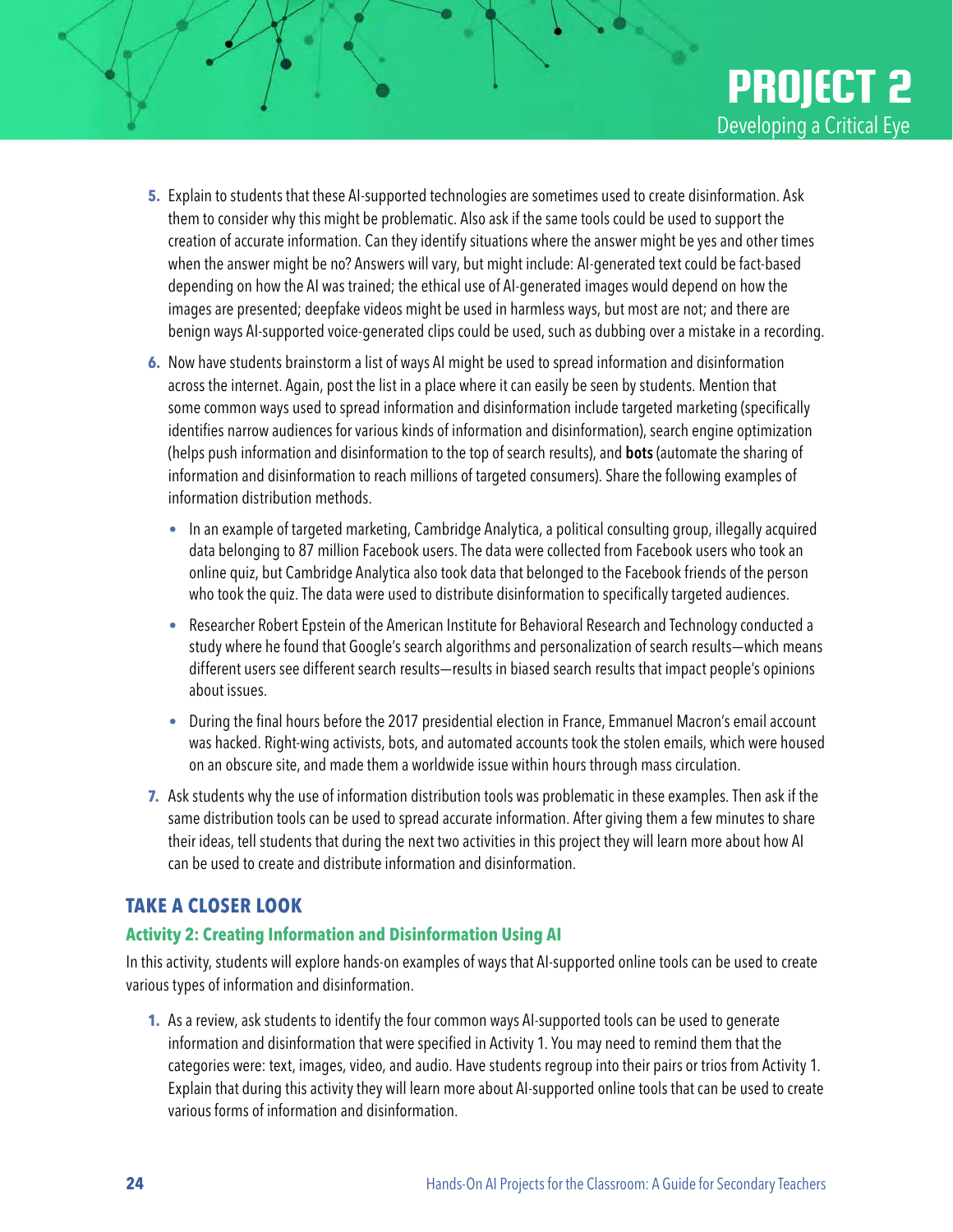5. Explain to students that these AI-supported technologies are sometimes used to create disinformation. Ask them to consider why this might be problematic. Also ask if the same tools could be used to support the creation of accurate information. Can they identify situations where the answer might be yes and other times when the answer might be no? Answers will vary, but might include: AI-generated text could be fact-based depending on how the AI was trained; the ethical use of AI-generated images would depend on how the images are presented; deepfake videos might be used in harmless ways, but most are not; and there are benign ways AI-supported voice-generated clips could be used, such as dubbing over a mistake in a recording.

6. Now have students brainstorm a list of ways AI might be used to spread information and disinformation across the internet. Again, post the list in a place where it can easily be seen by students. Mention that some common ways used to spread information and disinformation include targeted marketing (specifically identifies narrow audiences for various kinds of information and disinformation), search engine optimization (helps push information and disinformation to the top of search results), and **bots** (automate the sharing of information and disinformation to reach millions of targeted consumers). Share the following examples of information distribution methods.

   - In an example of targeted marketing, Cambridge Analytica, a political consulting group, illegally acquired data belonging to 87 million Facebook users. The data were collected from Facebook users who took an online quiz, but Cambridge Analytica also took data that belonged to the Facebook friends of the person who took the quiz. The data were used to distribute disinformation to specifically targeted audiences.
   - Researcher Robert Epstein of the American Institute for Behavioral Research and Technology conducted a study where he found that Google's search algorithms and personalization of search results—which means different users see different search results—results in biased search results that impact people's opinions about issues.
   - During the final hours before the 2017 presidential election in France, Emmanuel Macron's email account was hacked. Right-wing activists, bots, and automated accounts took the stolen emails, which were housed on an obscure site, and made them a worldwide issue within hours through mass circulation.

7. Ask students why the use of information distribution tools was problematic in these examples. Then ask if the same distribution tools can be used to spread accurate information. After giving them a few minutes to share their ideas, tell students that during the next two activities in this project they will learn more about how AI can be used to create and distribute information and disinformation.

## TAKE A CLOSER LOOK

### Activity 2: Creating Information and Disinformation Using AI

In this activity, students will explore hands-on examples of ways that AI-supported online tools can be used to create various types of information and disinformation.

1. As a review, ask students to identify the four common ways AI-supported tools can be used to generate information and disinformation that were specified in Activity 1. You may need to remind them that the categories were: text, images, video, and audio. Have students regroup into their pairs or trios from Activity 1. Explain that during this activity they will learn more about AI-supported online tools that can be used to create various forms of information and disinformation.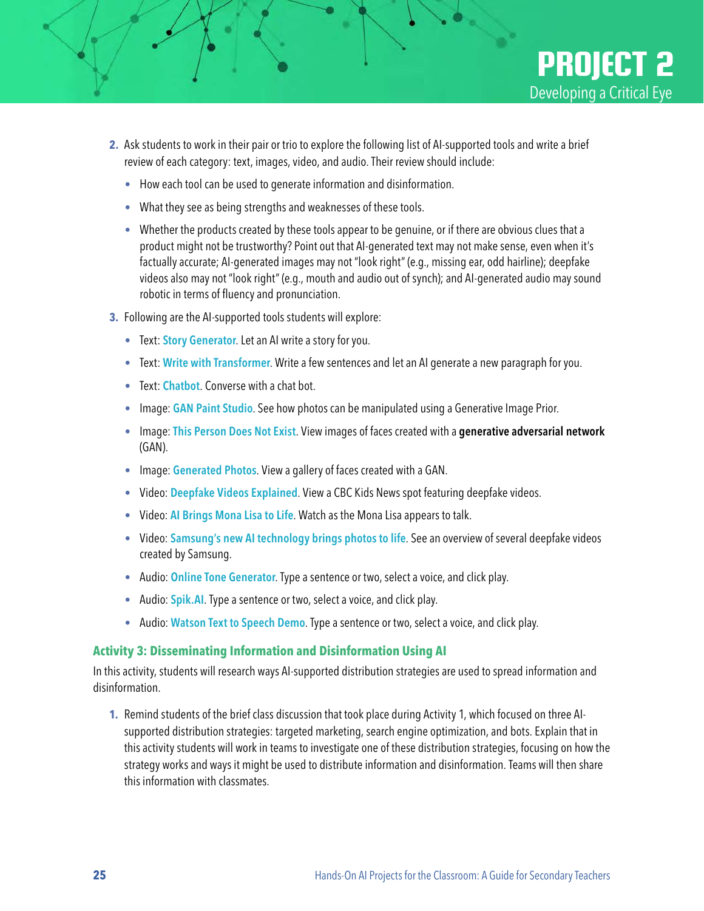2. Ask students to work in their pair or trio to explore the following list of AI-supported tools and write a brief review of each category: text, images, video, and audio. Their review should include:
   - How each tool can be used to generate information and disinformation.
   - What they see as being strengths and weaknesses of these tools.
   - Whether the products created by these tools appear to be genuine, or if there are obvious clues that a product might not be trustworthy? Point out that AI-generated text may not make sense, even when it's factually accurate; AI-generated images may not "look right" (e.g., missing ear, odd hairline); deepfake videos also may not "look right" (e.g., mouth and audio out of synch); and AI-generated audio may sound robotic in terms of fluency and pronunciation.
3. Following are the AI-supported tools students will explore:
   - Text: Story Generator. Let an AI write a story for you.
   - Text: Write with Transformer. Write a few sentences and let an AI generate a new paragraph for you.
   - Text: Chatbot. Converse with a chat bot.
   - Image: GAN Paint Studio. See how photos can be manipulated using a Generative Image Prior.
   - Image: This Person Does Not Exist. View images of faces created with a **generative adversarial network** (GAN).
   - Image: Generated Photos. View a gallery of faces created with a GAN.
   - Video: Deepfake Videos Explained. View a CBC Kids News spot featuring deepfake videos.
   - Video: AI Brings Mona Lisa to Life. Watch as the Mona Lisa appears to talk.
   - Video: Samsung's new AI technology brings photos to life. See an overview of several deepfake videos created by Samsung.
   - Audio: Online Tone Generator. Type a sentence or two, select a voice, and click play.
   - Audio: Spik.AI. Type a sentence or two, select a voice, and click play.
   - Audio: Watson Text to Speech Demo. Type a sentence or two, select a voice, and click play.

### Activity 3: Disseminating Information and Disinformation Using AI

In this activity, students will research ways AI-supported distribution strategies are used to spread information and disinformation.

1. Remind students of the brief class discussion that took place during Activity 1, which focused on three AI-supported distribution strategies: targeted marketing, search engine optimization, and bots. Explain that in this activity students will work in teams to investigate one of these distribution strategies, focusing on how the strategy works and ways it might be used to distribute information and disinformation. Teams will then share this information with classmates.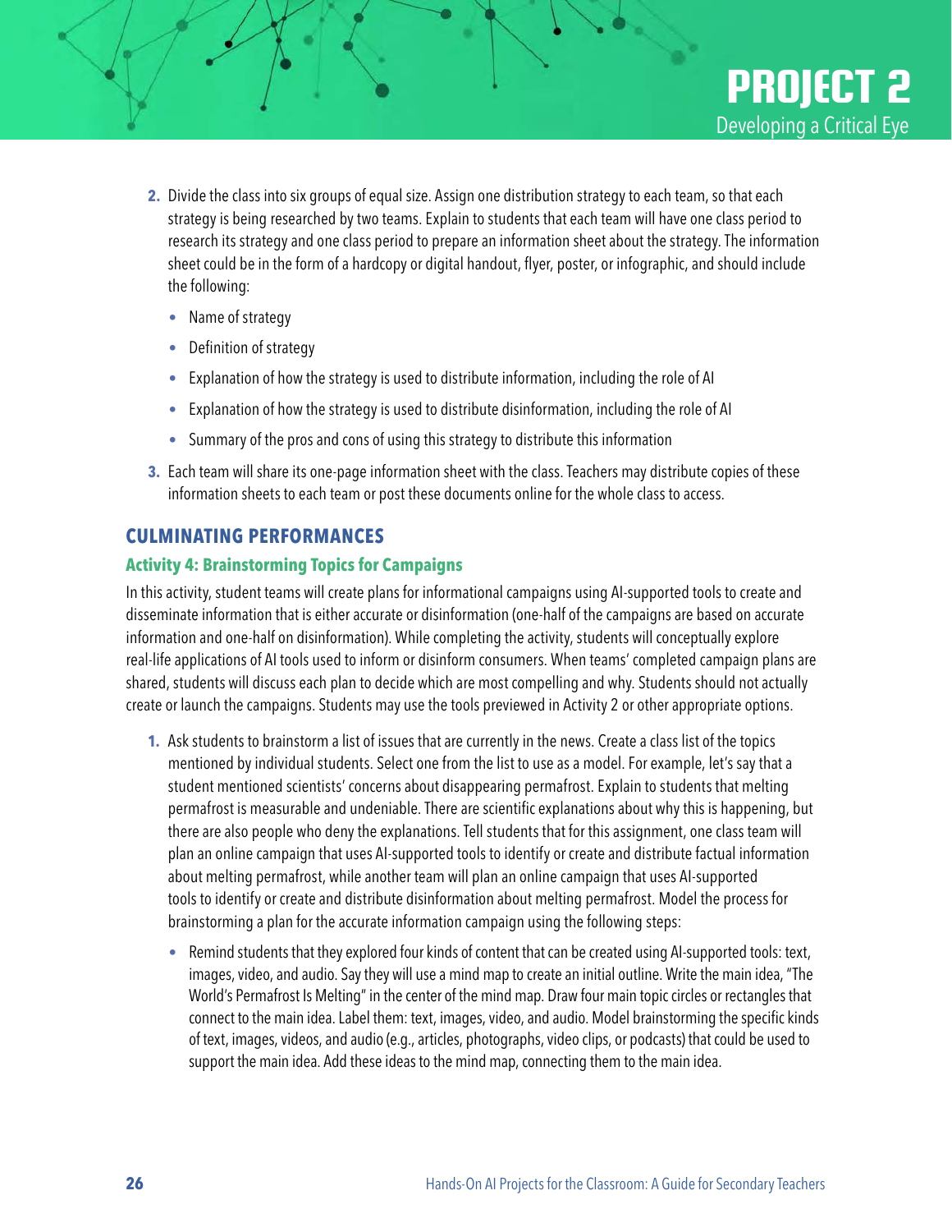2. Divide the class into six groups of equal size. Assign one distribution strategy to each team, so that each strategy is being researched by two teams. Explain to students that each team will have one class period to research its strategy and one class period to prepare an information sheet about the strategy. The information sheet could be in the form of a hardcopy or digital handout, flyer, poster, or infographic, and should include the following:
   - Name of strategy
   - Definition of strategy
   - Explanation of how the strategy is used to distribute information, including the role of AI
   - Explanation of how the strategy is used to distribute disinformation, including the role of AI
   - Summary of the pros and cons of using this strategy to distribute this information
3. Each team will share its one-page information sheet with the class. Teachers may distribute copies of these information sheets to each team or post these documents online for the whole class to access.

## CULMINATING PERFORMANCES

### Activity 4: Brainstorming Topics for Campaigns

In this activity, student teams will create plans for informational campaigns using AI-supported tools to create and disseminate information that is either accurate or disinformation (one-half of the campaigns are based on accurate information and one-half on disinformation). While completing the activity, students will conceptually explore real-life applications of AI tools used to inform or disinform consumers. When teams' completed campaign plans are shared, students will discuss each plan to decide which are most compelling and why. Students should not actually create or launch the campaigns. Students may use the tools previewed in Activity 2 or other appropriate options.

1. Ask students to brainstorm a list of issues that are currently in the news. Create a class list of the topics mentioned by individual students. Select one from the list to use as a model. For example, let's say that a student mentioned scientists' concerns about disappearing permafrost. Explain to students that melting permafrost is measurable and undeniable. There are scientific explanations about why this is happening, but there are also people who deny the explanations. Tell students that for this assignment, one class team will plan an online campaign that uses AI-supported tools to identify or create and distribute factual information about melting permafrost, while another team will plan an online campaign that uses AI-supported tools to identify or create and distribute disinformation about melting permafrost. Model the process for brainstorming a plan for the accurate information campaign using the following steps:
   - Remind students that they explored four kinds of content that can be created using AI-supported tools: text, images, video, and audio. Say they will use a mind map to create an initial outline. Write the main idea, "The World's Permafrost Is Melting" in the center of the mind map. Draw four main topic circles or rectangles that connect to the main idea. Label them: text, images, video, and audio. Model brainstorming the specific kinds of text, images, videos, and audio (e.g., articles, photographs, video clips, or podcasts) that could be used to support the main idea. Add these ideas to the mind map, connecting them to the main idea.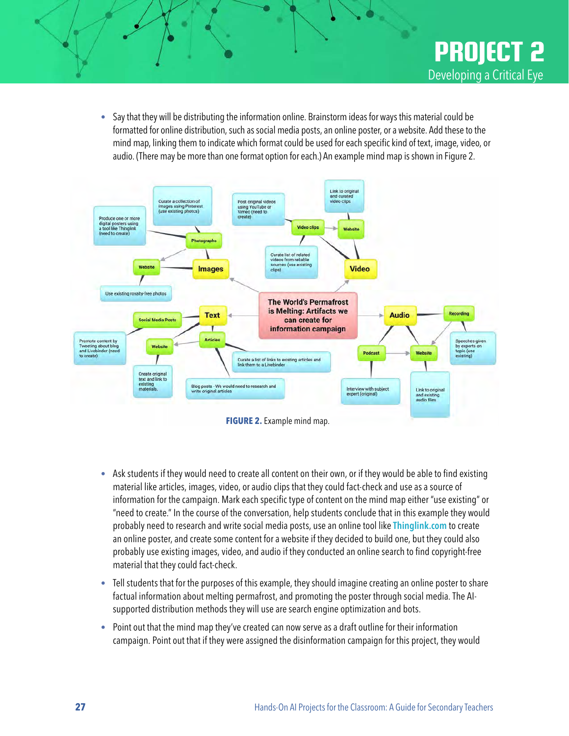- Say that they will be distributing the information online. Brainstorm ideas for ways this material could be formatted for online distribution, such as social media posts, an online poster, or a website. Add these to the mind map, linking them to indicate which format could be used for each specific kind of text, image, video, or audio. (There may be more than one format option for each.) An example mind map is shown in Figure 2.

**FIGURE 2.** Example mind map.

- Ask students if they would need to create all content on their own, or if they would be able to find existing material like articles, images, video, or audio clips that they could fact-check and use as a source of information for the campaign. Mark each specific type of content on the mind map either "use existing" or "need to create." In the course of the conversation, help students conclude that in this example they would probably need to research and write social media posts, use an online tool like Thinglink.com to create an online poster, and create some content for a website if they decided to build one, but they could also probably use existing images, video, and audio if they conducted an online search to find copyright-free material that they could fact-check.

- Tell students that for the purposes of this example, they should imagine creating an online poster to share factual information about melting permafrost, and promoting the poster through social media. The AI-supported distribution methods they will use are search engine optimization and bots.

- Point out that the mind map they've created can now serve as a draft outline for their information campaign. Point out that if they were assigned the disinformation campaign for this project, they would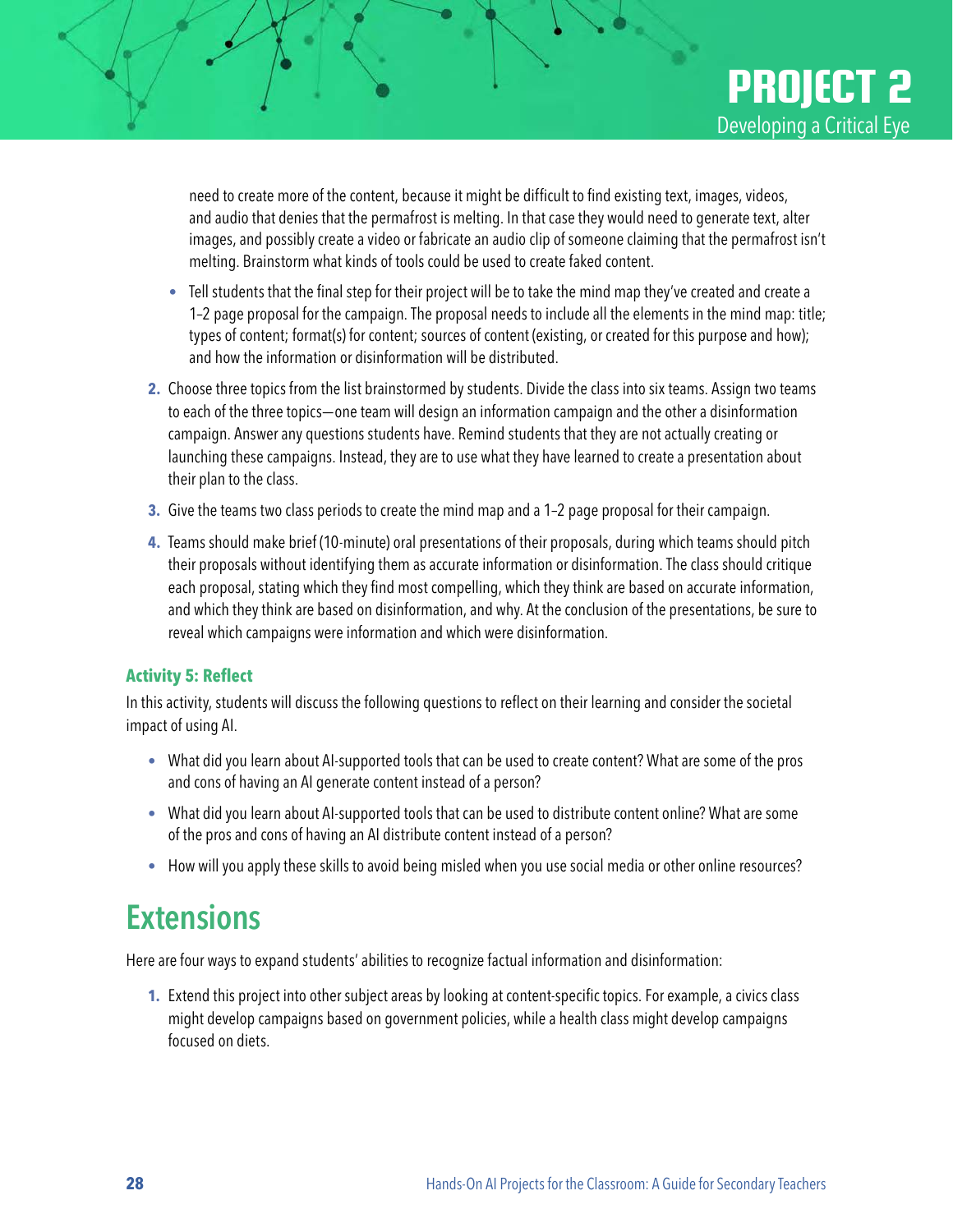need to create more of the content, because it might be difficult to find existing text, images, videos, and audio that denies that the permafrost is melting. In that case they would need to generate text, alter images, and possibly create a video or fabricate an audio clip of someone claiming that the permafrost isn't melting. Brainstorm what kinds of tools could be used to create faked content.

- Tell students that the final step for their project will be to take the mind map they've created and create a 1–2 page proposal for the campaign. The proposal needs to include all the elements in the mind map: title; types of content; format(s) for content; sources of content (existing, or created for this purpose and how); and how the information or disinformation will be distributed.

2. Choose three topics from the list brainstormed by students. Divide the class into six teams. Assign two teams to each of the three topics—one team will design an information campaign and the other a disinformation campaign. Answer any questions students have. Remind students that they are not actually creating or launching these campaigns. Instead, they are to use what they have learned to create a presentation about their plan to the class.
3. Give the teams two class periods to create the mind map and a 1–2 page proposal for their campaign.
4. Teams should make brief (10-minute) oral presentations of their proposals, during which teams should pitch their proposals without identifying them as accurate information or disinformation. The class should critique each proposal, stating which they find most compelling, which they think are based on accurate information, and which they think are based on disinformation, and why. At the conclusion of the presentations, be sure to reveal which campaigns were information and which were disinformation.

### Activity 5: Reflect

In this activity, students will discuss the following questions to reflect on their learning and consider the societal impact of using AI.

- What did you learn about AI-supported tools that can be used to create content? What are some of the pros and cons of having an AI generate content instead of a person?
- What did you learn about AI-supported tools that can be used to distribute content online? What are some of the pros and cons of having an AI distribute content instead of a person?
- How will you apply these skills to avoid being misled when you use social media or other online resources?

## Extensions

Here are four ways to expand students' abilities to recognize factual information and disinformation:

1. Extend this project into other subject areas by looking at content-specific topics. For example, a civics class might develop campaigns based on government policies, while a health class might develop campaigns focused on diets.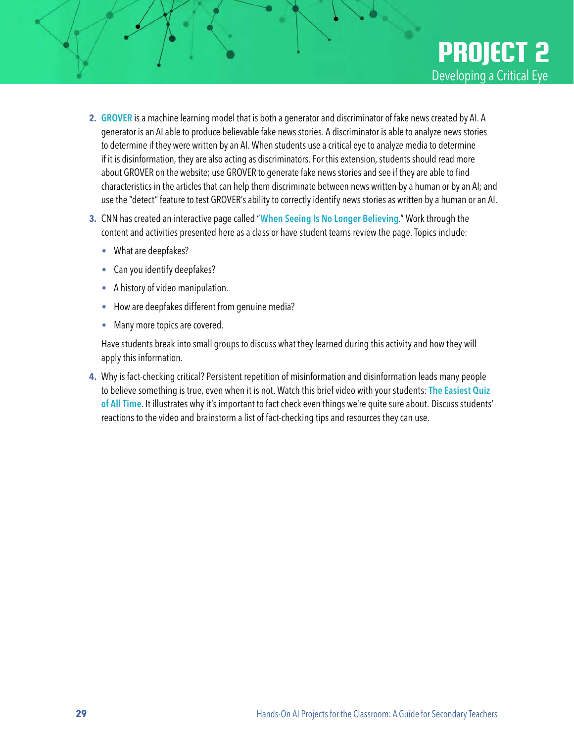2. **GROVER** is a machine learning model that is both a generator and discriminator of fake news created by AI. A generator is an AI able to produce believable fake news stories. A discriminator is able to analyze news stories to determine if they were written by an AI. When students use a critical eye to analyze media to determine if it is disinformation, they are also acting as discriminators. For this extension, students should read more about GROVER on the website; use GROVER to generate fake news stories and see if they are able to find characteristics in the articles that can help them discriminate between news written by a human or by an AI; and use the "detect" feature to test GROVER's ability to correctly identify news stories as written by a human or an AI.

3. CNN has created an interactive page called "**When Seeing Is No Longer Believing**." Work through the content and activities presented here as a class or have student teams review the page. Topics include:

   - What are deepfakes?
   - Can you identify deepfakes?
   - A history of video manipulation.
   - How are deepfakes different from genuine media?
   - Many more topics are covered.

   Have students break into small groups to discuss what they learned during this activity and how they will apply this information.

4. Why is fact-checking critical? Persistent repetition of misinformation and disinformation leads many people to believe something is true, even when it is not. Watch this brief video with your students: **The Easiest Quiz of All Time**. It illustrates why it's important to fact check even things we're quite sure about. Discuss students' reactions to the video and brainstorm a list of fact-checking tips and resources they can use.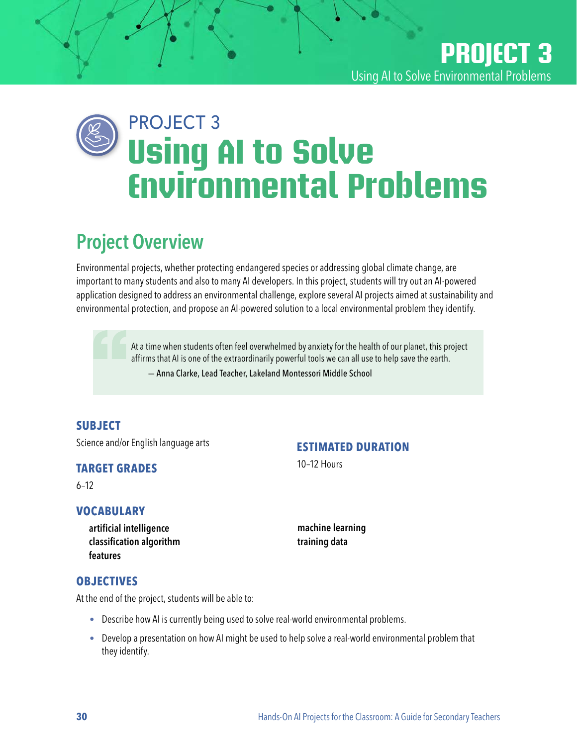# PROJECT 3
# Using AI to Solve Environmental Problems

## Project Overview

Environmental projects, whether protecting endangered species or addressing global climate change, are important to many students and also to many AI developers. In this project, students will try out an AI-powered application designed to address an environmental challenge, explore several AI projects aimed at sustainability and environmental protection, and propose an AI-powered solution to a local environmental problem they identify.

> At a time when students often feel overwhelmed by anxiety for the health of our planet, this project affirms that AI is one of the extraordinarily powerful tools we can all use to help save the earth.
>
> — Anna Clarke, Lead Teacher, Lakeland Montessori Middle School

### SUBJECT

Science and/or English language arts

### TARGET GRADES

6–12

### ESTIMATED DURATION

10–12 Hours

### VOCABULARY

**artificial intelligence**
**classification algorithm**
**features**
**machine learning**
**training data**

### OBJECTIVES

At the end of the project, students will be able to:

- Describe how AI is currently being used to solve real-world environmental problems.
- Develop a presentation on how AI might be used to help solve a real-world environmental problem that they identify.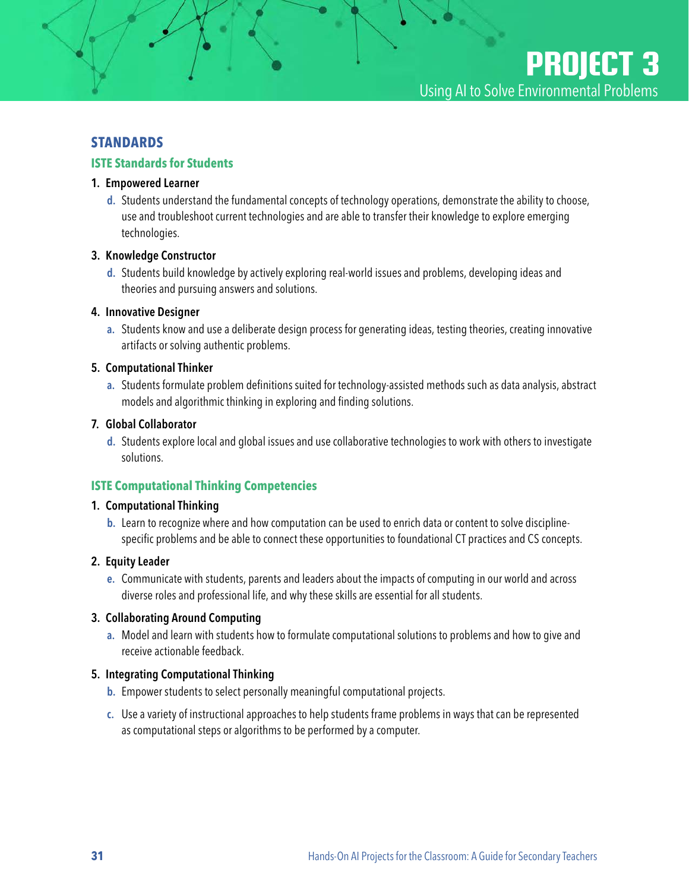# PROJECT 3

Using AI to Solve Environmental Problems

## STANDARDS

### ISTE Standards for Students

1. **Empowered Learner**
   - **d.** Students understand the fundamental concepts of technology operations, demonstrate the ability to choose, use and troubleshoot current technologies and are able to transfer their knowledge to explore emerging technologies.

3. **Knowledge Constructor**
   - **d.** Students build knowledge by actively exploring real-world issues and problems, developing ideas and theories and pursuing answers and solutions.

4. **Innovative Designer**
   - **a.** Students know and use a deliberate design process for generating ideas, testing theories, creating innovative artifacts or solving authentic problems.

5. **Computational Thinker**
   - **a.** Students formulate problem definitions suited for technology-assisted methods such as data analysis, abstract models and algorithmic thinking in exploring and finding solutions.

7. **Global Collaborator**
   - **d.** Students explore local and global issues and use collaborative technologies to work with others to investigate solutions.

### ISTE Computational Thinking Competencies

1. **Computational Thinking**
   - **b.** Learn to recognize where and how computation can be used to enrich data or content to solve discipline-specific problems and be able to connect these opportunities to foundational CT practices and CS concepts.

2. **Equity Leader**
   - **e.** Communicate with students, parents and leaders about the impacts of computing in our world and across diverse roles and professional life, and why these skills are essential for all students.

3. **Collaborating Around Computing**
   - **a.** Model and learn with students how to formulate computational solutions to problems and how to give and receive actionable feedback.

5. **Integrating Computational Thinking**
   - **b.** Empower students to select personally meaningful computational projects.
   - **c.** Use a variety of instructional approaches to help students frame problems in ways that can be represented as computational steps or algorithms to be performed by a computer.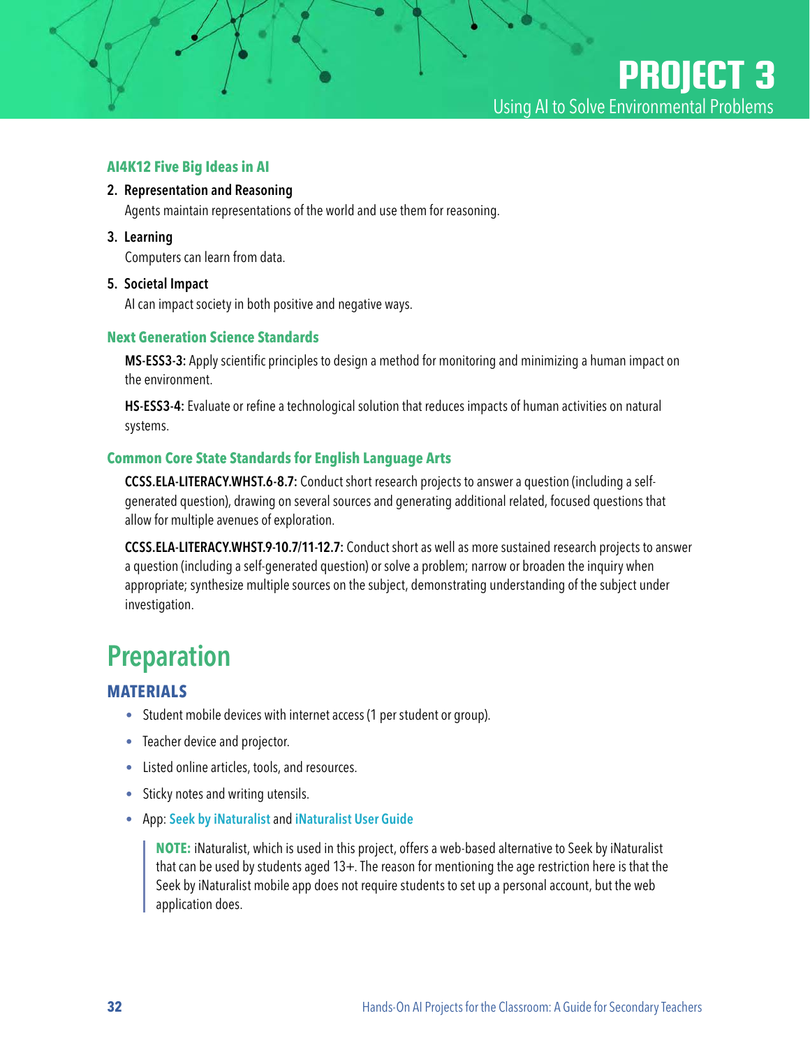# PROJECT 3

Using AI to Solve Environmental Problems

### AI4K12 Five Big Ideas in AI

2. **Representation and Reasoning**

   Agents maintain representations of the world and use them for reasoning.

3. **Learning**

   Computers can learn from data.

5. **Societal Impact**

   AI can impact society in both positive and negative ways.

### Next Generation Science Standards

**MS-ESS3-3:** Apply scientific principles to design a method for monitoring and minimizing a human impact on the environment.

**HS-ESS3-4:** Evaluate or refine a technological solution that reduces impacts of human activities on natural systems.

### Common Core State Standards for English Language Arts

**CCSS.ELA-LITERACY.WHST.6-8.7:** Conduct short research projects to answer a question (including a self-generated question), drawing on several sources and generating additional related, focused questions that allow for multiple avenues of exploration.

**CCSS.ELA-LITERACY.WHST.9-10.7/11-12.7:** Conduct short as well as more sustained research projects to answer a question (including a self-generated question) or solve a problem; narrow or broaden the inquiry when appropriate; synthesize multiple sources on the subject, demonstrating understanding of the subject under investigation.

## Preparation

### MATERIALS

- Student mobile devices with internet access (1 per student or group).
- Teacher device and projector.
- Listed online articles, tools, and resources.
- Sticky notes and writing utensils.
- App: Seek by iNaturalist and iNaturalist User Guide

> **NOTE:** iNaturalist, which is used in this project, offers a web-based alternative to Seek by iNaturalist that can be used by students aged 13+. The reason for mentioning the age restriction here is that the Seek by iNaturalist mobile app does not require students to set up a personal account, but the web application does.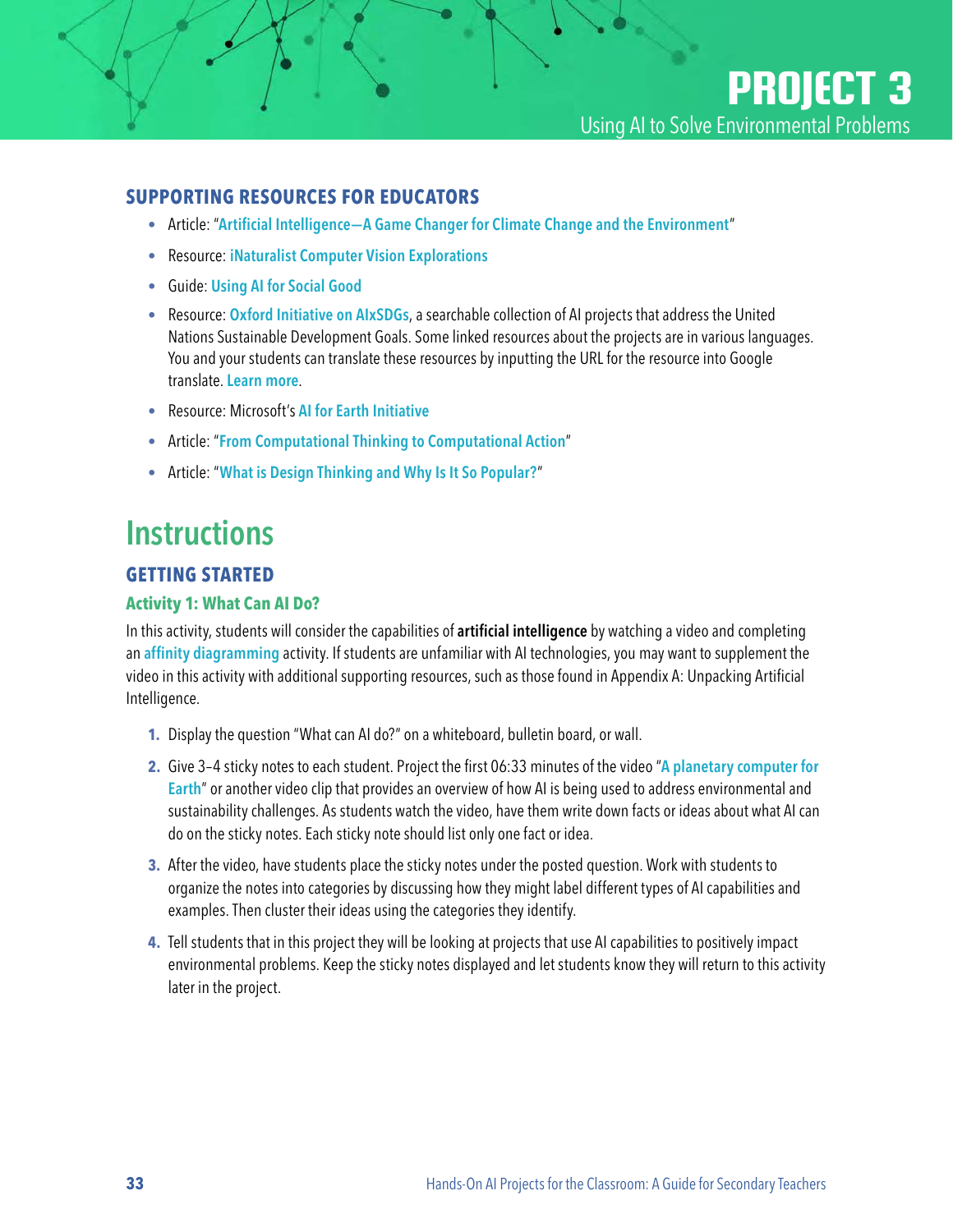# PROJECT 3

Using AI to Solve Environmental Problems

### SUPPORTING RESOURCES FOR EDUCATORS

- Article: "**Artificial Intelligence—A Game Changer for Climate Change and the Environment**"
- Resource: **iNaturalist Computer Vision Explorations**
- Guide: **Using AI for Social Good**
- Resource: **Oxford Initiative on AIxSDGs**, a searchable collection of AI projects that address the United Nations Sustainable Development Goals. Some linked resources about the projects are in various languages. You and your students can translate these resources by inputting the URL for the resource into Google translate. **Learn more**.
- Resource: Microsoft's **AI for Earth Initiative**
- Article: "**From Computational Thinking to Computational Action**"
- Article: "**What is Design Thinking and Why Is It So Popular?**"

## Instructions

### GETTING STARTED

#### Activity 1: What Can AI Do?

In this activity, students will consider the capabilities of **artificial intelligence** by watching a video and completing an **affinity diagramming** activity. If students are unfamiliar with AI technologies, you may want to supplement the video in this activity with additional supporting resources, such as those found in Appendix A: Unpacking Artificial Intelligence.

1. Display the question "What can AI do?" on a whiteboard, bulletin board, or wall.
2. Give 3–4 sticky notes to each student. Project the first 06:33 minutes of the video "**A planetary computer for Earth**" or another video clip that provides an overview of how AI is being used to address environmental and sustainability challenges. As students watch the video, have them write down facts or ideas about what AI can do on the sticky notes. Each sticky note should list only one fact or idea.
3. After the video, have students place the sticky notes under the posted question. Work with students to organize the notes into categories by discussing how they might label different types of AI capabilities and examples. Then cluster their ideas using the categories they identify.
4. Tell students that in this project they will be looking at projects that use AI capabilities to positively impact environmental problems. Keep the sticky notes displayed and let students know they will return to this activity later in the project.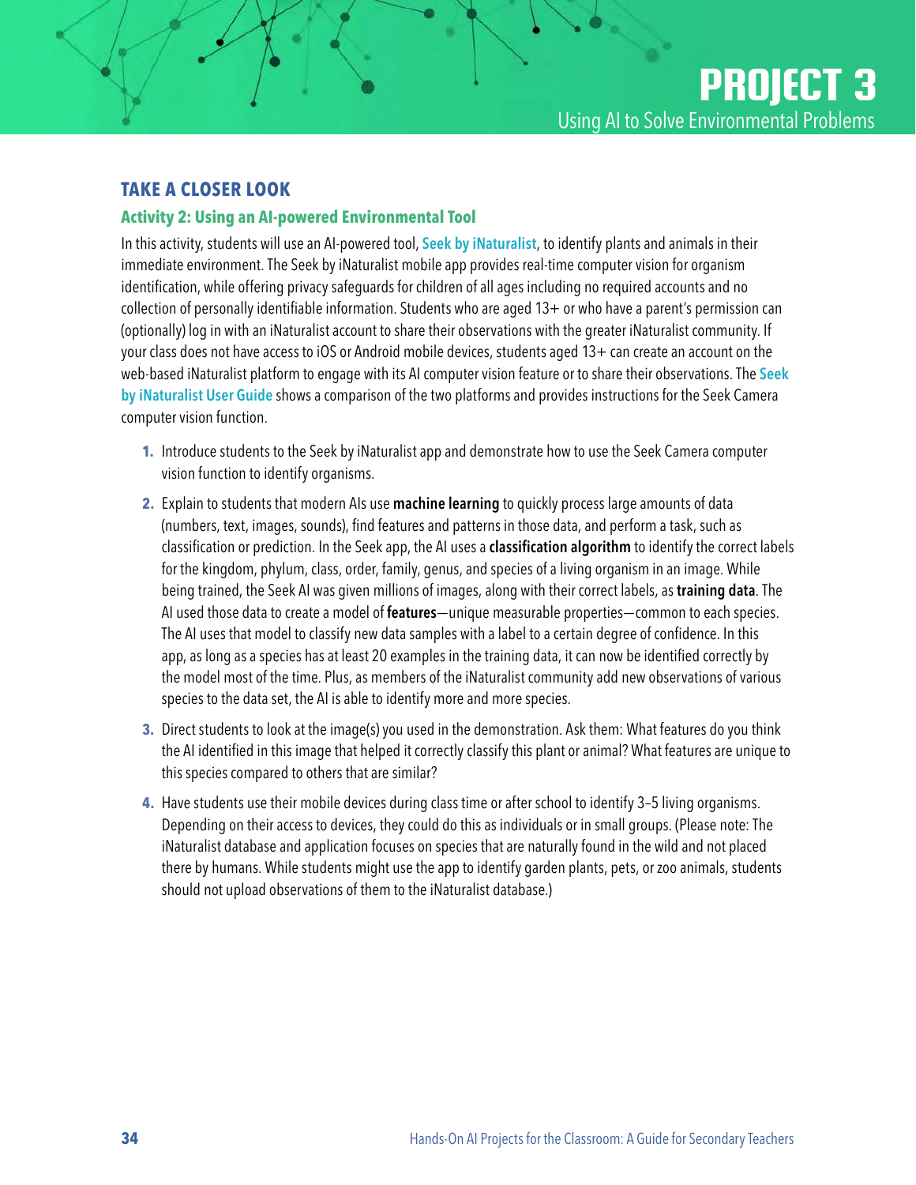# PROJECT 3

Using AI to Solve Environmental Problems

## TAKE A CLOSER LOOK

### Activity 2: Using an AI-powered Environmental Tool

In this activity, students will use an AI-powered tool, Seek by iNaturalist, to identify plants and animals in their immediate environment. The Seek by iNaturalist mobile app provides real-time computer vision for organism identification, while offering privacy safeguards for children of all ages including no required accounts and no collection of personally identifiable information. Students who are aged 13+ or who have a parent's permission can (optionally) log in with an iNaturalist account to share their observations with the greater iNaturalist community. If your class does not have access to iOS or Android mobile devices, students aged 13+ can create an account on the web-based iNaturalist platform to engage with its AI computer vision feature or to share their observations. The Seek by iNaturalist User Guide shows a comparison of the two platforms and provides instructions for the Seek Camera computer vision function.

1. Introduce students to the Seek by iNaturalist app and demonstrate how to use the Seek Camera computer vision function to identify organisms.
2. Explain to students that modern AIs use **machine learning** to quickly process large amounts of data (numbers, text, images, sounds), find features and patterns in those data, and perform a task, such as classification or prediction. In the Seek app, the AI uses a **classification algorithm** to identify the correct labels for the kingdom, phylum, class, order, family, genus, and species of a living organism in an image. While being trained, the Seek AI was given millions of images, along with their correct labels, as **training data**. The AI used those data to create a model of **features**—unique measurable properties—common to each species. The AI uses that model to classify new data samples with a label to a certain degree of confidence. In this app, as long as a species has at least 20 examples in the training data, it can now be identified correctly by the model most of the time. Plus, as members of the iNaturalist community add new observations of various species to the data set, the AI is able to identify more and more species.
3. Direct students to look at the image(s) you used in the demonstration. Ask them: What features do you think the AI identified in this image that helped it correctly classify this plant or animal? What features are unique to this species compared to others that are similar?
4. Have students use their mobile devices during class time or after school to identify 3–5 living organisms. Depending on their access to devices, they could do this as individuals or in small groups. (Please note: The iNaturalist database and application focuses on species that are naturally found in the wild and not placed there by humans. While students might use the app to identify garden plants, pets, or zoo animals, students should not upload observations of them to the iNaturalist database.)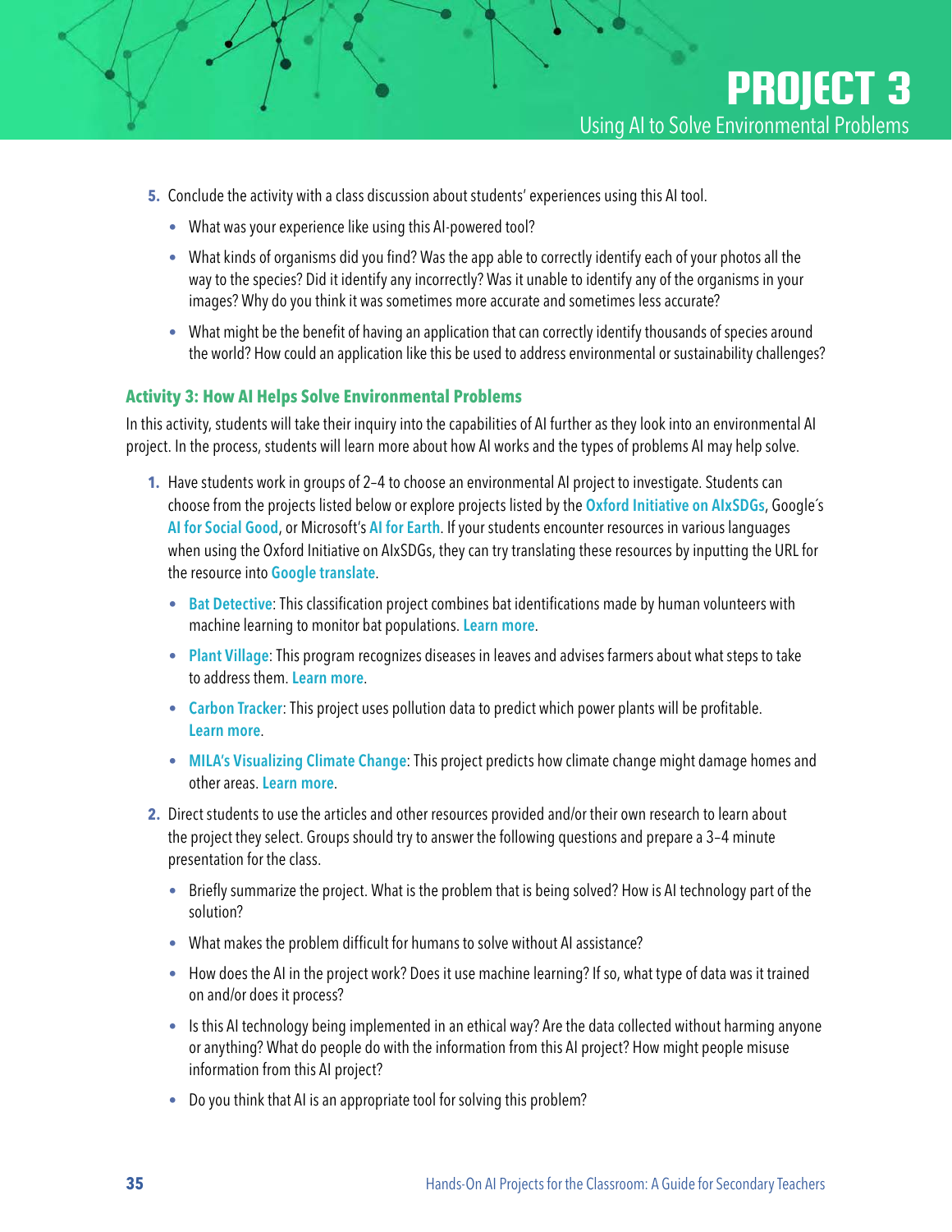5. Conclude the activity with a class discussion about students' experiences using this AI tool.
   - What was your experience like using this AI-powered tool?
   - What kinds of organisms did you find? Was the app able to correctly identify each of your photos all the way to the species? Did it identify any incorrectly? Was it unable to identify any of the organisms in your images? Why do you think it was sometimes more accurate and sometimes less accurate?
   - What might be the benefit of having an application that can correctly identify thousands of species around the world? How could an application like this be used to address environmental or sustainability challenges?

### Activity 3: How AI Helps Solve Environmental Problems

In this activity, students will take their inquiry into the capabilities of AI further as they look into an environmental AI project. In the process, students will learn more about how AI works and the types of problems AI may help solve.

1. Have students work in groups of 2–4 to choose an environmental AI project to investigate. Students can choose from the projects listed below or explore projects listed by the Oxford Initiative on AIxSDGs, Google's AI for Social Good, or Microsoft's AI for Earth. If your students encounter resources in various languages when using the Oxford Initiative on AIxSDGs, they can try translating these resources by inputting the URL for the resource into Google translate.
   - Bat Detective: This classification project combines bat identifications made by human volunteers with machine learning to monitor bat populations. Learn more.
   - Plant Village: This program recognizes diseases in leaves and advises farmers about what steps to take to address them. Learn more.
   - Carbon Tracker: This project uses pollution data to predict which power plants will be profitable. Learn more.
   - MILA's Visualizing Climate Change: This project predicts how climate change might damage homes and other areas. Learn more.
2. Direct students to use the articles and other resources provided and/or their own research to learn about the project they select. Groups should try to answer the following questions and prepare a 3–4 minute presentation for the class.
   - Briefly summarize the project. What is the problem that is being solved? How is AI technology part of the solution?
   - What makes the problem difficult for humans to solve without AI assistance?
   - How does the AI in the project work? Does it use machine learning? If so, what type of data was it trained on and/or does it process?
   - Is this AI technology being implemented in an ethical way? Are the data collected without harming anyone or anything? What do people do with the information from this AI project? How might people misuse information from this AI project?
   - Do you think that AI is an appropriate tool for solving this problem?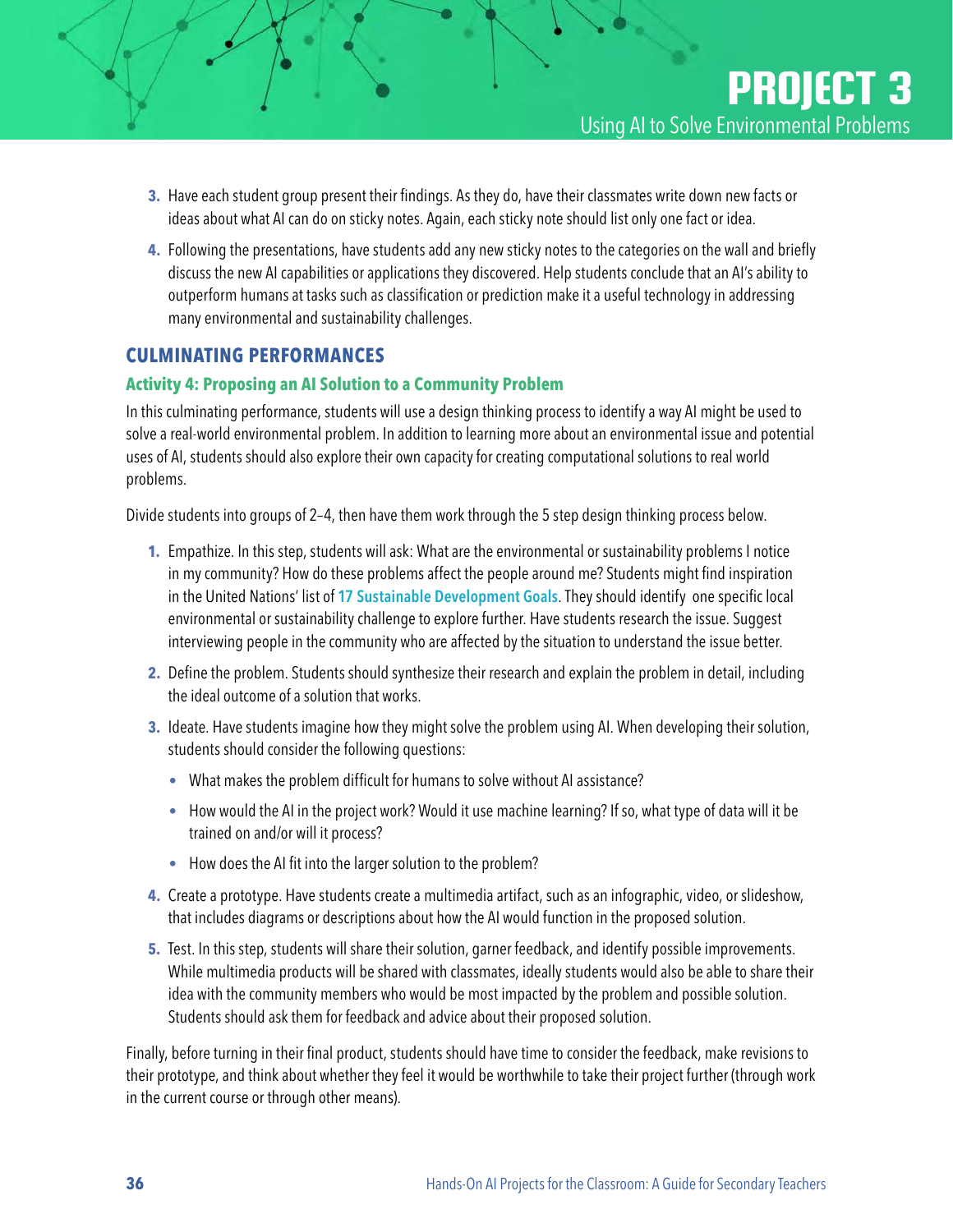3. Have each student group present their findings. As they do, have their classmates write down new facts or ideas about what AI can do on sticky notes. Again, each sticky note should list only one fact or idea.
4. Following the presentations, have students add any new sticky notes to the categories on the wall and briefly discuss the new AI capabilities or applications they discovered. Help students conclude that an AI's ability to outperform humans at tasks such as classification or prediction make it a useful technology in addressing many environmental and sustainability challenges.

## CULMINATING PERFORMANCES

### Activity 4: Proposing an AI Solution to a Community Problem

In this culminating performance, students will use a design thinking process to identify a way AI might be used to solve a real-world environmental problem. In addition to learning more about an environmental issue and potential uses of AI, students should also explore their own capacity for creating computational solutions to real world problems.

Divide students into groups of 2–4, then have them work through the 5 step design thinking process below.

1. Empathize. In this step, students will ask: What are the environmental or sustainability problems I notice in my community? How do these problems affect the people around me? Students might find inspiration in the United Nations' list of **17 Sustainable Development Goals**. They should identify one specific local environmental or sustainability challenge to explore further. Have students research the issue. Suggest interviewing people in the community who are affected by the situation to understand the issue better.
2. Define the problem. Students should synthesize their research and explain the problem in detail, including the ideal outcome of a solution that works.
3. Ideate. Have students imagine how they might solve the problem using AI. When developing their solution, students should consider the following questions:
   - What makes the problem difficult for humans to solve without AI assistance?
   - How would the AI in the project work? Would it use machine learning? If so, what type of data will it be trained on and/or will it process?
   - How does the AI fit into the larger solution to the problem?
4. Create a prototype. Have students create a multimedia artifact, such as an infographic, video, or slideshow, that includes diagrams or descriptions about how the AI would function in the proposed solution.
5. Test. In this step, students will share their solution, garner feedback, and identify possible improvements. While multimedia products will be shared with classmates, ideally students would also be able to share their idea with the community members who would be most impacted by the problem and possible solution. Students should ask them for feedback and advice about their proposed solution.

Finally, before turning in their final product, students should have time to consider the feedback, make revisions to their prototype, and think about whether they feel it would be worthwhile to take their project further (through work in the current course or through other means).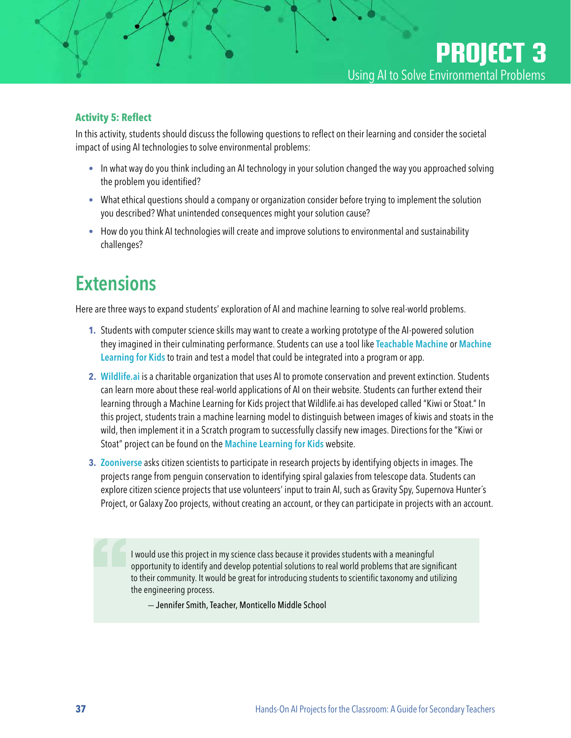### Activity 5: Reflect

In this activity, students should discuss the following questions to reflect on their learning and consider the societal impact of using AI technologies to solve environmental problems:

- In what way do you think including an AI technology in your solution changed the way you approached solving the problem you identified?
- What ethical questions should a company or organization consider before trying to implement the solution you described? What unintended consequences might your solution cause?
- How do you think AI technologies will create and improve solutions to environmental and sustainability challenges?

## Extensions

Here are three ways to expand students' exploration of AI and machine learning to solve real-world problems.

1. Students with computer science skills may want to create a working prototype of the AI-powered solution they imagined in their culminating performance. Students can use a tool like Teachable Machine or Machine Learning for Kids to train and test a model that could be integrated into a program or app.
2. Wildlife.ai is a charitable organization that uses AI to promote conservation and prevent extinction. Students can learn more about these real-world applications of AI on their website. Students can further extend their learning through a Machine Learning for Kids project that Wildlife.ai has developed called "Kiwi or Stoat." In this project, students train a machine learning model to distinguish between images of kiwis and stoats in the wild, then implement it in a Scratch program to successfully classify new images. Directions for the "Kiwi or Stoat" project can be found on the Machine Learning for Kids website.
3. Zooniverse asks citizen scientists to participate in research projects by identifying objects in images. The projects range from penguin conservation to identifying spiral galaxies from telescope data. Students can explore citizen science projects that use volunteers' input to train AI, such as Gravity Spy, Supernova Hunter´s Project, or Galaxy Zoo projects, without creating an account, or they can participate in projects with an account.

> I would use this project in my science class because it provides students with a meaningful opportunity to identify and develop potential solutions to real world problems that are significant to their community. It would be great for introducing students to scientific taxonomy and utilizing the engineering process.
>
> — Jennifer Smith, Teacher, Monticello Middle School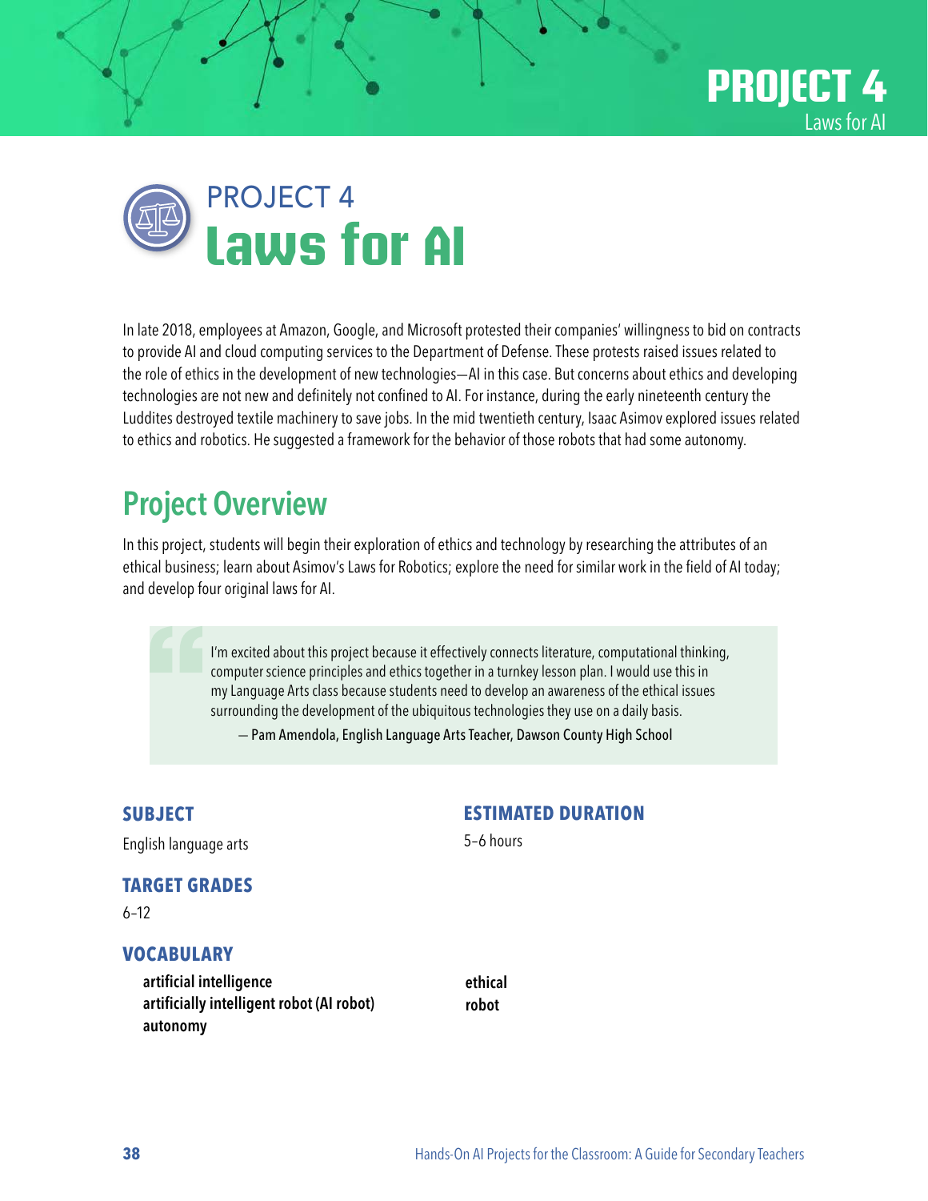# PROJECT 4

# Laws for AI

In late 2018, employees at Amazon, Google, and Microsoft protested their companies' willingness to bid on contracts to provide AI and cloud computing services to the Department of Defense. These protests raised issues related to the role of ethics in the development of new technologies—AI in this case. But concerns about ethics and developing technologies are not new and definitely not confined to AI. For instance, during the early nineteenth century the Luddites destroyed textile machinery to save jobs. In the mid twentieth century, Isaac Asimov explored issues related to ethics and robotics. He suggested a framework for the behavior of those robots that had some autonomy.

## Project Overview

In this project, students will begin their exploration of ethics and technology by researching the attributes of an ethical business; learn about Asimov's Laws for Robotics; explore the need for similar work in the field of AI today; and develop four original laws for AI.

> I'm excited about this project because it effectively connects literature, computational thinking, computer science principles and ethics together in a turnkey lesson plan. I would use this in my Language Arts class because students need to develop an awareness of the ethical issues surrounding the development of the ubiquitous technologies they use on a daily basis.
>
> — Pam Amendola, English Language Arts Teacher, Dawson County High School

### SUBJECT

English language arts

### TARGET GRADES

6–12

### ESTIMATED DURATION

5–6 hours

### VOCABULARY

- **artificial intelligence**
- **artificially intelligent robot (AI robot)**
- **autonomy**
- **ethical**
- **robot**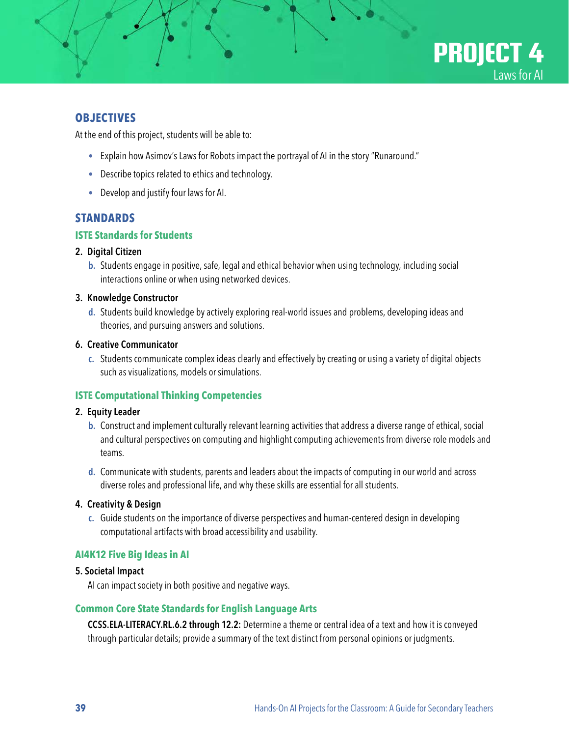# PROJECT 4
Laws for AI

## OBJECTIVES

At the end of this project, students will be able to:

- Explain how Asimov's Laws for Robots impact the portrayal of AI in the story "Runaround."
- Describe topics related to ethics and technology.
- Develop and justify four laws for AI.

## STANDARDS

### ISTE Standards for Students

**2. Digital Citizen**

**b.** Students engage in positive, safe, legal and ethical behavior when using technology, including social interactions online or when using networked devices.

**3. Knowledge Constructor**

**d.** Students build knowledge by actively exploring real-world issues and problems, developing ideas and theories, and pursuing answers and solutions.

**6. Creative Communicator**

**c.** Students communicate complex ideas clearly and effectively by creating or using a variety of digital objects such as visualizations, models or simulations.

### ISTE Computational Thinking Competencies

**2. Equity Leader**

**b.** Construct and implement culturally relevant learning activities that address a diverse range of ethical, social and cultural perspectives on computing and highlight computing achievements from diverse role models and teams.

**d.** Communicate with students, parents and leaders about the impacts of computing in our world and across diverse roles and professional life, and why these skills are essential for all students.

**4. Creativity & Design**

**c.** Guide students on the importance of diverse perspectives and human-centered design in developing computational artifacts with broad accessibility and usability.

### AI4K12 Five Big Ideas in AI

**5. Societal Impact**

AI can impact society in both positive and negative ways.

### Common Core State Standards for English Language Arts

**CCSS.ELA-LITERACY.RL.6.2 through 12.2:** Determine a theme or central idea of a text and how it is conveyed through particular details; provide a summary of the text distinct from personal opinions or judgments.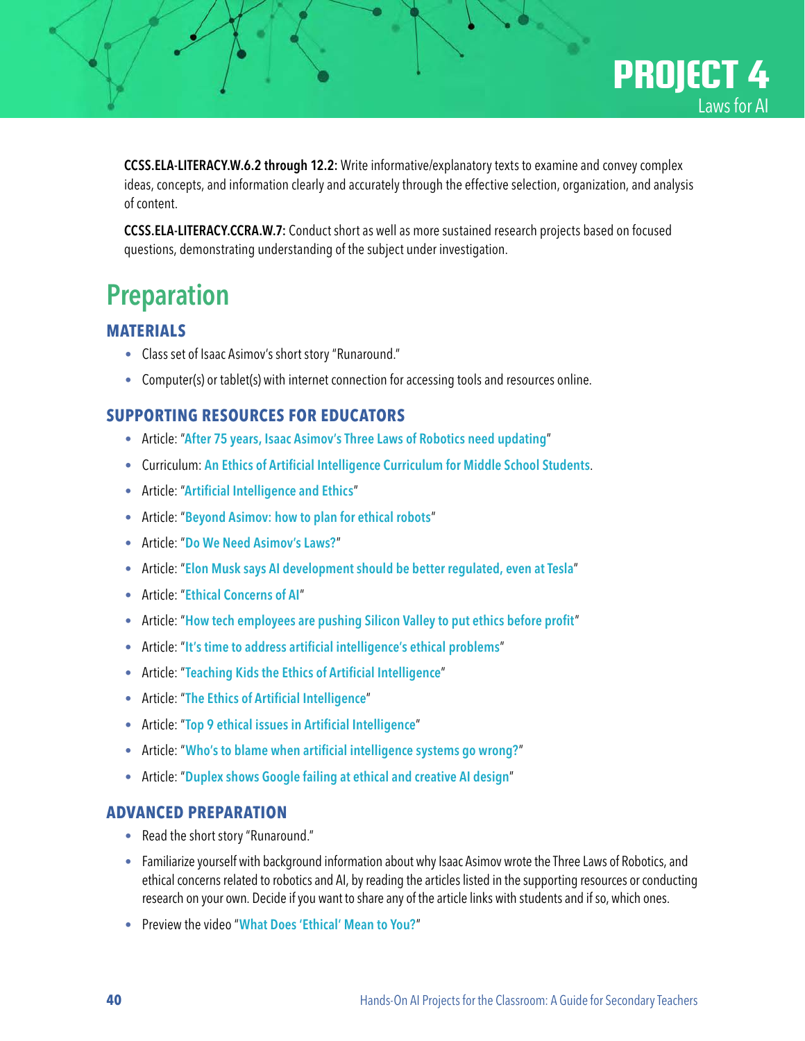# PROJECT 4

Laws for AI

**CCSS.ELA-LITERACY.W.6.2 through 12.2:** Write informative/explanatory texts to examine and convey complex ideas, concepts, and information clearly and accurately through the effective selection, organization, and analysis of content.

**CCSS.ELA-LITERACY.CCRA.W.7:** Conduct short as well as more sustained research projects based on focused questions, demonstrating understanding of the subject under investigation.

## Preparation

### MATERIALS

- Class set of Isaac Asimov's short story "Runaround."
- Computer(s) or tablet(s) with internet connection for accessing tools and resources online.

### SUPPORTING RESOURCES FOR EDUCATORS

- Article: "**After 75 years, Isaac Asimov's Three Laws of Robotics need updating**"
- Curriculum: **An Ethics of Artificial Intelligence Curriculum for Middle School Students**.
- Article: "**Artificial Intelligence and Ethics**"
- Article: "**Beyond Asimov: how to plan for ethical robots**"
- Article: "**Do We Need Asimov's Laws?**"
- Article: "**Elon Musk says AI development should be better regulated, even at Tesla**"
- Article: "**Ethical Concerns of AI**"
- Article: "**How tech employees are pushing Silicon Valley to put ethics before profit**"
- Article: "**It's time to address artificial intelligence's ethical problems**"
- Article: "**Teaching Kids the Ethics of Artificial Intelligence**"
- Article: "**The Ethics of Artificial Intelligence**"
- Article: "**Top 9 ethical issues in Artificial Intelligence**"
- Article: "**Who's to blame when artificial intelligence systems go wrong?**"
- Article: "**Duplex shows Google failing at ethical and creative AI design**"

### ADVANCED PREPARATION

- Read the short story "Runaround."
- Familiarize yourself with background information about why Isaac Asimov wrote the Three Laws of Robotics, and ethical concerns related to robotics and AI, by reading the articles listed in the supporting resources or conducting research on your own. Decide if you want to share any of the article links with students and if so, which ones.
- Preview the video "**What Does 'Ethical' Mean to You?**"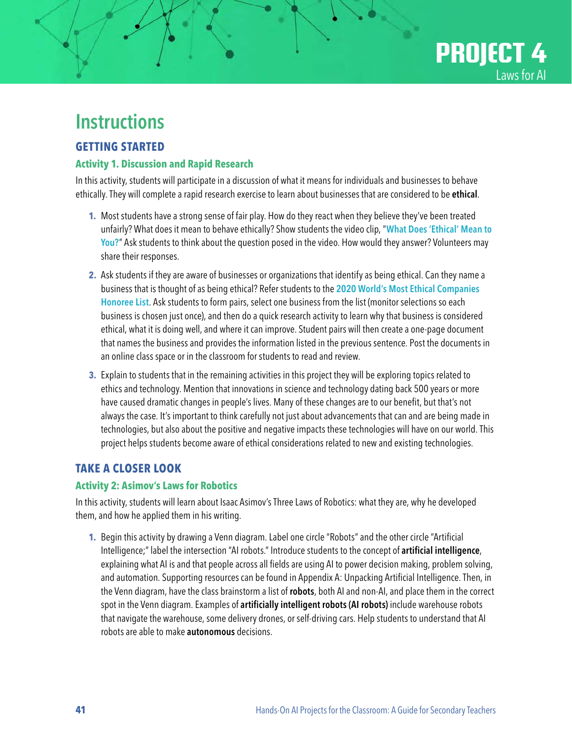# Instructions

## GETTING STARTED

### Activity 1. Discussion and Rapid Research

In this activity, students will participate in a discussion of what it means for individuals and businesses to behave ethically. They will complete a rapid research exercise to learn about businesses that are considered to be **ethical**.

1. Most students have a strong sense of fair play. How do they react when they believe they've been treated unfairly? What does it mean to behave ethically? Show students the video clip, "**What Does 'Ethical' Mean to You?**" Ask students to think about the question posed in the video. How would they answer? Volunteers may share their responses.
2. Ask students if they are aware of businesses or organizations that identify as being ethical. Can they name a business that is thought of as being ethical? Refer students to the **2020 World's Most Ethical Companies Honoree List**. Ask students to form pairs, select one business from the list (monitor selections so each business is chosen just once), and then do a quick research activity to learn why that business is considered ethical, what it is doing well, and where it can improve. Student pairs will then create a one-page document that names the business and provides the information listed in the previous sentence. Post the documents in an online class space or in the classroom for students to read and review.
3. Explain to students that in the remaining activities in this project they will be exploring topics related to ethics and technology. Mention that innovations in science and technology dating back 500 years or more have caused dramatic changes in people's lives. Many of these changes are to our benefit, but that's not always the case. It's important to think carefully not just about advancements that can and are being made in technologies, but also about the positive and negative impacts these technologies will have on our world. This project helps students become aware of ethical considerations related to new and existing technologies.

## TAKE A CLOSER LOOK

### Activity 2: Asimov's Laws for Robotics

In this activity, students will learn about Isaac Asimov's Three Laws of Robotics: what they are, why he developed them, and how he applied them in his writing.

1. Begin this activity by drawing a Venn diagram. Label one circle "Robots" and the other circle "Artificial Intelligence;" label the intersection "AI robots." Introduce students to the concept of **artificial intelligence**, explaining what AI is and that people across all fields are using AI to power decision making, problem solving, and automation. Supporting resources can be found in Appendix A: Unpacking Artificial Intelligence. Then, in the Venn diagram, have the class brainstorm a list of **robots**, both AI and non-AI, and place them in the correct spot in the Venn diagram. Examples of **artificially intelligent robots (AI robots)** include warehouse robots that navigate the warehouse, some delivery drones, or self-driving cars. Help students to understand that AI robots are able to make **autonomous** decisions.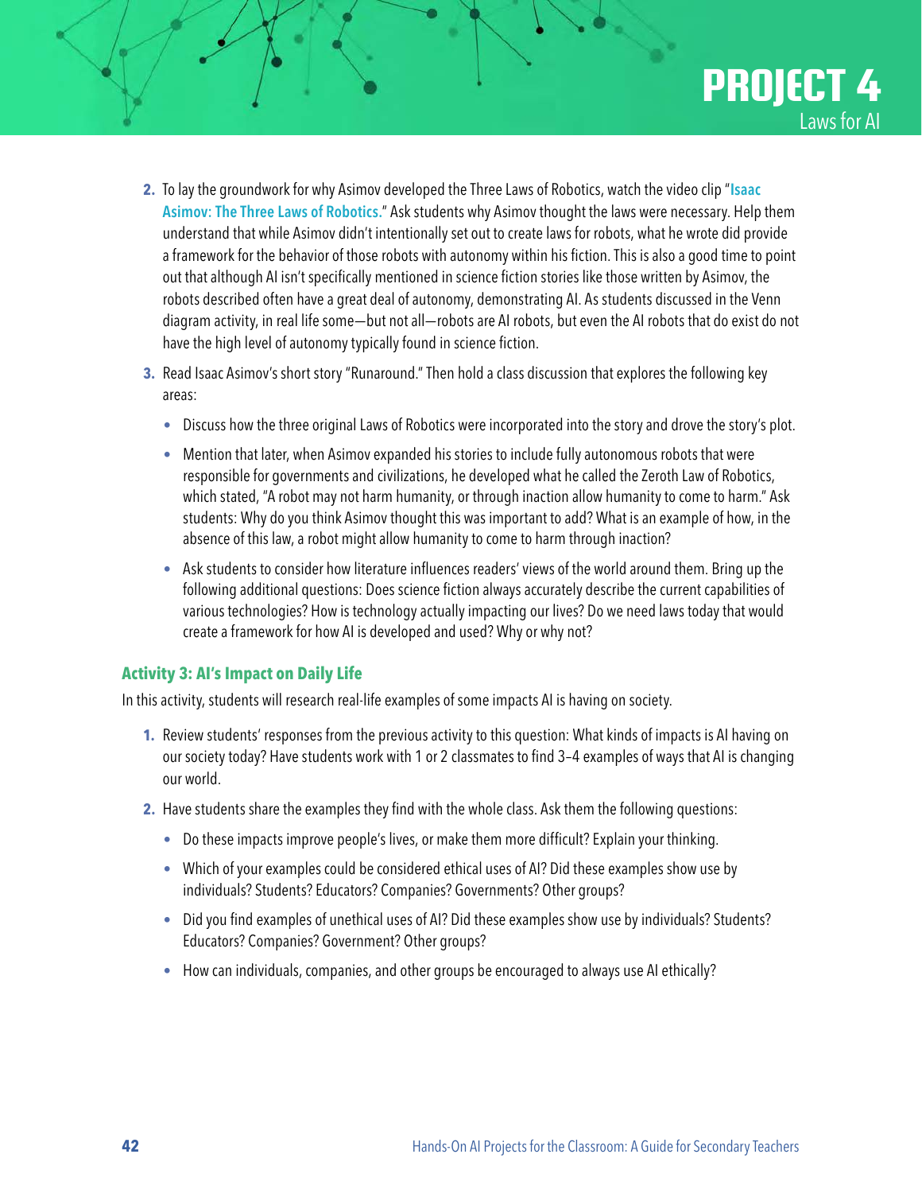2. To lay the groundwork for why Asimov developed the Three Laws of Robotics, watch the video clip "**Isaac Asimov: The Three Laws of Robotics.**" Ask students why Asimov thought the laws were necessary. Help them understand that while Asimov didn't intentionally set out to create laws for robots, what he wrote did provide a framework for the behavior of those robots with autonomy within his fiction. This is also a good time to point out that although AI isn't specifically mentioned in science fiction stories like those written by Asimov, the robots described often have a great deal of autonomy, demonstrating AI. As students discussed in the Venn diagram activity, in real life some—but not all—robots are AI robots, but even the AI robots that do exist do not have the high level of autonomy typically found in science fiction.

3. Read Isaac Asimov's short story "Runaround." Then hold a class discussion that explores the following key areas:

   - Discuss how the three original Laws of Robotics were incorporated into the story and drove the story's plot.
   - Mention that later, when Asimov expanded his stories to include fully autonomous robots that were responsible for governments and civilizations, he developed what he called the Zeroth Law of Robotics, which stated, "A robot may not harm humanity, or through inaction allow humanity to come to harm." Ask students: Why do you think Asimov thought this was important to add? What is an example of how, in the absence of this law, a robot might allow humanity to come to harm through inaction?
   - Ask students to consider how literature influences readers' views of the world around them. Bring up the following additional questions: Does science fiction always accurately describe the current capabilities of various technologies? How is technology actually impacting our lives? Do we need laws today that would create a framework for how AI is developed and used? Why or why not?

### Activity 3: AI's Impact on Daily Life

In this activity, students will research real-life examples of some impacts AI is having on society.

1. Review students' responses from the previous activity to this question: What kinds of impacts is AI having on our society today? Have students work with 1 or 2 classmates to find 3–4 examples of ways that AI is changing our world.

2. Have students share the examples they find with the whole class. Ask them the following questions:

   - Do these impacts improve people's lives, or make them more difficult? Explain your thinking.
   - Which of your examples could be considered ethical uses of AI? Did these examples show use by individuals? Students? Educators? Companies? Governments? Other groups?
   - Did you find examples of unethical uses of AI? Did these examples show use by individuals? Students? Educators? Companies? Government? Other groups?
   - How can individuals, companies, and other groups be encouraged to always use AI ethically?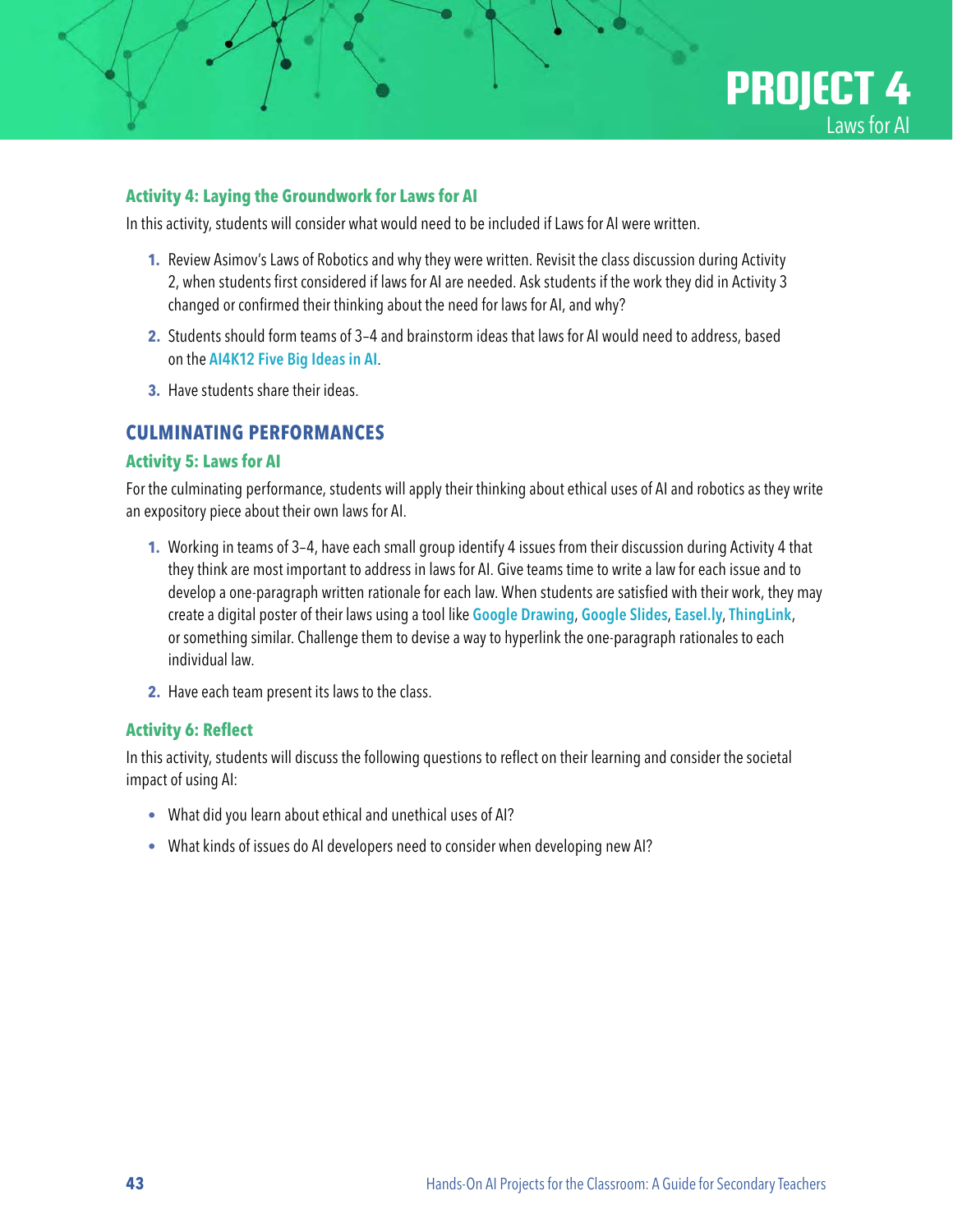### Activity 4: Laying the Groundwork for Laws for AI

In this activity, students will consider what would need to be included if Laws for AI were written.

1. Review Asimov's Laws of Robotics and why they were written. Revisit the class discussion during Activity 2, when students first considered if laws for AI are needed. Ask students if the work they did in Activity 3 changed or confirmed their thinking about the need for laws for AI, and why?
2. Students should form teams of 3–4 and brainstorm ideas that laws for AI would need to address, based on the **AI4K12 Five Big Ideas in AI**.
3. Have students share their ideas.

## CULMINATING PERFORMANCES

### Activity 5: Laws for AI

For the culminating performance, students will apply their thinking about ethical uses of AI and robotics as they write an expository piece about their own laws for AI.

1. Working in teams of 3–4, have each small group identify 4 issues from their discussion during Activity 4 that they think are most important to address in laws for AI. Give teams time to write a law for each issue and to develop a one-paragraph written rationale for each law. When students are satisfied with their work, they may create a digital poster of their laws using a tool like **Google Drawing**, **Google Slides**, **Easel.ly**, **ThingLink**, or something similar. Challenge them to devise a way to hyperlink the one-paragraph rationales to each individual law.
2. Have each team present its laws to the class.

### Activity 6: Reflect

In this activity, students will discuss the following questions to reflect on their learning and consider the societal impact of using AI:

- What did you learn about ethical and unethical uses of AI?
- What kinds of issues do AI developers need to consider when developing new AI?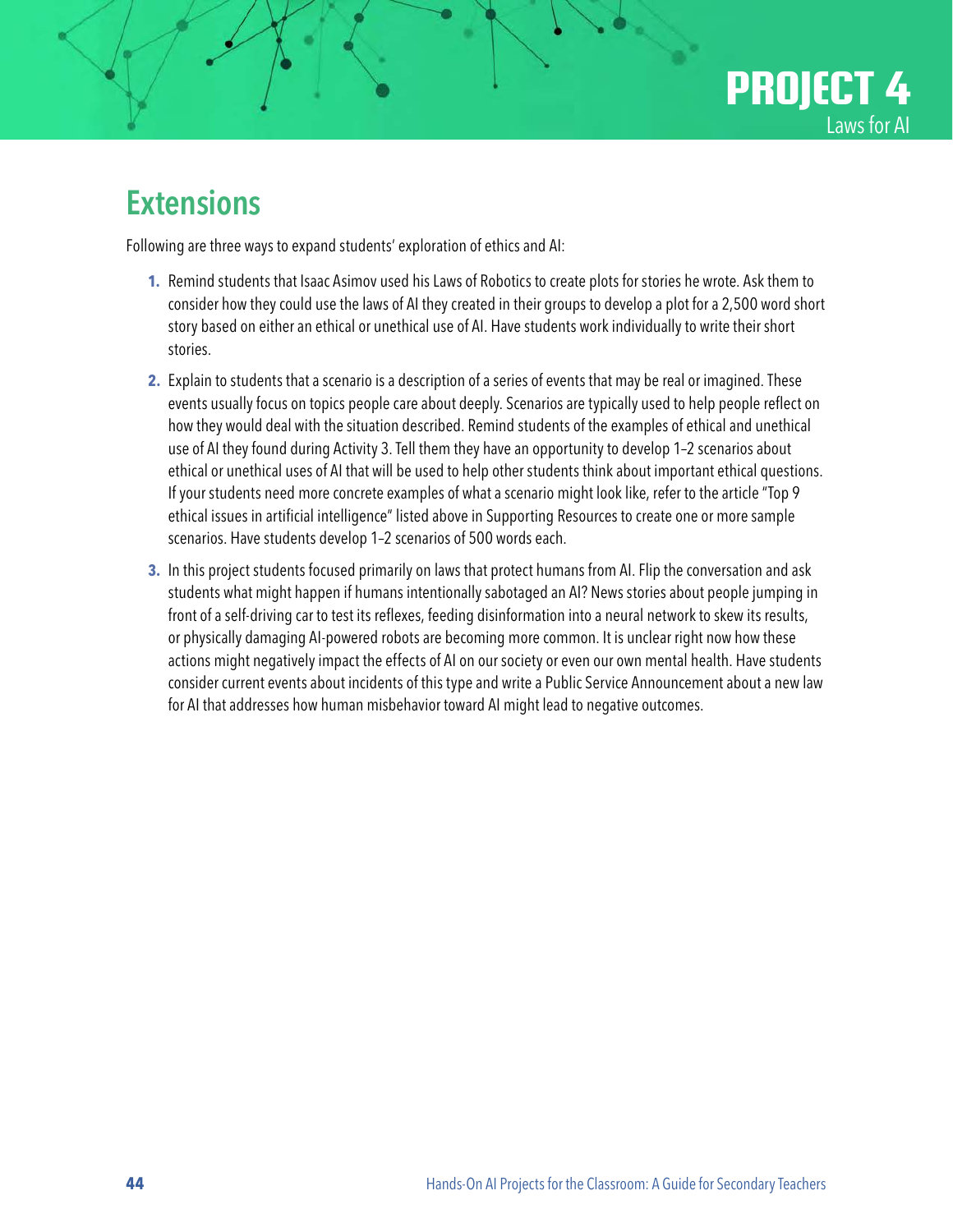## Extensions

Following are three ways to expand students' exploration of ethics and AI:

1. Remind students that Isaac Asimov used his Laws of Robotics to create plots for stories he wrote. Ask them to consider how they could use the laws of AI they created in their groups to develop a plot for a 2,500 word short story based on either an ethical or unethical use of AI. Have students work individually to write their short stories.
2. Explain to students that a scenario is a description of a series of events that may be real or imagined. These events usually focus on topics people care about deeply. Scenarios are typically used to help people reflect on how they would deal with the situation described. Remind students of the examples of ethical and unethical use of AI they found during Activity 3. Tell them they have an opportunity to develop 1–2 scenarios about ethical or unethical uses of AI that will be used to help other students think about important ethical questions. If your students need more concrete examples of what a scenario might look like, refer to the article "Top 9 ethical issues in artificial intelligence" listed above in Supporting Resources to create one or more sample scenarios. Have students develop 1–2 scenarios of 500 words each.
3. In this project students focused primarily on laws that protect humans from AI. Flip the conversation and ask students what might happen if humans intentionally sabotaged an AI? News stories about people jumping in front of a self-driving car to test its reflexes, feeding disinformation into a neural network to skew its results, or physically damaging AI-powered robots are becoming more common. It is unclear right now how these actions might negatively impact the effects of AI on our society or even our own mental health. Have students consider current events about incidents of this type and write a Public Service Announcement about a new law for AI that addresses how human misbehavior toward AI might lead to negative outcomes.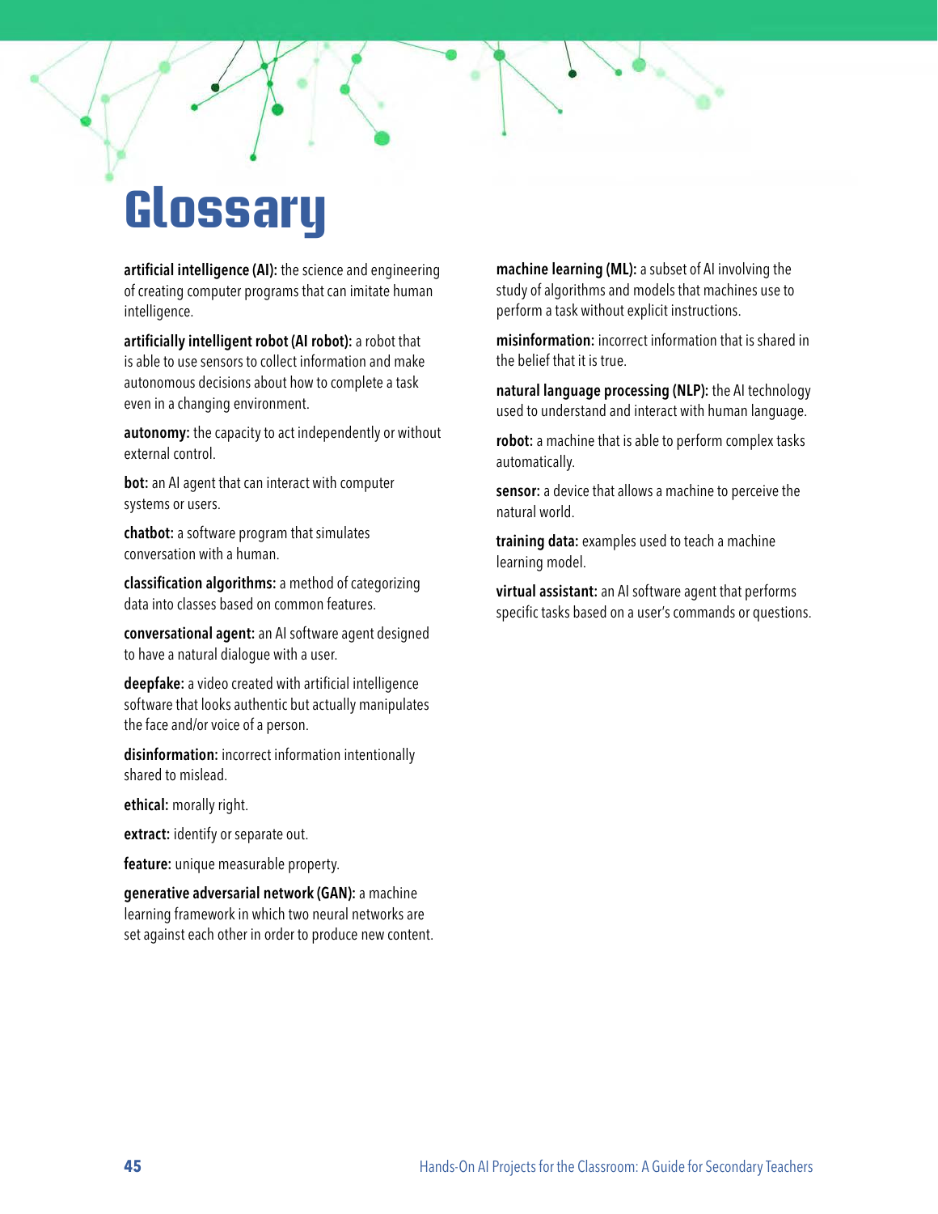# Glossary

**artificial intelligence (AI):** the science and engineering of creating computer programs that can imitate human intelligence.

**artificially intelligent robot (AI robot):** a robot that is able to use sensors to collect information and make autonomous decisions about how to complete a task even in a changing environment.

**autonomy:** the capacity to act independently or without external control.

**bot:** an AI agent that can interact with computer systems or users.

**chatbot:** a software program that simulates conversation with a human.

**classification algorithms:** a method of categorizing data into classes based on common features.

**conversational agent:** an AI software agent designed to have a natural dialogue with a user.

**deepfake:** a video created with artificial intelligence software that looks authentic but actually manipulates the face and/or voice of a person.

**disinformation:** incorrect information intentionally shared to mislead.

**ethical:** morally right.

**extract:** identify or separate out.

**feature:** unique measurable property.

**generative adversarial network (GAN):** a machine learning framework in which two neural networks are set against each other in order to produce new content.

**machine learning (ML):** a subset of AI involving the study of algorithms and models that machines use to perform a task without explicit instructions.

**misinformation:** incorrect information that is shared in the belief that it is true.

**natural language processing (NLP):** the AI technology used to understand and interact with human language.

**robot:** a machine that is able to perform complex tasks automatically.

**sensor:** a device that allows a machine to perceive the natural world.

**training data:** examples used to teach a machine learning model.

**virtual assistant:** an AI software agent that performs specific tasks based on a user's commands or questions.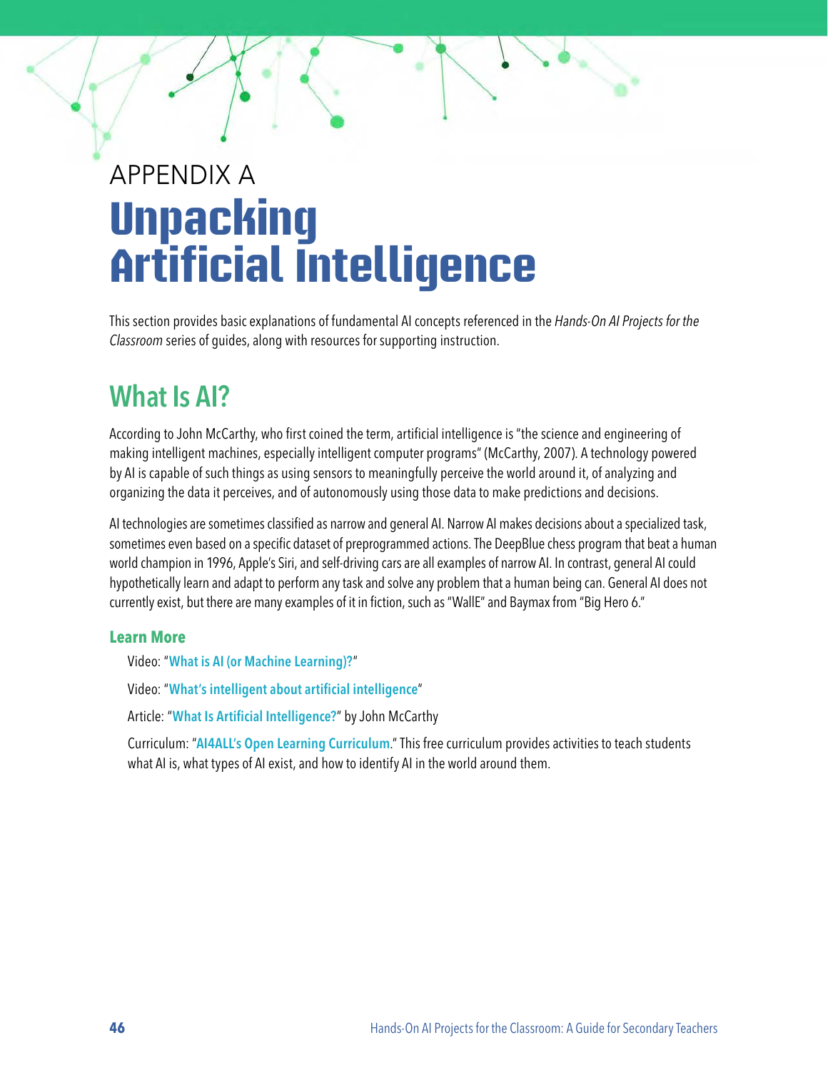APPENDIX A

# Unpacking Artificial Intelligence

This section provides basic explanations of fundamental AI concepts referenced in the *Hands-On AI Projects for the Classroom* series of guides, along with resources for supporting instruction.

## What Is AI?

According to John McCarthy, who first coined the term, artificial intelligence is "the science and engineering of making intelligent machines, especially intelligent computer programs" (McCarthy, 2007). A technology powered by AI is capable of such things as using sensors to meaningfully perceive the world around it, of analyzing and organizing the data it perceives, and of autonomously using those data to make predictions and decisions.

AI technologies are sometimes classified as narrow and general AI. Narrow AI makes decisions about a specialized task, sometimes even based on a specific dataset of preprogrammed actions. The DeepBlue chess program that beat a human world champion in 1996, Apple's Siri, and self-driving cars are all examples of narrow AI. In contrast, general AI could hypothetically learn and adapt to perform any task and solve any problem that a human being can. General AI does not currently exist, but there are many examples of it in fiction, such as "WallE" and Baymax from "Big Hero 6."

### Learn More

Video: "**What is AI (or Machine Learning)?**"

Video: "**What's intelligent about artificial intelligence**"

Article: "**What Is Artificial Intelligence?**" by John McCarthy

Curriculum: "**AI4ALL's Open Learning Curriculum**." This free curriculum provides activities to teach students what AI is, what types of AI exist, and how to identify AI in the world around them.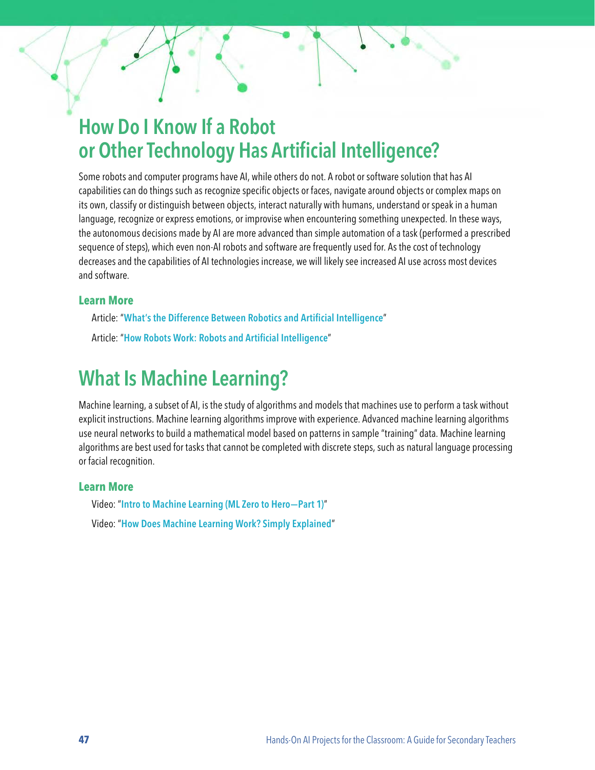# How Do I Know If a Robot or Other Technology Has Artificial Intelligence?

Some robots and computer programs have AI, while others do not. A robot or software solution that has AI capabilities can do things such as recognize specific objects or faces, navigate around objects or complex maps on its own, classify or distinguish between objects, interact naturally with humans, understand or speak in a human language, recognize or express emotions, or improvise when encountering something unexpected. In these ways, the autonomous decisions made by AI are more advanced than simple automation of a task (performed a prescribed sequence of steps), which even non-AI robots and software are frequently used for. As the cost of technology decreases and the capabilities of AI technologies increase, we will likely see increased AI use across most devices and software.

### Learn More

Article: "**What's the Difference Between Robotics and Artificial Intelligence**"

Article: "**How Robots Work: Robots and Artificial Intelligence**"

# What Is Machine Learning?

Machine learning, a subset of AI, is the study of algorithms and models that machines use to perform a task without explicit instructions. Machine learning algorithms improve with experience. Advanced machine learning algorithms use neural networks to build a mathematical model based on patterns in sample "training" data. Machine learning algorithms are best used for tasks that cannot be completed with discrete steps, such as natural language processing or facial recognition.

### Learn More

Video: "**Intro to Machine Learning (ML Zero to Hero—Part 1)**"

Video: "**How Does Machine Learning Work? Simply Explained**"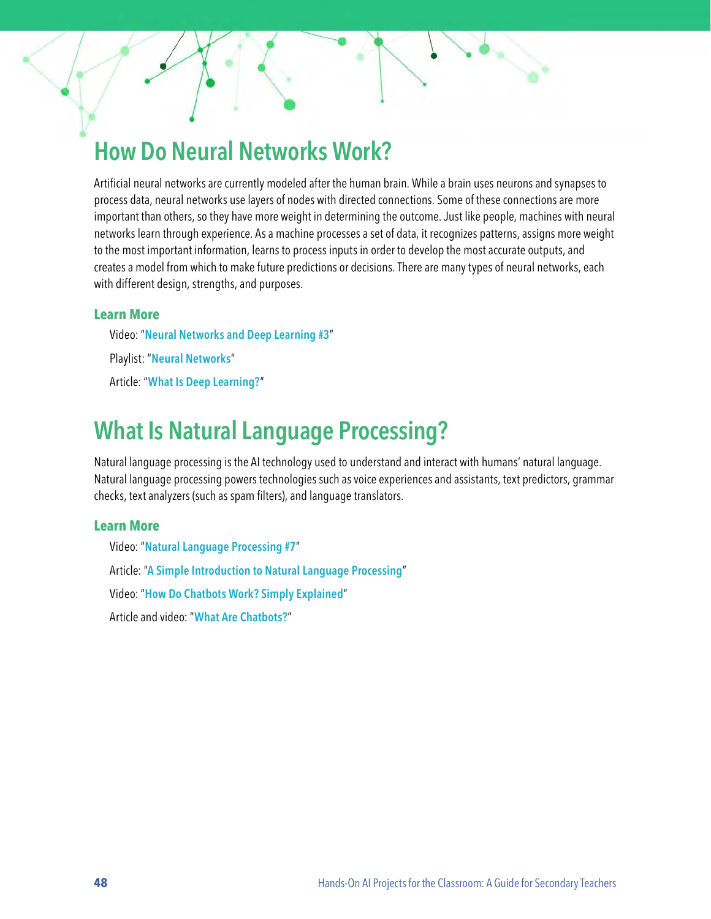## How Do Neural Networks Work?

Artificial neural networks are currently modeled after the human brain. While a brain uses neurons and synapses to process data, neural networks use layers of nodes with directed connections. Some of these connections are more important than others, so they have more weight in determining the outcome. Just like people, machines with neural networks learn through experience. As a machine processes a set of data, it recognizes patterns, assigns more weight to the most important information, learns to process inputs in order to develop the most accurate outputs, and creates a model from which to make future predictions or decisions. There are many types of neural networks, each with different design, strengths, and purposes.

### Learn More

Video: "**Neural Networks and Deep Learning #3**"

Playlist: "**Neural Networks**"

Article: "**What Is Deep Learning?**"

## What Is Natural Language Processing?

Natural language processing is the AI technology used to understand and interact with humans' natural language. Natural language processing powers technologies such as voice experiences and assistants, text predictors, grammar checks, text analyzers (such as spam filters), and language translators.

### Learn More

Video: "**Natural Language Processing #7**"

Article: "**A Simple Introduction to Natural Language Processing**"

Video: "**How Do Chatbots Work? Simply Explained**"

Article and video: "**What Are Chatbots?**"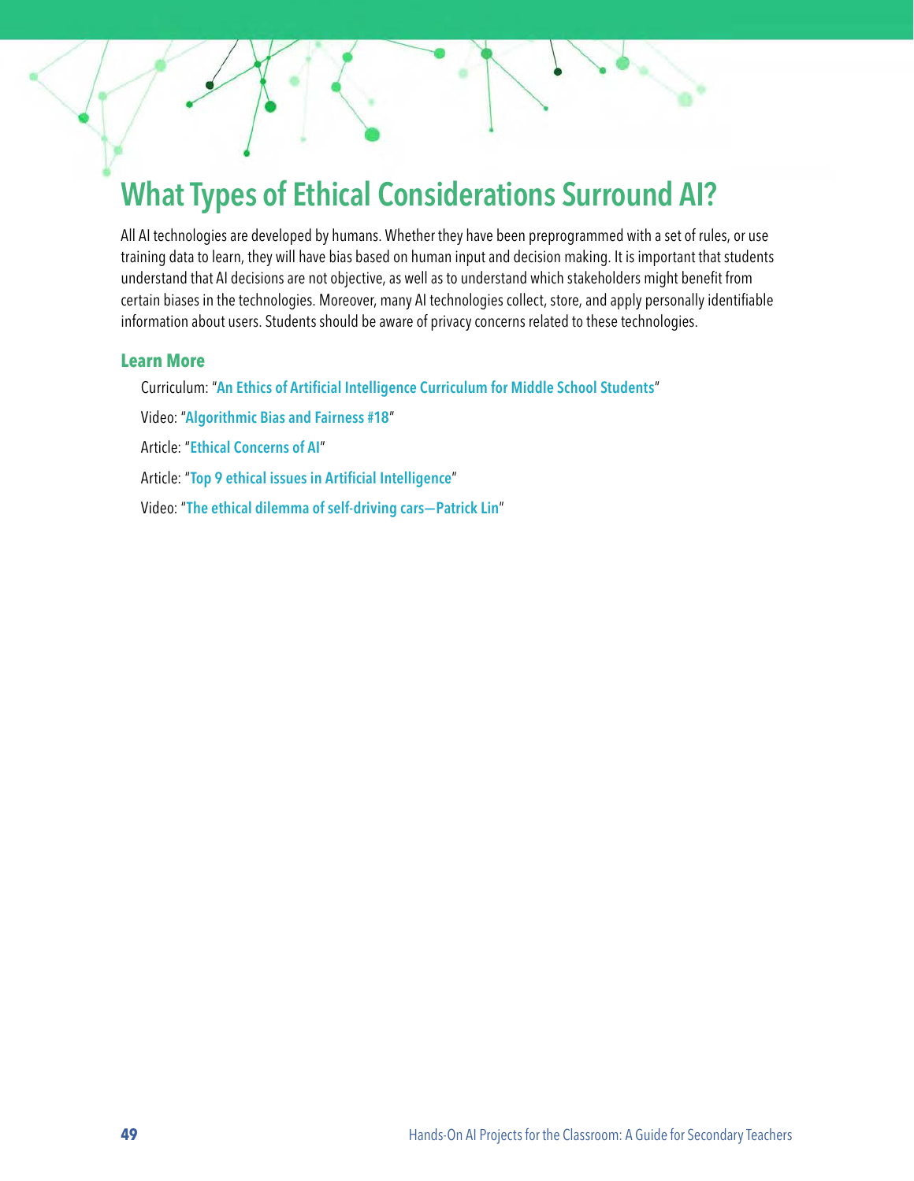# What Types of Ethical Considerations Surround AI?

All AI technologies are developed by humans. Whether they have been preprogrammed with a set of rules, or use training data to learn, they will have bias based on human input and decision making. It is important that students understand that AI decisions are not objective, as well as to understand which stakeholders might benefit from certain biases in the technologies. Moreover, many AI technologies collect, store, and apply personally identifiable information about users. Students should be aware of privacy concerns related to these technologies.

### Learn More

Curriculum: "**An Ethics of Artificial Intelligence Curriculum for Middle School Students**"

Video: "**Algorithmic Bias and Fairness #18**"

Article: "**Ethical Concerns of AI**"

Article: "**Top 9 ethical issues in Artificial Intelligence**"

Video: "**The ethical dilemma of self-driving cars—Patrick Lin**"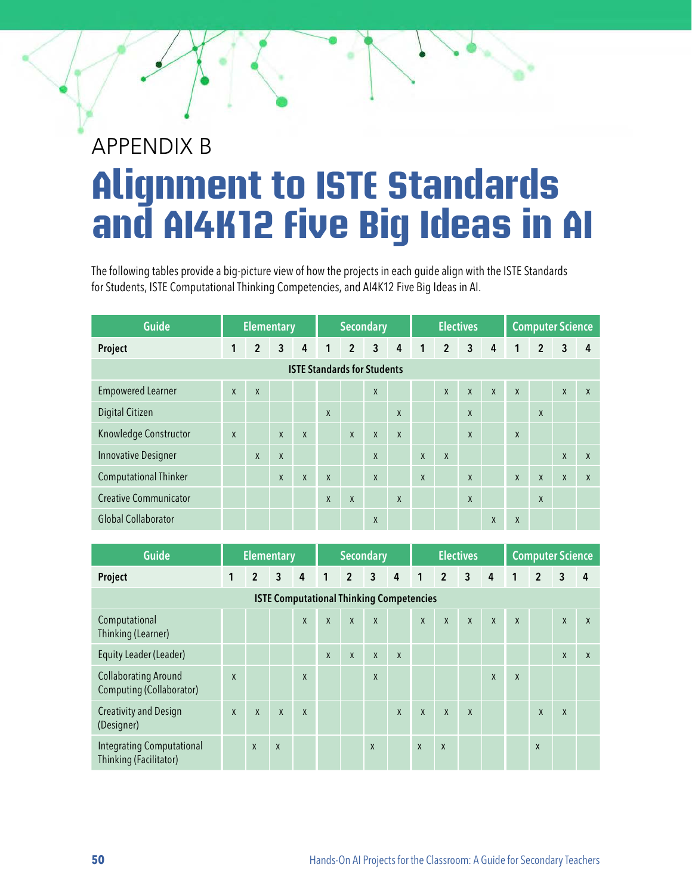APPENDIX B

# Alignment to ISTE Standards and AI4K12 Five Big Ideas in AI

The following tables provide a big-picture view of how the projects in each guide align with the ISTE Standards for Students, ISTE Computational Thinking Competencies, and AI4K12 Five Big Ideas in AI.

| Guide | Elementary | | | | Secondary | | | | Electives | | | | Computer Science | | | |
|---|---|---|---|---|---|---|---|---|---|---|---|---|---|---|---|---|
| **Project** | 1 | 2 | 3 | 4 | 1 | 2 | 3 | 4 | 1 | 2 | 3 | 4 | 1 | 2 | 3 | 4 |
| **ISTE Standards for Students** | | | | | | | | | | | | | | | | |
| Empowered Learner | x | x | | | | | x | | | x | x | x | x | | x | x |
| Digital Citizen | | | | | x | | | x | | | x | | | x | | |
| Knowledge Constructor | x | | x | x | | x | x | x | | | x | | x | | | |
| Innovative Designer | | x | x | | | | x | | x | x | | | | | x | x |
| Computational Thinker | | | x | x | x | | x | | x | | x | | x | x | x | x |
| Creative Communicator | | | | | x | x | | x | | | x | | | x | | |
| Global Collaborator | | | | | | | x | | | | | x | x | | | |

| Guide | Elementary | | | | Secondary | | | | Electives | | | | Computer Science | | | |
|---|---|---|---|---|---|---|---|---|---|---|---|---|---|---|---|---|
| **Project** | 1 | 2 | 3 | 4 | 1 | 2 | 3 | 4 | 1 | 2 | 3 | 4 | 1 | 2 | 3 | 4 |
| **ISTE Computational Thinking Competencies** | | | | | | | | | | | | | | | | |
| Computational Thinking (Learner) | | | | x | x | x | x | | x | x | x | x | x | | x | x |
| Equity Leader (Leader) | | | | | x | x | x | x | | | | | | | x | x |
| Collaborating Around Computing (Collaborator) | x | | | x | | | x | | | | | x | x | | | |
| Creativity and Design (Designer) | x | x | x | x | | | | x | x | x | x | | | x | x | |
| Integrating Computational Thinking (Facilitator) | | x | x | | | | x | | x | x | | | | x | | |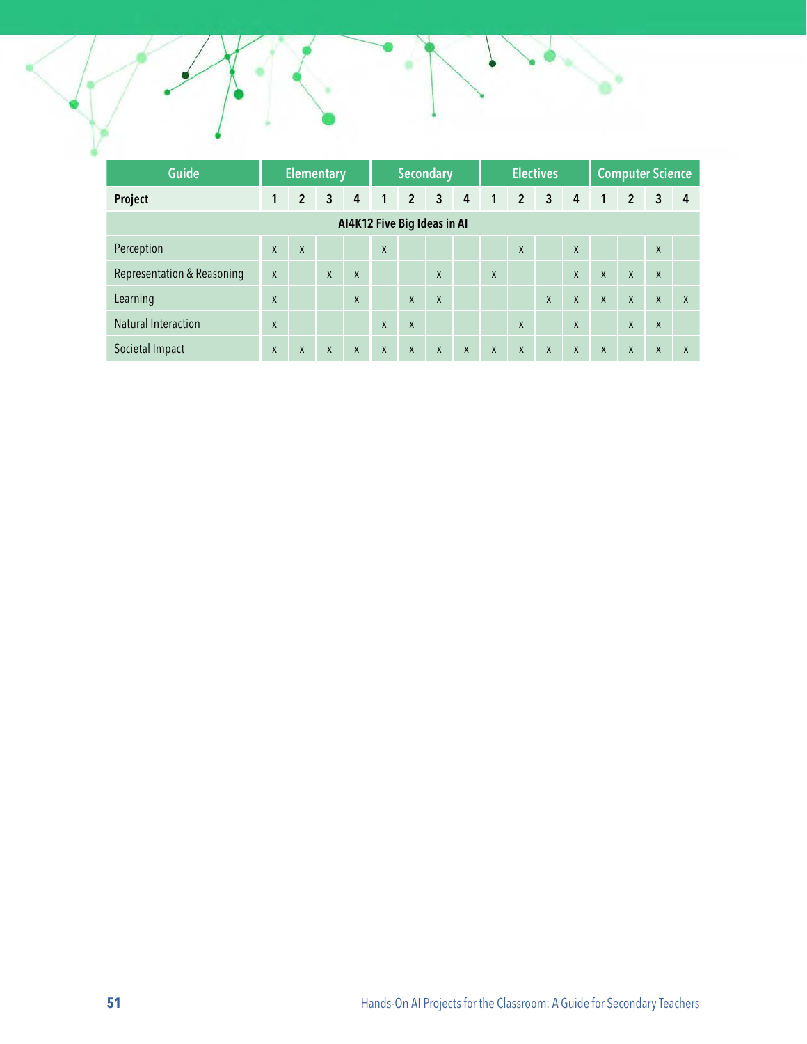| Guide | Elementary | | | | Secondary | | | | Electives | | | | Computer Science | | | |
|---|---|---|---|---|---|---|---|---|---|---|---|---|---|---|---|---|
| **Project** | **1** | **2** | **3** | **4** | **1** | **2** | **3** | **4** | **1** | **2** | **3** | **4** | **1** | **2** | **3** | **4** |
| **AI4K12 Five Big Ideas in AI** | | | | | | | | | | | | | | | | |
| Perception | x | x | | | x | | | | | x | | x | | | x | |
| Representation & Reasoning | x | | x | x | | | x | | x | | | x | x | x | x | |
| Learning | x | | | x | | x | x | | | | x | x | x | x | x | x |
| Natural Interaction | x | | | | x | x | | | | x | | x | | x | x | |
| Societal Impact | x | x | x | x | x | x | x | x | x | x | x | x | x | x | x | x |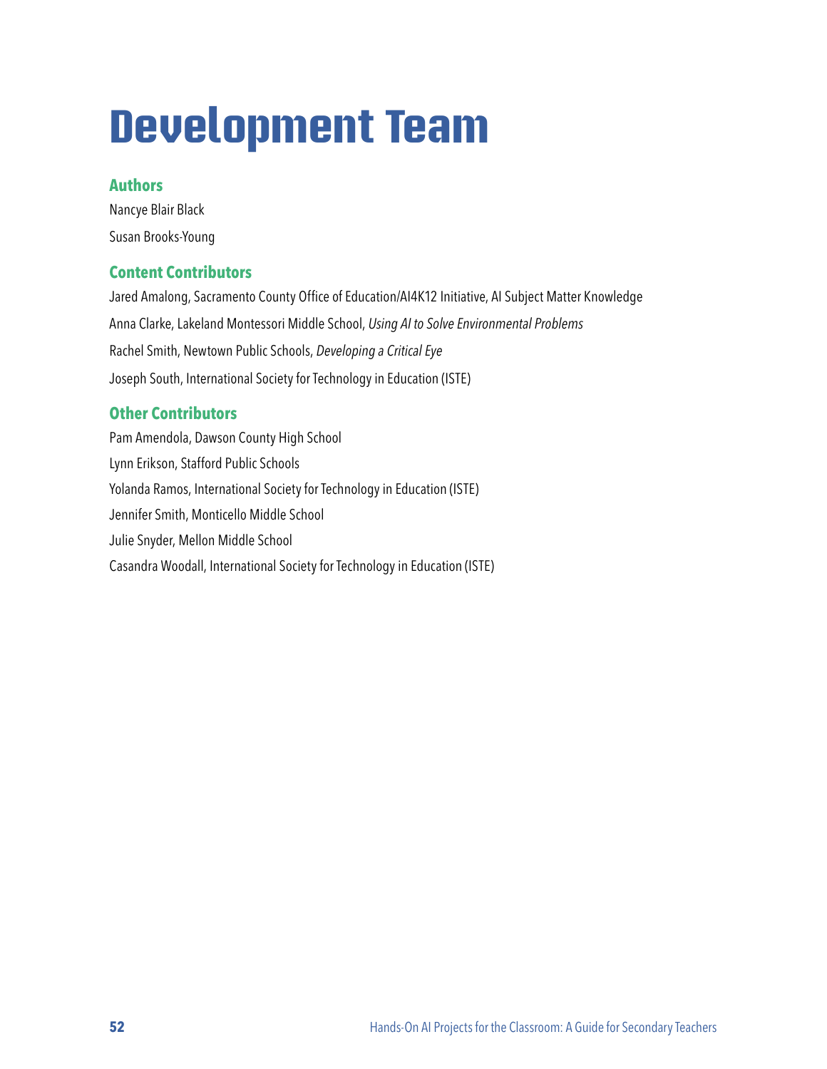# Development Team

## Authors

Nancye Blair Black

Susan Brooks-Young

## Content Contributors

Jared Amalong, Sacramento County Office of Education/AI4K12 Initiative, AI Subject Matter Knowledge

Anna Clarke, Lakeland Montessori Middle School, *Using AI to Solve Environmental Problems*

Rachel Smith, Newtown Public Schools, *Developing a Critical Eye*

Joseph South, International Society for Technology in Education (ISTE)

## Other Contributors

Pam Amendola, Dawson County High School

Lynn Erikson, Stafford Public Schools

Yolanda Ramos, International Society for Technology in Education (ISTE)

Jennifer Smith, Monticello Middle School

Julie Snyder, Mellon Middle School

Casandra Woodall, International Society for Technology in Education (ISTE)